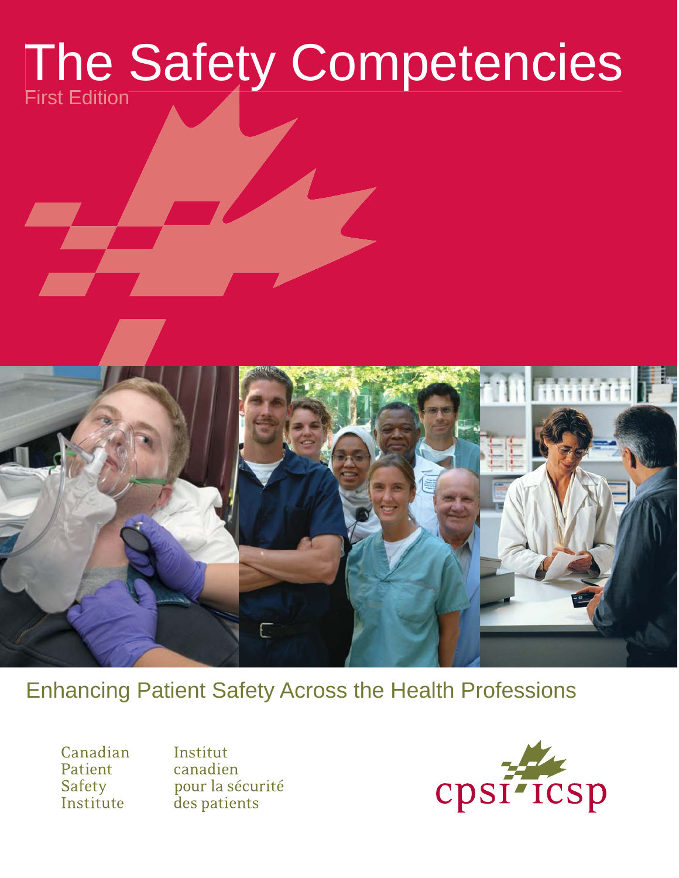# The Safety Competencies

First Edition

## Enhancing Patient Safety Across the Health Professions

Canadian Patient Safety Institute

Institut canadien pour la sécurité des patients

cpsi icsp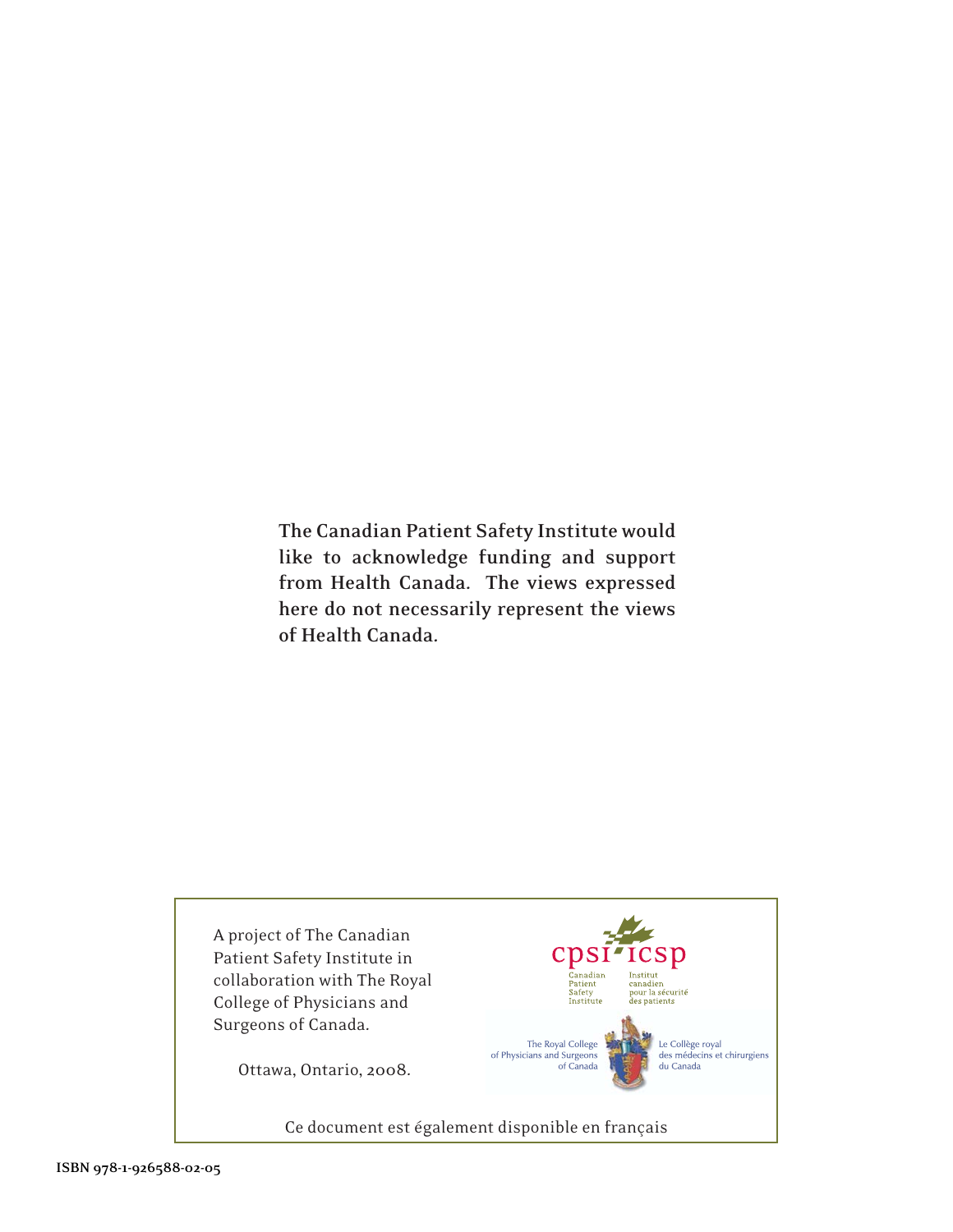**The Canadian Patient Safety Institute would like to acknowledge funding and support from Health Canada. The views expressed here do not necessarily represent the views of Health Canada.**

A project of The Canadian Patient Safety Institute in collaboration with The Royal College of Physicians and Surgeons of Canada.

Ottawa, Ontario, 2008.

cpsi icsp

Canadian Patient Safety Institute

Institut canadien pour la sécurité des patients

The Royal College of Physicians and Surgeons of Canada

Le Collège royal des médecins et chirurgiens du Canada

Ce document est également disponible en français

**ISBN 978-1-926588-02-05**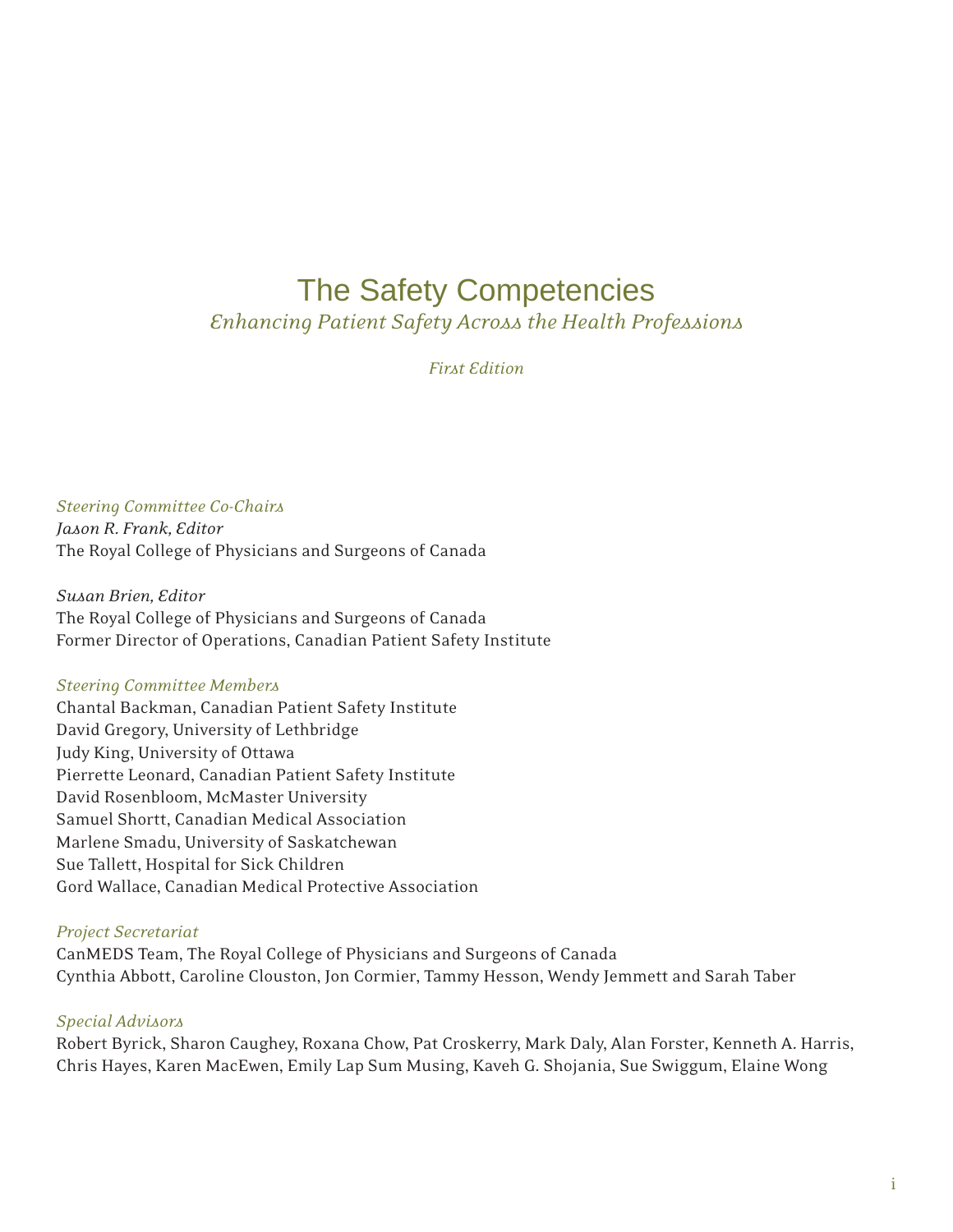# The Safety Competencies

*Enhancing Patient Safety Across the Health Professions*

*First Edition*

*Steering Committee Co-Chairs*

*Jason R. Frank, Editor*
The Royal College of Physicians and Surgeons of Canada

*Susan Brien, Editor*
The Royal College of Physicians and Surgeons of Canada
Former Director of Operations, Canadian Patient Safety Institute

*Steering Committee Members*

Chantal Backman, Canadian Patient Safety Institute
David Gregory, University of Lethbridge
Judy King, University of Ottawa
Pierrette Leonard, Canadian Patient Safety Institute
David Rosenbloom, McMaster University
Samuel Shortt, Canadian Medical Association
Marlene Smadu, University of Saskatchewan
Sue Tallett, Hospital for Sick Children
Gord Wallace, Canadian Medical Protective Association

*Project Secretariat*

CanMEDS Team, The Royal College of Physicians and Surgeons of Canada
Cynthia Abbott, Caroline Clouston, Jon Cormier, Tammy Hesson, Wendy Jemmett and Sarah Taber

*Special Advisors*

Robert Byrick, Sharon Caughey, Roxana Chow, Pat Croskerry, Mark Daly, Alan Forster, Kenneth A. Harris, Chris Hayes, Karen MacEwen, Emily Lap Sum Musing, Kaveh G. Shojania, Sue Swiggum, Elaine Wong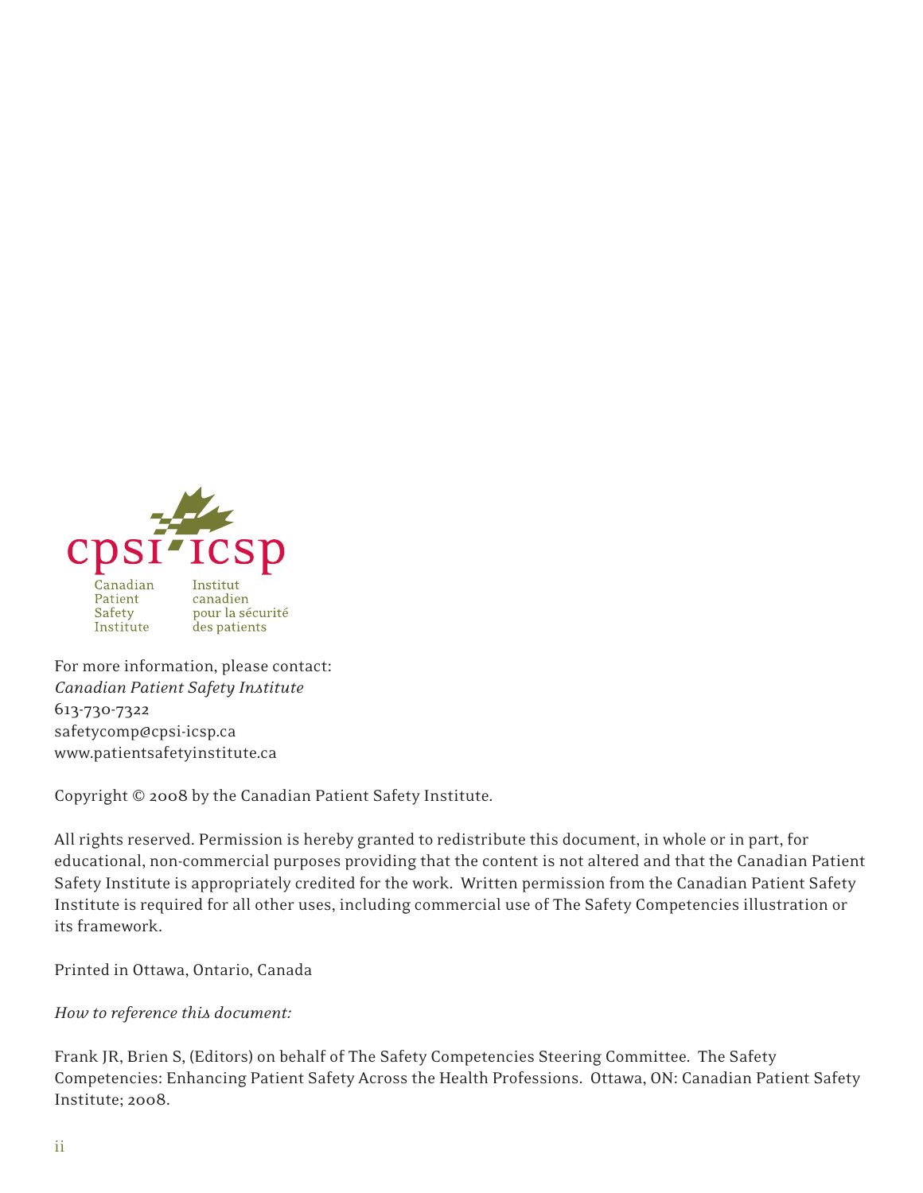cpsi·icsp

Canadian Patient Safety Institute

Institut canadien pour la sécurité des patients

For more information, please contact:
*Canadian Patient Safety Institute*
613-730-7322
safetycomp@cpsi-icsp.ca
www.patientsafetyinstitute.ca

Copyright © 2008 by the Canadian Patient Safety Institute.

All rights reserved. Permission is hereby granted to redistribute this document, in whole or in part, for educational, non-commercial purposes providing that the content is not altered and that the Canadian Patient Safety Institute is appropriately credited for the work. Written permission from the Canadian Patient Safety Institute is required for all other uses, including commercial use of The Safety Competencies illustration or its framework.

Printed in Ottawa, Ontario, Canada

*How to reference this document:*

Frank JR, Brien S, (Editors) on behalf of The Safety Competencies Steering Committee. The Safety Competencies: Enhancing Patient Safety Across the Health Professions. Ottawa, ON: Canadian Patient Safety Institute; 2008.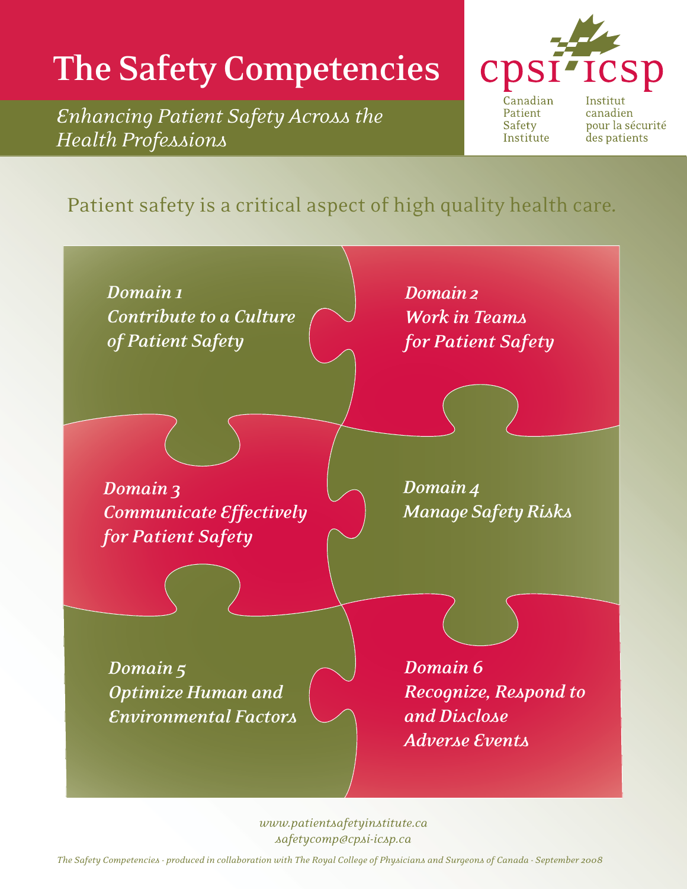# The Safety Competencies

*Enhancing Patient Safety Across the Health Professions*

cpsi icsp

Canadian Patient Safety Institute

Institut canadien pour la sécurité des patients

Patient safety is a critical aspect of high quality health care.

*Domain 1*
*Contribute to a Culture of Patient Safety*

*Domain 2*
*Work in Teams for Patient Safety*

*Domain 3*
*Communicate Effectively for Patient Safety*

*Domain 4*
*Manage Safety Risks*

*Domain 5*
*Optimize Human and Environmental Factors*

*Domain 6*
*Recognize, Respond to and Disclose Adverse Events*

*www.patientsafetyinstitute.ca*
*safetycomp@cpsi-icsp.ca*

*The Safety Competencies - produced in collaboration with The Royal College of Physicians and Surgeons of Canada - September 2008*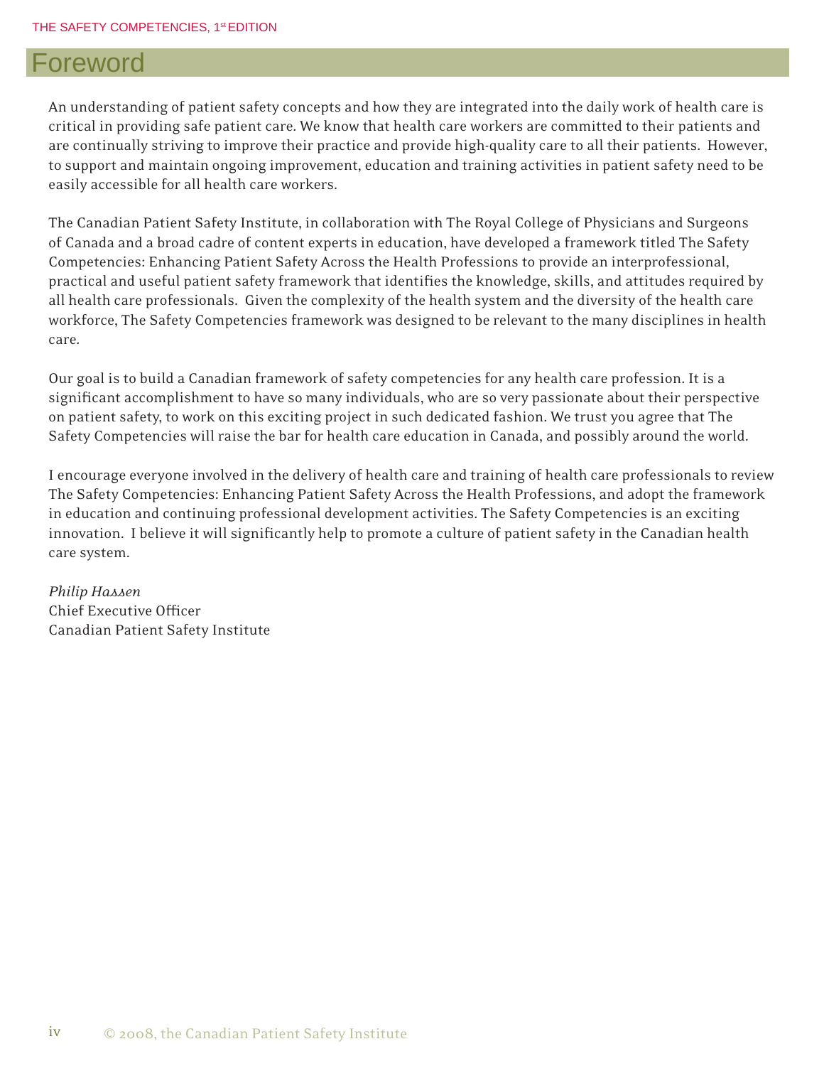# Foreword

An understanding of patient safety concepts and how they are integrated into the daily work of health care is critical in providing safe patient care. We know that health care workers are committed to their patients and are continually striving to improve their practice and provide high-quality care to all their patients. However, to support and maintain ongoing improvement, education and training activities in patient safety need to be easily accessible for all health care workers.

The Canadian Patient Safety Institute, in collaboration with The Royal College of Physicians and Surgeons of Canada and a broad cadre of content experts in education, have developed a framework titled The Safety Competencies: Enhancing Patient Safety Across the Health Professions to provide an interprofessional, practical and useful patient safety framework that identifies the knowledge, skills, and attitudes required by all health care professionals. Given the complexity of the health system and the diversity of the health care workforce, The Safety Competencies framework was designed to be relevant to the many disciplines in health care.

Our goal is to build a Canadian framework of safety competencies for any health care profession. It is a significant accomplishment to have so many individuals, who are so very passionate about their perspective on patient safety, to work on this exciting project in such dedicated fashion. We trust you agree that The Safety Competencies will raise the bar for health care education in Canada, and possibly around the world.

I encourage everyone involved in the delivery of health care and training of health care professionals to review The Safety Competencies: Enhancing Patient Safety Across the Health Professions, and adopt the framework in education and continuing professional development activities. The Safety Competencies is an exciting innovation. I believe it will significantly help to promote a culture of patient safety in the Canadian health care system.

*Philip Hassen*
Chief Executive Officer
Canadian Patient Safety Institute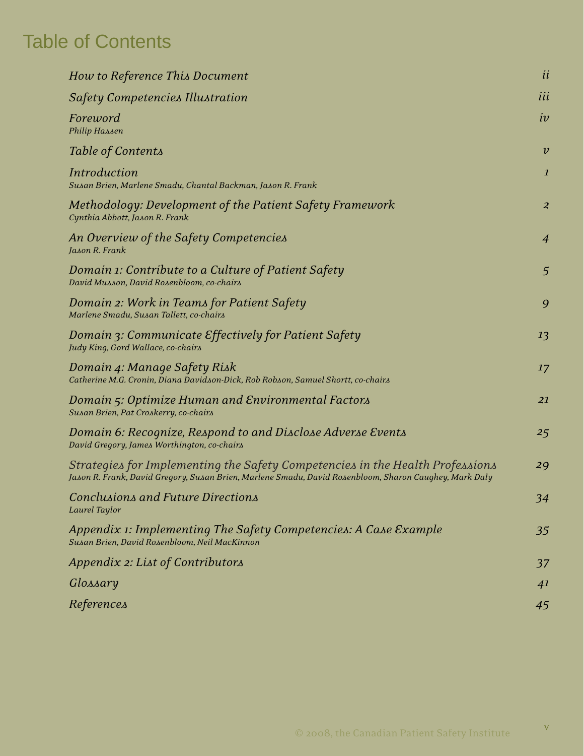# Table of Contents

| | |
|---|---|
| *How to Reference This Document* | *ii* |
| *Safety Competencies Illustration* | *iii* |
| *Foreword*<br>*Philip Hassen* | *iv* |
| *Table of Contents* | *v* |
| *Introduction*<br>*Susan Brien, Marlene Smadu, Chantal Backman, Jason R. Frank* | *1* |
| *Methodology: Development of the Patient Safety Framework*<br>*Cynthia Abbott, Jason R. Frank* | *2* |
| *An Overview of the Safety Competencies*<br>*Jason R. Frank* | *4* |
| *Domain 1: Contribute to a Culture of Patient Safety*<br>*David Musson, David Rosenbloom, co-chairs* | *5* |
| *Domain 2: Work in Teams for Patient Safety*<br>*Marlene Smadu, Susan Tallett, co-chairs* | *9* |
| *Domain 3: Communicate Effectively for Patient Safety*<br>*Judy King, Gord Wallace, co-chairs* | *13* |
| *Domain 4: Manage Safety Risk*<br>*Catherine M.G. Cronin, Diana Davidson-Dick, Rob Robson, Samuel Shortt, co-chairs* | *17* |
| *Domain 5: Optimize Human and Environmental Factors*<br>*Susan Brien, Pat Croskerry, co-chairs* | *21* |
| *Domain 6: Recognize, Respond to and Disclose Adverse Events*<br>*David Gregory, James Worthington, co-chairs* | *25* |
| *Strategies for Implementing the Safety Competencies in the Health Professions*<br>*Jason R. Frank, David Gregory, Susan Brien, Marlene Smadu, David Rosenbloom, Sharon Caughey, Mark Daly* | *29* |
| *Conclusions and Future Directions*<br>*Laurel Taylor* | *34* |
| *Appendix 1: Implementing The Safety Competencies: A Case Example*<br>*Susan Brien, David Rosenbloom, Neil MacKinnon* | *35* |
| *Appendix 2: List of Contributors* | *37* |
| *Glossary* | *41* |
| *References* | *45* |

© 2008, the Canadian Patient Safety Institute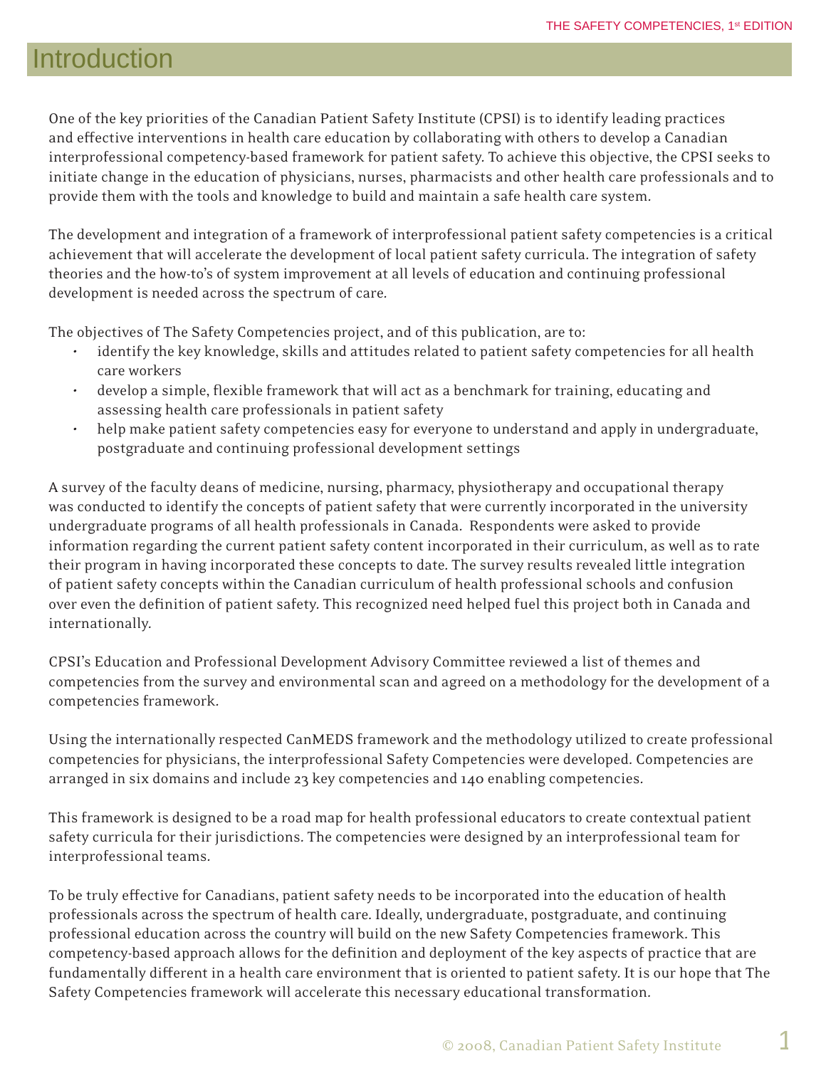# Introduction

One of the key priorities of the Canadian Patient Safety Institute (CPSI) is to identify leading practices and effective interventions in health care education by collaborating with others to develop a Canadian interprofessional competency-based framework for patient safety. To achieve this objective, the CPSI seeks to initiate change in the education of physicians, nurses, pharmacists and other health care professionals and to provide them with the tools and knowledge to build and maintain a safe health care system.

The development and integration of a framework of interprofessional patient safety competencies is a critical achievement that will accelerate the development of local patient safety curricula. The integration of safety theories and the how-to's of system improvement at all levels of education and continuing professional development is needed across the spectrum of care.

The objectives of The Safety Competencies project, and of this publication, are to:

- identify the key knowledge, skills and attitudes related to patient safety competencies for all health care workers
- develop a simple, flexible framework that will act as a benchmark for training, educating and assessing health care professionals in patient safety
- help make patient safety competencies easy for everyone to understand and apply in undergraduate, postgraduate and continuing professional development settings

A survey of the faculty deans of medicine, nursing, pharmacy, physiotherapy and occupational therapy was conducted to identify the concepts of patient safety that were currently incorporated in the university undergraduate programs of all health professionals in Canada. Respondents were asked to provide information regarding the current patient safety content incorporated in their curriculum, as well as to rate their program in having incorporated these concepts to date. The survey results revealed little integration of patient safety concepts within the Canadian curriculum of health professional schools and confusion over even the definition of patient safety. This recognized need helped fuel this project both in Canada and internationally.

CPSI's Education and Professional Development Advisory Committee reviewed a list of themes and competencies from the survey and environmental scan and agreed on a methodology for the development of a competencies framework.

Using the internationally respected CanMEDS framework and the methodology utilized to create professional competencies for physicians, the interprofessional Safety Competencies were developed. Competencies are arranged in six domains and include 23 key competencies and 140 enabling competencies.

This framework is designed to be a road map for health professional educators to create contextual patient safety curricula for their jurisdictions. The competencies were designed by an interprofessional team for interprofessional teams.

To be truly effective for Canadians, patient safety needs to be incorporated into the education of health professionals across the spectrum of health care. Ideally, undergraduate, postgraduate, and continuing professional education across the country will build on the new Safety Competencies framework. This competency-based approach allows for the definition and deployment of the key aspects of practice that are fundamentally different in a health care environment that is oriented to patient safety. It is our hope that The Safety Competencies framework will accelerate this necessary educational transformation.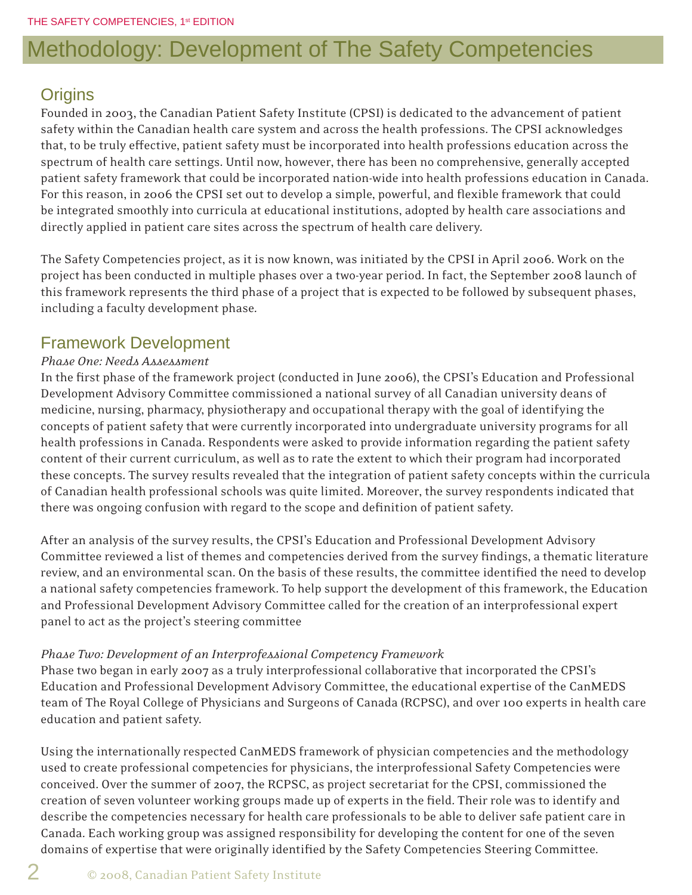# Methodology: Development of The Safety Competencies

## Origins

Founded in 2003, the Canadian Patient Safety Institute (CPSI) is dedicated to the advancement of patient safety within the Canadian health care system and across the health professions. The CPSI acknowledges that, to be truly effective, patient safety must be incorporated into health professions education across the spectrum of health care settings. Until now, however, there has been no comprehensive, generally accepted patient safety framework that could be incorporated nation-wide into health professions education in Canada. For this reason, in 2006 the CPSI set out to develop a simple, powerful, and flexible framework that could be integrated smoothly into curricula at educational institutions, adopted by health care associations and directly applied in patient care sites across the spectrum of health care delivery.

The Safety Competencies project, as it is now known, was initiated by the CPSI in April 2006. Work on the project has been conducted in multiple phases over a two-year period. In fact, the September 2008 launch of this framework represents the third phase of a project that is expected to be followed by subsequent phases, including a faculty development phase.

## Framework Development

*Phase One: Needs Assessment*

In the first phase of the framework project (conducted in June 2006), the CPSI's Education and Professional Development Advisory Committee commissioned a national survey of all Canadian university deans of medicine, nursing, pharmacy, physiotherapy and occupational therapy with the goal of identifying the concepts of patient safety that were currently incorporated into undergraduate university programs for all health professions in Canada. Respondents were asked to provide information regarding the patient safety content of their current curriculum, as well as to rate the extent to which their program had incorporated these concepts. The survey results revealed that the integration of patient safety concepts within the curricula of Canadian health professional schools was quite limited. Moreover, the survey respondents indicated that there was ongoing confusion with regard to the scope and definition of patient safety.

After an analysis of the survey results, the CPSI's Education and Professional Development Advisory Committee reviewed a list of themes and competencies derived from the survey findings, a thematic literature review, and an environmental scan. On the basis of these results, the committee identified the need to develop a national safety competencies framework. To help support the development of this framework, the Education and Professional Development Advisory Committee called for the creation of an interprofessional expert panel to act as the project's steering committee

*Phase Two: Development of an Interprofessional Competency Framework*

Phase two began in early 2007 as a truly interprofessional collaborative that incorporated the CPSI's Education and Professional Development Advisory Committee, the educational expertise of the CanMEDS team of The Royal College of Physicians and Surgeons of Canada (RCPSC), and over 100 experts in health care education and patient safety.

Using the internationally respected CanMEDS framework of physician competencies and the methodology used to create professional competencies for physicians, the interprofessional Safety Competencies were conceived. Over the summer of 2007, the RCPSC, as project secretariat for the CPSI, commissioned the creation of seven volunteer working groups made up of experts in the field. Their role was to identify and describe the competencies necessary for health care professionals to be able to deliver safe patient care in Canada. Each working group was assigned responsibility for developing the content for one of the seven domains of expertise that were originally identified by the Safety Competencies Steering Committee.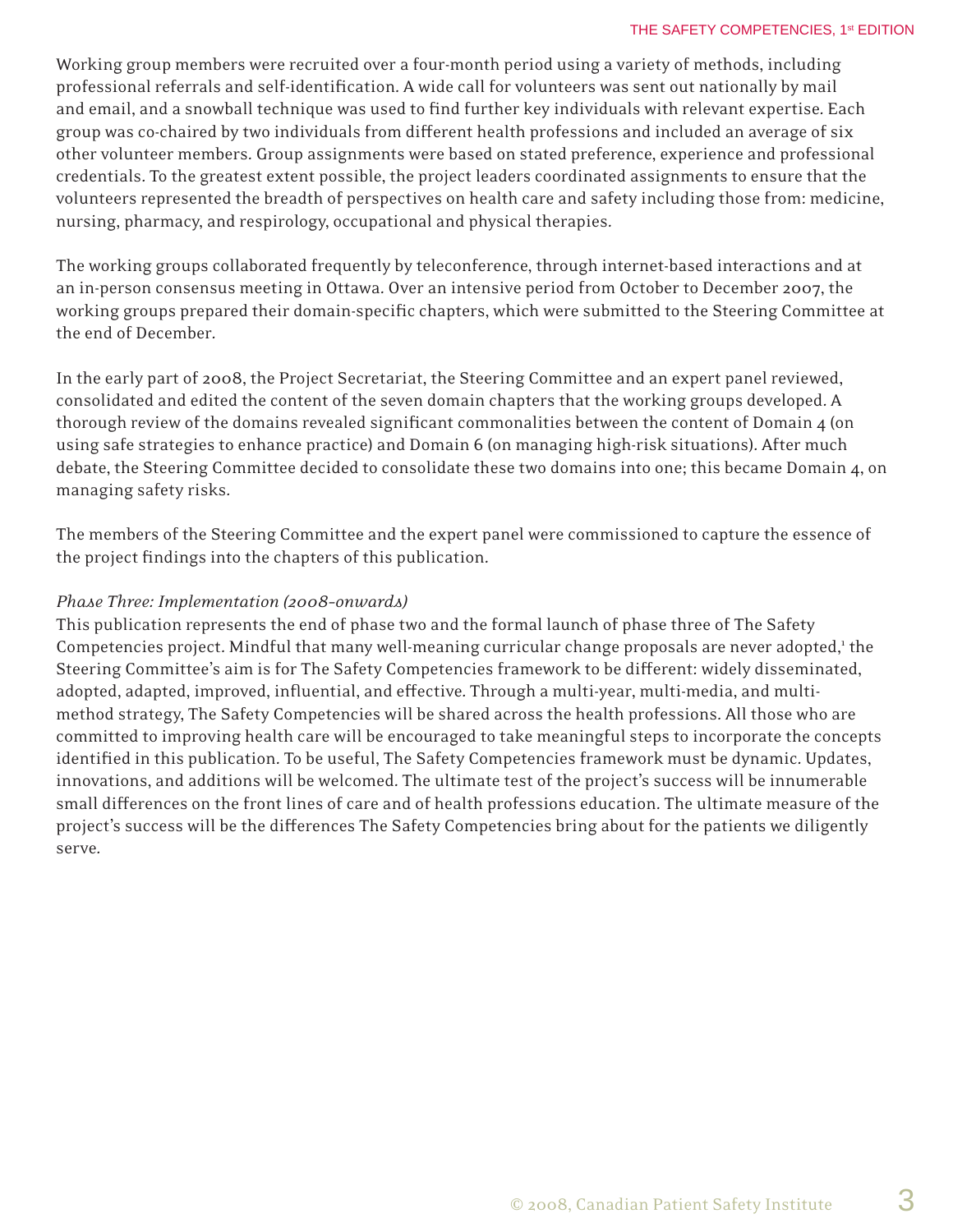Working group members were recruited over a four-month period using a variety of methods, including professional referrals and self-identification. A wide call for volunteers was sent out nationally by mail and email, and a snowball technique was used to find further key individuals with relevant expertise. Each group was co-chaired by two individuals from different health professions and included an average of six other volunteer members. Group assignments were based on stated preference, experience and professional credentials. To the greatest extent possible, the project leaders coordinated assignments to ensure that the volunteers represented the breadth of perspectives on health care and safety including those from: medicine, nursing, pharmacy, and respirology, occupational and physical therapies.

The working groups collaborated frequently by teleconference, through internet-based interactions and at an in-person consensus meeting in Ottawa. Over an intensive period from October to December 2007, the working groups prepared their domain-specific chapters, which were submitted to the Steering Committee at the end of December.

In the early part of 2008, the Project Secretariat, the Steering Committee and an expert panel reviewed, consolidated and edited the content of the seven domain chapters that the working groups developed. A thorough review of the domains revealed significant commonalities between the content of Domain 4 (on using safe strategies to enhance practice) and Domain 6 (on managing high-risk situations). After much debate, the Steering Committee decided to consolidate these two domains into one; this became Domain 4, on managing safety risks.

The members of the Steering Committee and the expert panel were commissioned to capture the essence of the project findings into the chapters of this publication.

*Phase Three: Implementation (2008-onwards)*

This publication represents the end of phase two and the formal launch of phase three of The Safety Competencies project. Mindful that many well-meaning curricular change proposals are never adopted,[1] the Steering Committee's aim is for The Safety Competencies framework to be different: widely disseminated, adopted, adapted, improved, influential, and effective. Through a multi-year, multi-media, and multi-method strategy, The Safety Competencies will be shared across the health professions. All those who are committed to improving health care will be encouraged to take meaningful steps to incorporate the concepts identified in this publication. To be useful, The Safety Competencies framework must be dynamic. Updates, innovations, and additions will be welcomed. The ultimate test of the project's success will be innumerable small differences on the front lines of care and of health professions education. The ultimate measure of the project's success will be the differences The Safety Competencies bring about for the patients we diligently serve.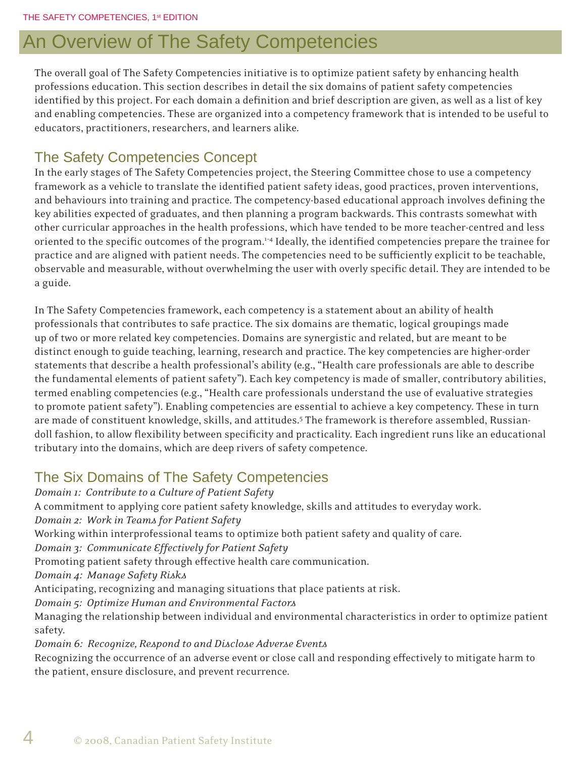# An Overview of The Safety Competencies

The overall goal of The Safety Competencies initiative is to optimize patient safety by enhancing health professions education. This section describes in detail the six domains of patient safety competencies identified by this project. For each domain a definition and brief description are given, as well as a list of key and enabling competencies. These are organized into a competency framework that is intended to be useful to educators, practitioners, researchers, and learners alike.

## The Safety Competencies Concept

In the early stages of The Safety Competencies project, the Steering Committee chose to use a competency framework as a vehicle to translate the identified patient safety ideas, good practices, proven interventions, and behaviours into training and practice. The competency-based educational approach involves defining the key abilities expected of graduates, and then planning a program backwards. This contrasts somewhat with other curricular approaches in the health professions, which have tended to be more teacher-centred and less oriented to the specific outcomes of the program.[1-4] Ideally, the identified competencies prepare the trainee for practice and are aligned with patient needs. The competencies need to be sufficiently explicit to be teachable, observable and measurable, without overwhelming the user with overly specific detail. They are intended to be a guide.

In The Safety Competencies framework, each competency is a statement about an ability of health professionals that contributes to safe practice. The six domains are thematic, logical groupings made up of two or more related key competencies. Domains are synergistic and related, but are meant to be distinct enough to guide teaching, learning, research and practice. The key competencies are higher-order statements that describe a health professional's ability (e.g., "Health care professionals are able to describe the fundamental elements of patient safety"). Each key competency is made of smaller, contributory abilities, termed enabling competencies (e.g., "Health care professionals understand the use of evaluative strategies to promote patient safety"). Enabling competencies are essential to achieve a key competency. These in turn are made of constituent knowledge, skills, and attitudes.[5] The framework is therefore assembled, Russian-doll fashion, to allow flexibility between specificity and practicality. Each ingredient runs like an educational tributary into the domains, which are deep rivers of safety competence.

## The Six Domains of The Safety Competencies

*Domain 1: Contribute to a Culture of Patient Safety*
A commitment to applying core patient safety knowledge, skills and attitudes to everyday work.

*Domain 2: Work in Teams for Patient Safety*
Working within interprofessional teams to optimize both patient safety and quality of care.

*Domain 3: Communicate Effectively for Patient Safety*
Promoting patient safety through effective health care communication.

*Domain 4: Manage Safety Risks*
Anticipating, recognizing and managing situations that place patients at risk.

*Domain 5: Optimize Human and Environmental Factors*
Managing the relationship between individual and environmental characteristics in order to optimize patient safety.

*Domain 6: Recognize, Respond to and Disclose Adverse Events*
Recognizing the occurrence of an adverse event or close call and responding effectively to mitigate harm to the patient, ensure disclosure, and prevent recurrence.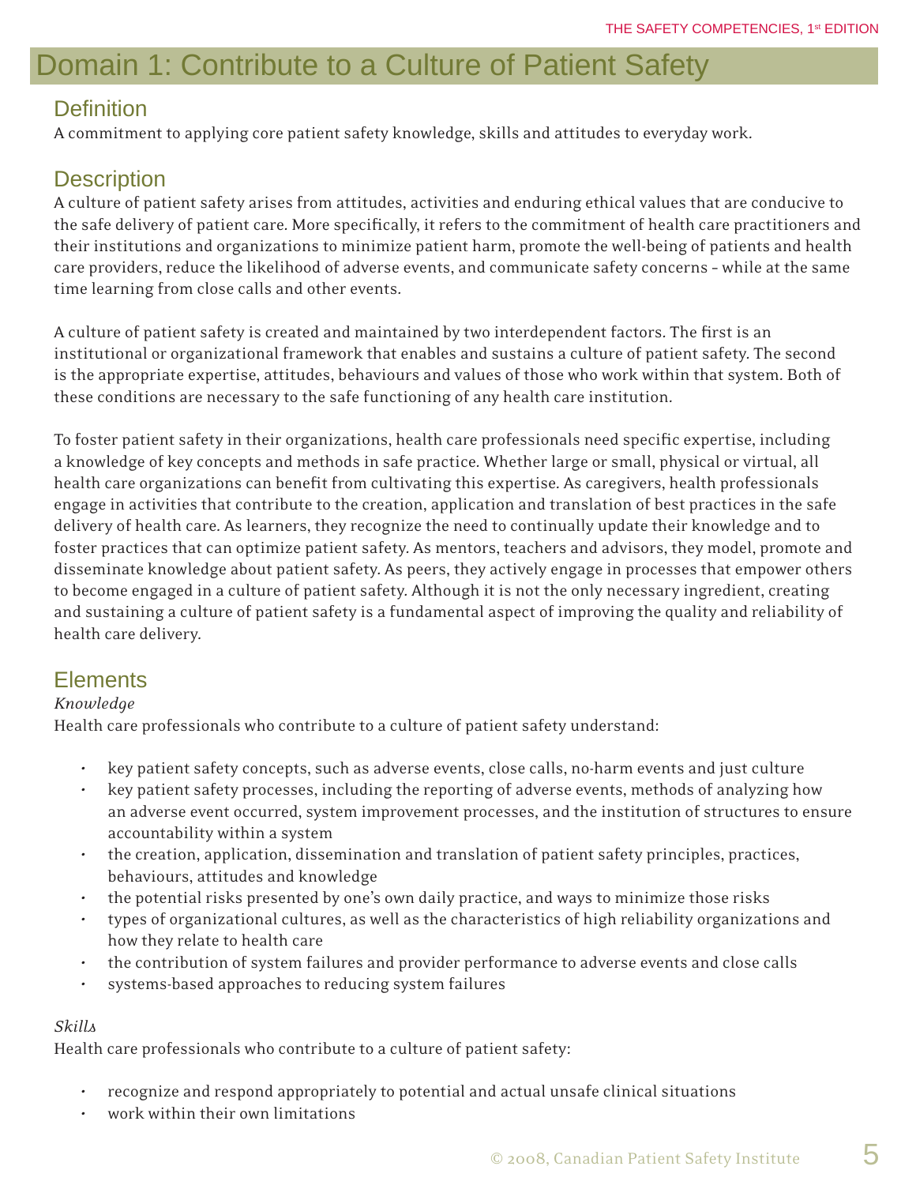# Domain 1: Contribute to a Culture of Patient Safety

## Definition

A commitment to applying core patient safety knowledge, skills and attitudes to everyday work.

## Description

A culture of patient safety arises from attitudes, activities and enduring ethical values that are conducive to the safe delivery of patient care. More specifically, it refers to the commitment of health care practitioners and their institutions and organizations to minimize patient harm, promote the well-being of patients and health care providers, reduce the likelihood of adverse events, and communicate safety concerns – while at the same time learning from close calls and other events.

A culture of patient safety is created and maintained by two interdependent factors. The first is an institutional or organizational framework that enables and sustains a culture of patient safety. The second is the appropriate expertise, attitudes, behaviours and values of those who work within that system. Both of these conditions are necessary to the safe functioning of any health care institution.

To foster patient safety in their organizations, health care professionals need specific expertise, including a knowledge of key concepts and methods in safe practice. Whether large or small, physical or virtual, all health care organizations can benefit from cultivating this expertise. As caregivers, health professionals engage in activities that contribute to the creation, application and translation of best practices in the safe delivery of health care. As learners, they recognize the need to continually update their knowledge and to foster practices that can optimize patient safety. As mentors, teachers and advisors, they model, promote and disseminate knowledge about patient safety. As peers, they actively engage in processes that empower others to become engaged in a culture of patient safety. Although it is not the only necessary ingredient, creating and sustaining a culture of patient safety is a fundamental aspect of improving the quality and reliability of health care delivery.

## Elements

*Knowledge*

Health care professionals who contribute to a culture of patient safety understand:

- key patient safety concepts, such as adverse events, close calls, no-harm events and just culture
- key patient safety processes, including the reporting of adverse events, methods of analyzing how an adverse event occurred, system improvement processes, and the institution of structures to ensure accountability within a system
- the creation, application, dissemination and translation of patient safety principles, practices, behaviours, attitudes and knowledge
- the potential risks presented by one's own daily practice, and ways to minimize those risks
- types of organizational cultures, as well as the characteristics of high reliability organizations and how they relate to health care
- the contribution of system failures and provider performance to adverse events and close calls
- systems-based approaches to reducing system failures

*Skills*

Health care professionals who contribute to a culture of patient safety:

- recognize and respond appropriately to potential and actual unsafe clinical situations
- work within their own limitations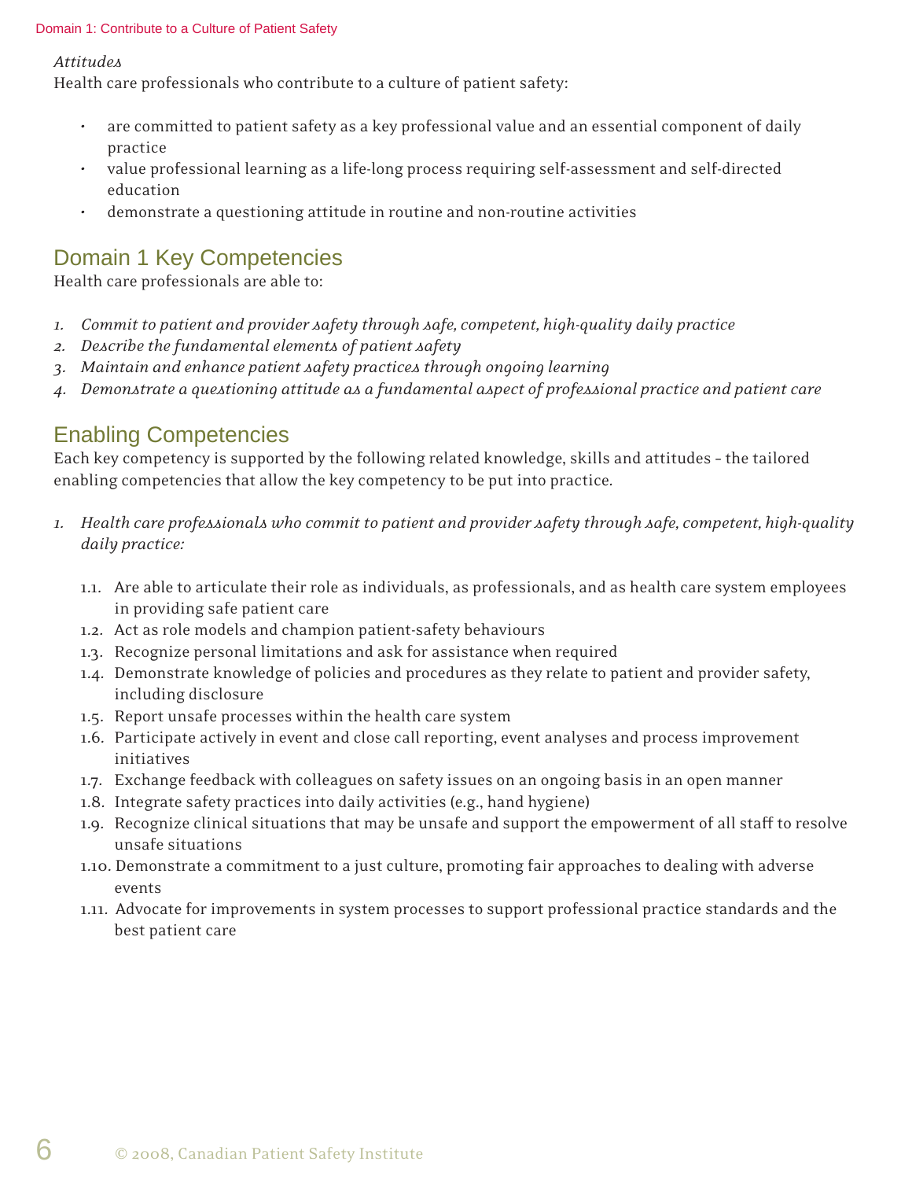*Attitudes*

Health care professionals who contribute to a culture of patient safety:

- are committed to patient safety as a key professional value and an essential component of daily practice
- value professional learning as a life-long process requiring self-assessment and self-directed education
- demonstrate a questioning attitude in routine and non-routine activities

## Domain 1 Key Competencies

Health care professionals are able to:

1. *Commit to patient and provider safety through safe, competent, high-quality daily practice*
2. *Describe the fundamental elements of patient safety*
3. *Maintain and enhance patient safety practices through ongoing learning*
4. *Demonstrate a questioning attitude as a fundamental aspect of professional practice and patient care*

## Enabling Competencies

Each key competency is supported by the following related knowledge, skills and attitudes – the tailored enabling competencies that allow the key competency to be put into practice.

1. *Health care professionals who commit to patient and provider safety through safe, competent, high-quality daily practice:*

   1.1. Are able to articulate their role as individuals, as professionals, and as health care system employees in providing safe patient care
   
   1.2. Act as role models and champion patient-safety behaviours
   
   1.3. Recognize personal limitations and ask for assistance when required
   
   1.4. Demonstrate knowledge of policies and procedures as they relate to patient and provider safety, including disclosure
   
   1.5. Report unsafe processes within the health care system
   
   1.6. Participate actively in event and close call reporting, event analyses and process improvement initiatives
   
   1.7. Exchange feedback with colleagues on safety issues on an ongoing basis in an open manner
   
   1.8. Integrate safety practices into daily activities (e.g., hand hygiene)
   
   1.9. Recognize clinical situations that may be unsafe and support the empowerment of all staff to resolve unsafe situations
   
   1.10. Demonstrate a commitment to a just culture, promoting fair approaches to dealing with adverse events
   
   1.11. Advocate for improvements in system processes to support professional practice standards and the best patient care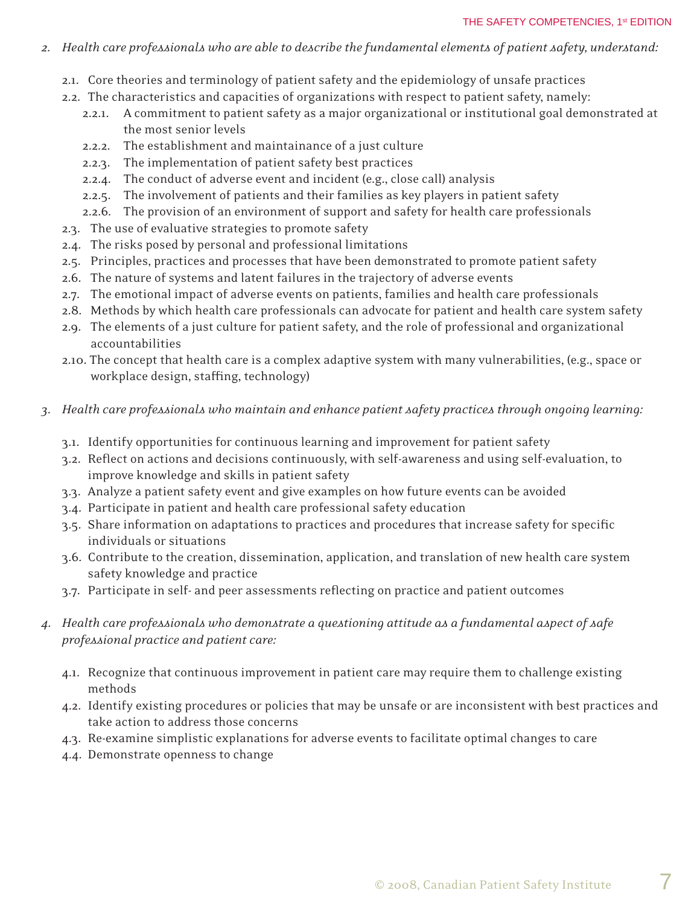*2. Health care professionals who are able to describe the fundamental elements of patient safety, understand:*

- 2.1. Core theories and terminology of patient safety and the epidemiology of unsafe practices
- 2.2. The characteristics and capacities of organizations with respect to patient safety, namely:
  - 2.2.1. A commitment to patient safety as a major organizational or institutional goal demonstrated at the most senior levels
  - 2.2.2. The establishment and maintainance of a just culture
  - 2.2.3. The implementation of patient safety best practices
  - 2.2.4. The conduct of adverse event and incident (e.g., close call) analysis
  - 2.2.5. The involvement of patients and their families as key players in patient safety
  - 2.2.6. The provision of an environment of support and safety for health care professionals
- 2.3. The use of evaluative strategies to promote safety
- 2.4. The risks posed by personal and professional limitations
- 2.5. Principles, practices and processes that have been demonstrated to promote patient safety
- 2.6. The nature of systems and latent failures in the trajectory of adverse events
- 2.7. The emotional impact of adverse events on patients, families and health care professionals
- 2.8. Methods by which health care professionals can advocate for patient and health care system safety
- 2.9. The elements of a just culture for patient safety, and the role of professional and organizational accountabilities
- 2.10. The concept that health care is a complex adaptive system with many vulnerabilities, (e.g., space or workplace design, staffing, technology)

*3. Health care professionals who maintain and enhance patient safety practices through ongoing learning:*

- 3.1. Identify opportunities for continuous learning and improvement for patient safety
- 3.2. Reflect on actions and decisions continuously, with self-awareness and using self-evaluation, to improve knowledge and skills in patient safety
- 3.3. Analyze a patient safety event and give examples on how future events can be avoided
- 3.4. Participate in patient and health care professional safety education
- 3.5. Share information on adaptations to practices and procedures that increase safety for specific individuals or situations
- 3.6. Contribute to the creation, dissemination, application, and translation of new health care system safety knowledge and practice
- 3.7. Participate in self- and peer assessments reflecting on practice and patient outcomes

*4. Health care professionals who demonstrate a questioning attitude as a fundamental aspect of safe professional practice and patient care:*

- 4.1. Recognize that continuous improvement in patient care may require them to challenge existing methods
- 4.2. Identify existing procedures or policies that may be unsafe or are inconsistent with best practices and take action to address those concerns
- 4.3. Re-examine simplistic explanations for adverse events to facilitate optimal changes to care
- 4.4. Demonstrate openness to change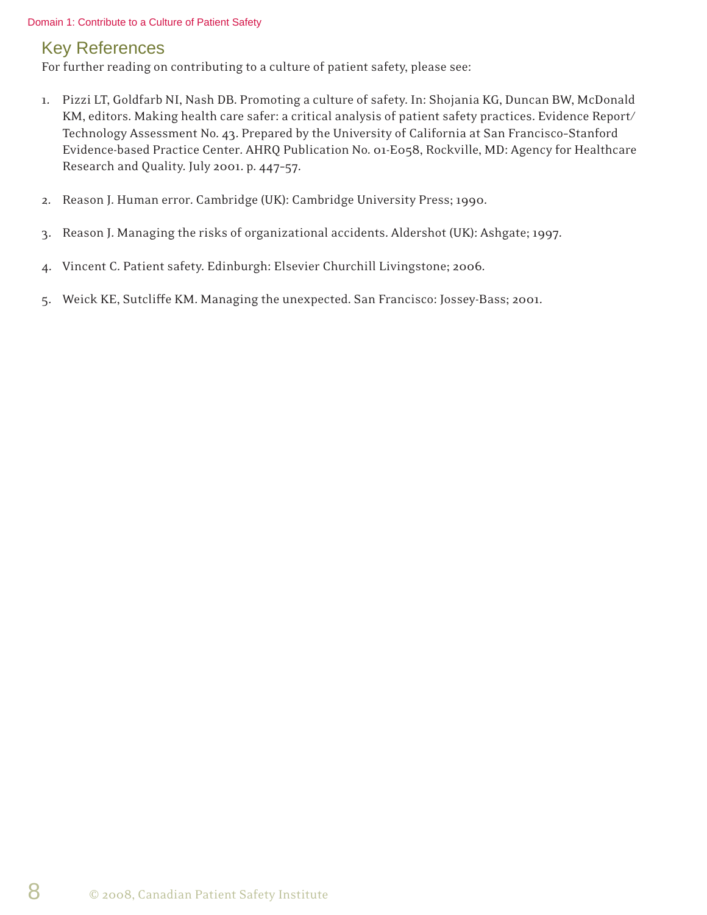## Key References

For further reading on contributing to a culture of patient safety, please see:

1. Pizzi LT, Goldfarb NI, Nash DB. Promoting a culture of safety. In: Shojania KG, Duncan BW, McDonald KM, editors. Making health care safer: a critical analysis of patient safety practices. Evidence Report/ Technology Assessment No. 43. Prepared by the University of California at San Francisco–Stanford Evidence-based Practice Center. AHRQ Publication No. 01-E058, Rockville, MD: Agency for Healthcare Research and Quality. July 2001. p. 447–57.

2. Reason J. Human error. Cambridge (UK): Cambridge University Press; 1990.

3. Reason J. Managing the risks of organizational accidents. Aldershot (UK): Ashgate; 1997.

4. Vincent C. Patient safety. Edinburgh: Elsevier Churchill Livingstone; 2006.

5. Weick KE, Sutcliffe KM. Managing the unexpected. San Francisco: Jossey-Bass; 2001.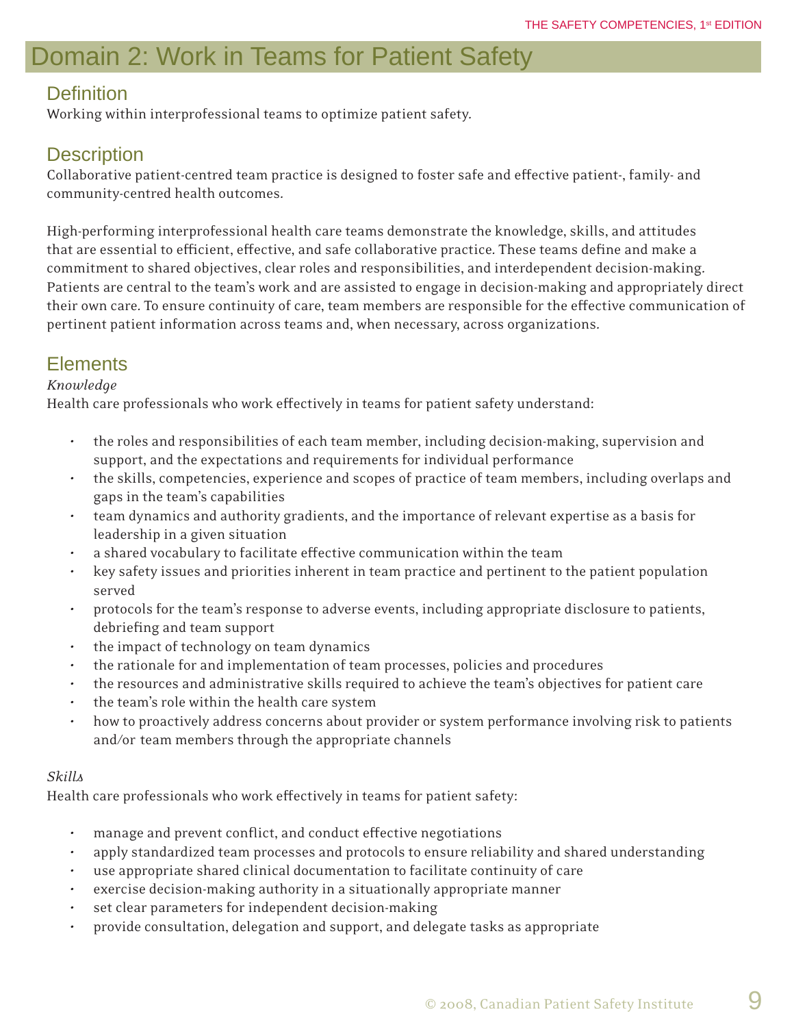# Domain 2: Work in Teams for Patient Safety

## Definition

Working within interprofessional teams to optimize patient safety.

## Description

Collaborative patient-centred team practice is designed to foster safe and effective patient-, family- and community-centred health outcomes.

High-performing interprofessional health care teams demonstrate the knowledge, skills, and attitudes that are essential to efficient, effective, and safe collaborative practice. These teams define and make a commitment to shared objectives, clear roles and responsibilities, and interdependent decision-making. Patients are central to the team's work and are assisted to engage in decision-making and appropriately direct their own care. To ensure continuity of care, team members are responsible for the effective communication of pertinent patient information across teams and, when necessary, across organizations.

## Elements

*Knowledge*

Health care professionals who work effectively in teams for patient safety understand:

- the roles and responsibilities of each team member, including decision-making, supervision and support, and the expectations and requirements for individual performance
- the skills, competencies, experience and scopes of practice of team members, including overlaps and gaps in the team's capabilities
- team dynamics and authority gradients, and the importance of relevant expertise as a basis for leadership in a given situation
- a shared vocabulary to facilitate effective communication within the team
- key safety issues and priorities inherent in team practice and pertinent to the patient population served
- protocols for the team's response to adverse events, including appropriate disclosure to patients, debriefing and team support
- the impact of technology on team dynamics
- the rationale for and implementation of team processes, policies and procedures
- the resources and administrative skills required to achieve the team's objectives for patient care
- the team's role within the health care system
- how to proactively address concerns about provider or system performance involving risk to patients and/or team members through the appropriate channels

*Skills*

Health care professionals who work effectively in teams for patient safety:

- manage and prevent conflict, and conduct effective negotiations
- apply standardized team processes and protocols to ensure reliability and shared understanding
- use appropriate shared clinical documentation to facilitate continuity of care
- exercise decision-making authority in a situationally appropriate manner
- set clear parameters for independent decision-making
- provide consultation, delegation and support, and delegate tasks as appropriate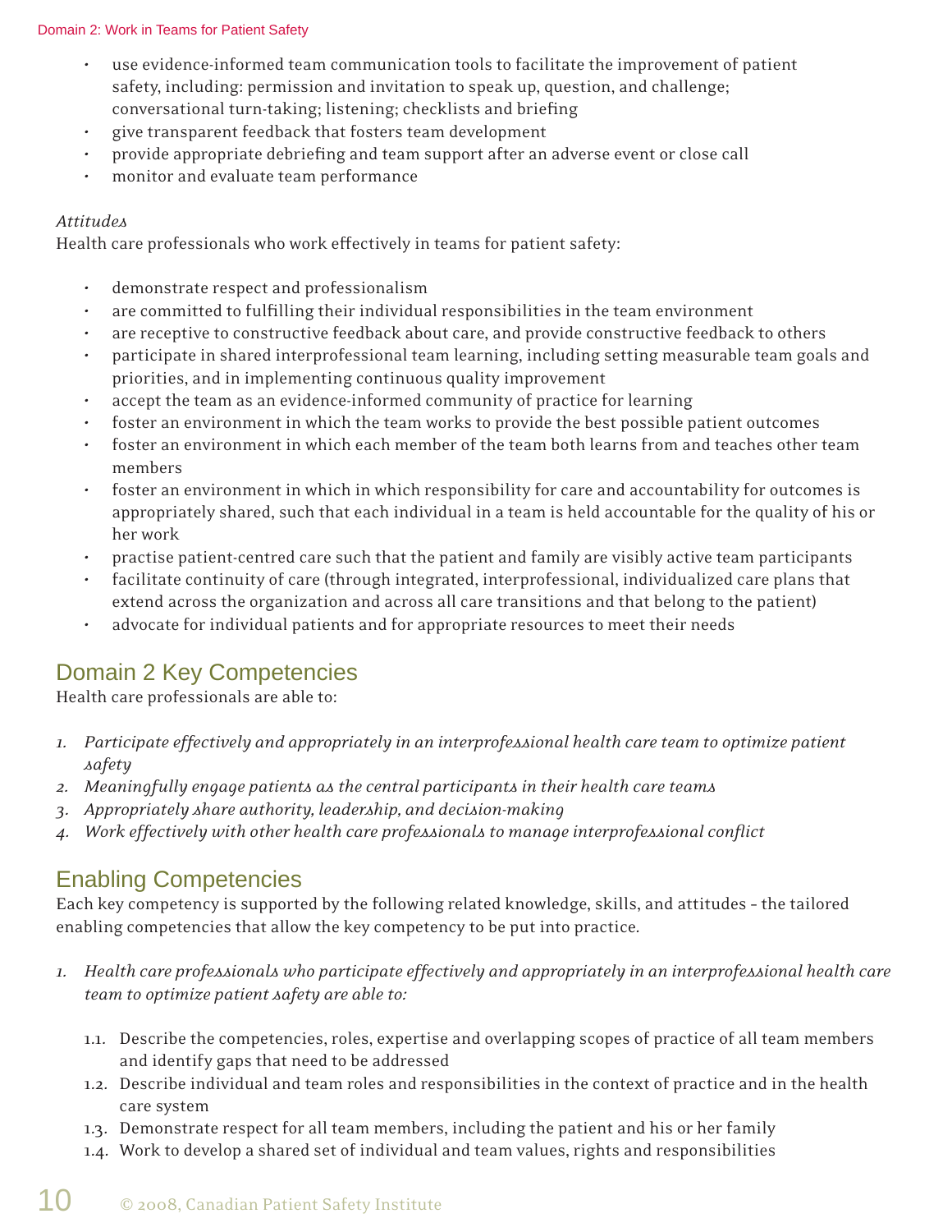- use evidence-informed team communication tools to facilitate the improvement of patient safety, including: permission and invitation to speak up, question, and challenge; conversational turn-taking; listening; checklists and briefing
- give transparent feedback that fosters team development
- provide appropriate debriefing and team support after an adverse event or close call
- monitor and evaluate team performance

*Attitudes*
Health care professionals who work effectively in teams for patient safety:

- demonstrate respect and professionalism
- are committed to fulfilling their individual responsibilities in the team environment
- are receptive to constructive feedback about care, and provide constructive feedback to others
- participate in shared interprofessional team learning, including setting measurable team goals and priorities, and in implementing continuous quality improvement
- accept the team as an evidence-informed community of practice for learning
- foster an environment in which the team works to provide the best possible patient outcomes
- foster an environment in which each member of the team both learns from and teaches other team members
- foster an environment in which in which responsibility for care and accountability for outcomes is appropriately shared, such that each individual in a team is held accountable for the quality of his or her work
- practise patient-centred care such that the patient and family are visibly active team participants
- facilitate continuity of care (through integrated, interprofessional, individualized care plans that extend across the organization and across all care transitions and that belong to the patient)
- advocate for individual patients and for appropriate resources to meet their needs

## Domain 2 Key Competencies

Health care professionals are able to:

1. *Participate effectively and appropriately in an interprofessional health care team to optimize patient safety*
2. *Meaningfully engage patients as the central participants in their health care teams*
3. *Appropriately share authority, leadership, and decision-making*
4. *Work effectively with other health care professionals to manage interprofessional conflict*

## Enabling Competencies

Each key competency is supported by the following related knowledge, skills, and attitudes – the tailored enabling competencies that allow the key competency to be put into practice.

1. *Health care professionals who participate effectively and appropriately in an interprofessional health care team to optimize patient safety are able to:*

    1.1. Describe the competencies, roles, expertise and overlapping scopes of practice of all team members and identify gaps that need to be addressed
    1.2. Describe individual and team roles and responsibilities in the context of practice and in the health care system
    1.3. Demonstrate respect for all team members, including the patient and his or her family
    1.4. Work to develop a shared set of individual and team values, rights and responsibilities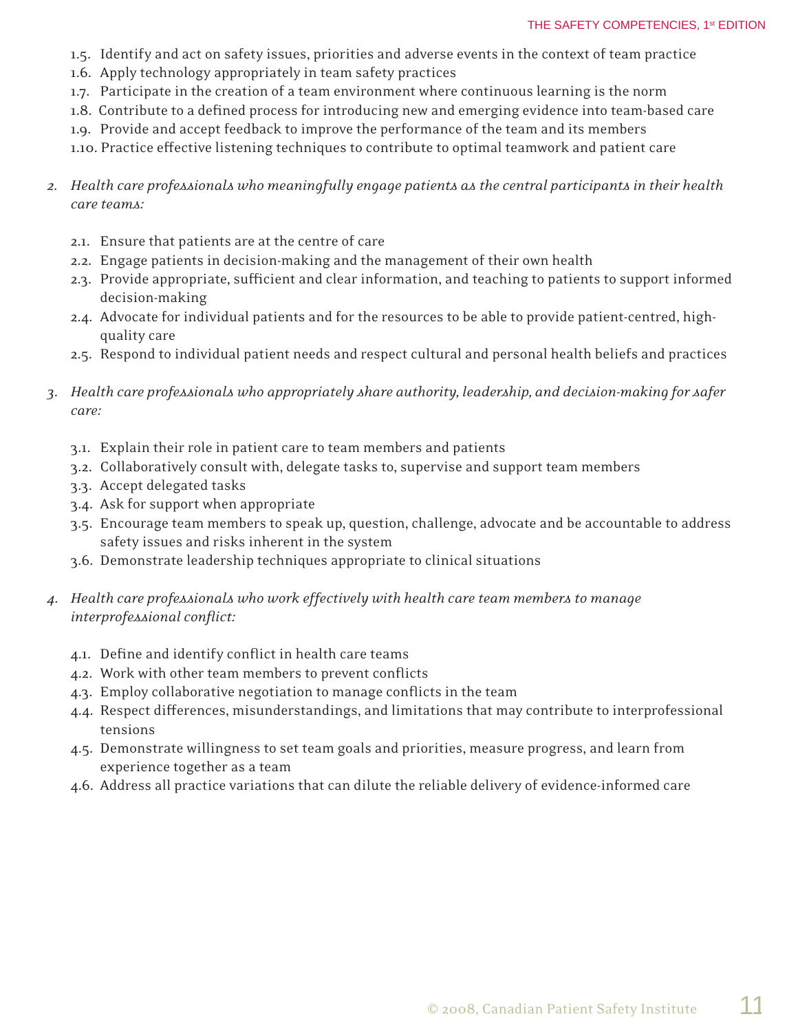1.5. Identify and act on safety issues, priorities and adverse events in the context of team practice
1.6. Apply technology appropriately in team safety practices
1.7. Participate in the creation of a team environment where continuous learning is the norm
1.8. Contribute to a defined process for introducing new and emerging evidence into team-based care
1.9. Provide and accept feedback to improve the performance of the team and its members
1.10. Practice effective listening techniques to contribute to optimal teamwork and patient care

2. *Health care professionals who meaningfully engage patients as the central participants in their health care teams:*

   2.1. Ensure that patients are at the centre of care
   2.2. Engage patients in decision-making and the management of their own health
   2.3. Provide appropriate, sufficient and clear information, and teaching to patients to support informed decision-making
   2.4. Advocate for individual patients and for the resources to be able to provide patient-centred, high-quality care
   2.5. Respond to individual patient needs and respect cultural and personal health beliefs and practices

3. *Health care professionals who appropriately share authority, leadership, and decision-making for safer care:*

   3.1. Explain their role in patient care to team members and patients
   3.2. Collaboratively consult with, delegate tasks to, supervise and support team members
   3.3. Accept delegated tasks
   3.4. Ask for support when appropriate
   3.5. Encourage team members to speak up, question, challenge, advocate and be accountable to address safety issues and risks inherent in the system
   3.6. Demonstrate leadership techniques appropriate to clinical situations

4. *Health care professionals who work effectively with health care team members to manage interprofessional conflict:*

   4.1. Define and identify conflict in health care teams
   4.2. Work with other team members to prevent conflicts
   4.3. Employ collaborative negotiation to manage conflicts in the team
   4.4. Respect differences, misunderstandings, and limitations that may contribute to interprofessional tensions
   4.5. Demonstrate willingness to set team goals and priorities, measure progress, and learn from experience together as a team
   4.6. Address all practice variations that can dilute the reliable delivery of evidence-informed care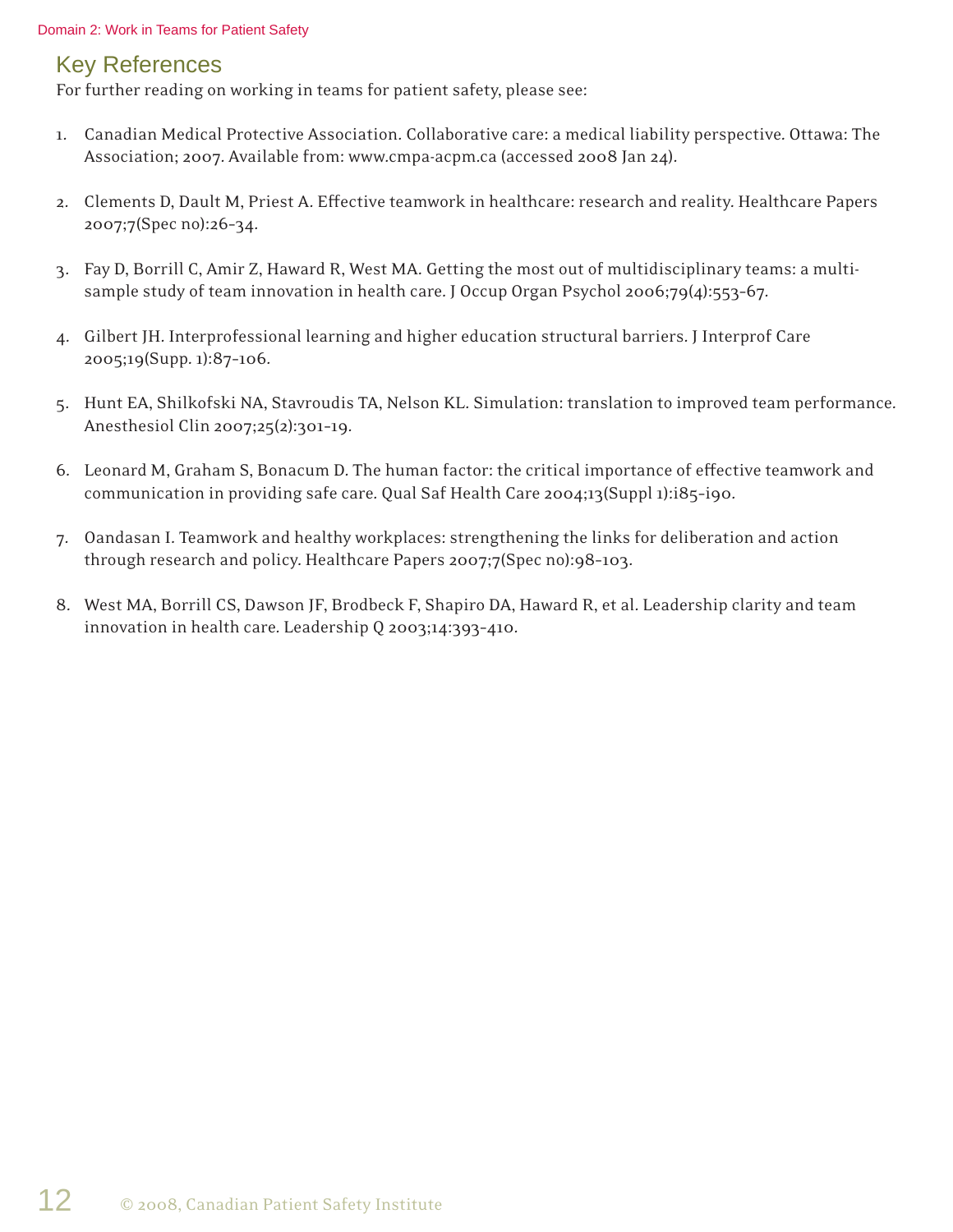## Key References

For further reading on working in teams for patient safety, please see:

1. Canadian Medical Protective Association. Collaborative care: a medical liability perspective. Ottawa: The Association; 2007. Available from: www.cmpa-acpm.ca (accessed 2008 Jan 24).

2. Clements D, Dault M, Priest A. Effective teamwork in healthcare: research and reality. Healthcare Papers 2007;7(Spec no):26-34.

3. Fay D, Borrill C, Amir Z, Haward R, West MA. Getting the most out of multidisciplinary teams: a multi-sample study of team innovation in health care. J Occup Organ Psychol 2006;79(4):553-67.

4. Gilbert JH. Interprofessional learning and higher education structural barriers. J Interprof Care 2005;19(Supp. 1):87-106.

5. Hunt EA, Shilkofski NA, Stavroudis TA, Nelson KL. Simulation: translation to improved team performance. Anesthesiol Clin 2007;25(2):301-19.

6. Leonard M, Graham S, Bonacum D. The human factor: the critical importance of effective teamwork and communication in providing safe care. Qual Saf Health Care 2004;13(Suppl 1):i85-i90.

7. Oandasan I. Teamwork and healthy workplaces: strengthening the links for deliberation and action through research and policy. Healthcare Papers 2007;7(Spec no):98-103.

8. West MA, Borrill CS, Dawson JF, Brodbeck F, Shapiro DA, Haward R, et al. Leadership clarity and team innovation in health care. Leadership Q 2003;14:393-410.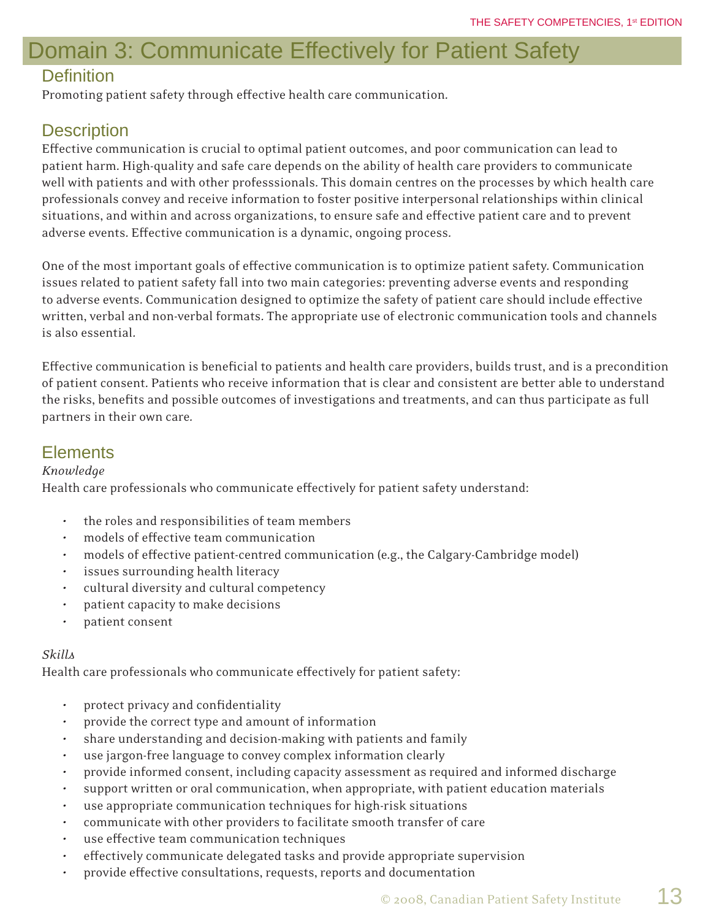# Domain 3: Communicate Effectively for Patient Safety

## Definition

Promoting patient safety through effective health care communication.

## Description

Effective communication is crucial to optimal patient outcomes, and poor communication can lead to patient harm. High-quality and safe care depends on the ability of health care providers to communicate well with patients and with other professsionals. This domain centres on the processes by which health care professionals convey and receive information to foster positive interpersonal relationships within clinical situations, and within and across organizations, to ensure safe and effective patient care and to prevent adverse events. Effective communication is a dynamic, ongoing process.

One of the most important goals of effective communication is to optimize patient safety. Communication issues related to patient safety fall into two main categories: preventing adverse events and responding to adverse events. Communication designed to optimize the safety of patient care should include effective written, verbal and non-verbal formats. The appropriate use of electronic communication tools and channels is also essential.

Effective communication is beneficial to patients and health care providers, builds trust, and is a precondition of patient consent. Patients who receive information that is clear and consistent are better able to understand the risks, benefits and possible outcomes of investigations and treatments, and can thus participate as full partners in their own care.

## Elements

*Knowledge*

Health care professionals who communicate effectively for patient safety understand:

- the roles and responsibilities of team members
- models of effective team communication
- models of effective patient-centred communication (e.g., the Calgary-Cambridge model)
- issues surrounding health literacy
- cultural diversity and cultural competency
- patient capacity to make decisions
- patient consent

*Skills*

Health care professionals who communicate effectively for patient safety:

- protect privacy and confidentiality
- provide the correct type and amount of information
- share understanding and decision-making with patients and family
- use jargon-free language to convey complex information clearly
- provide informed consent, including capacity assessment as required and informed discharge
- support written or oral communication, when appropriate, with patient education materials
- use appropriate communication techniques for high-risk situations
- communicate with other providers to facilitate smooth transfer of care
- use effective team communication techniques
- effectively communicate delegated tasks and provide appropriate supervision
- provide effective consultations, requests, reports and documentation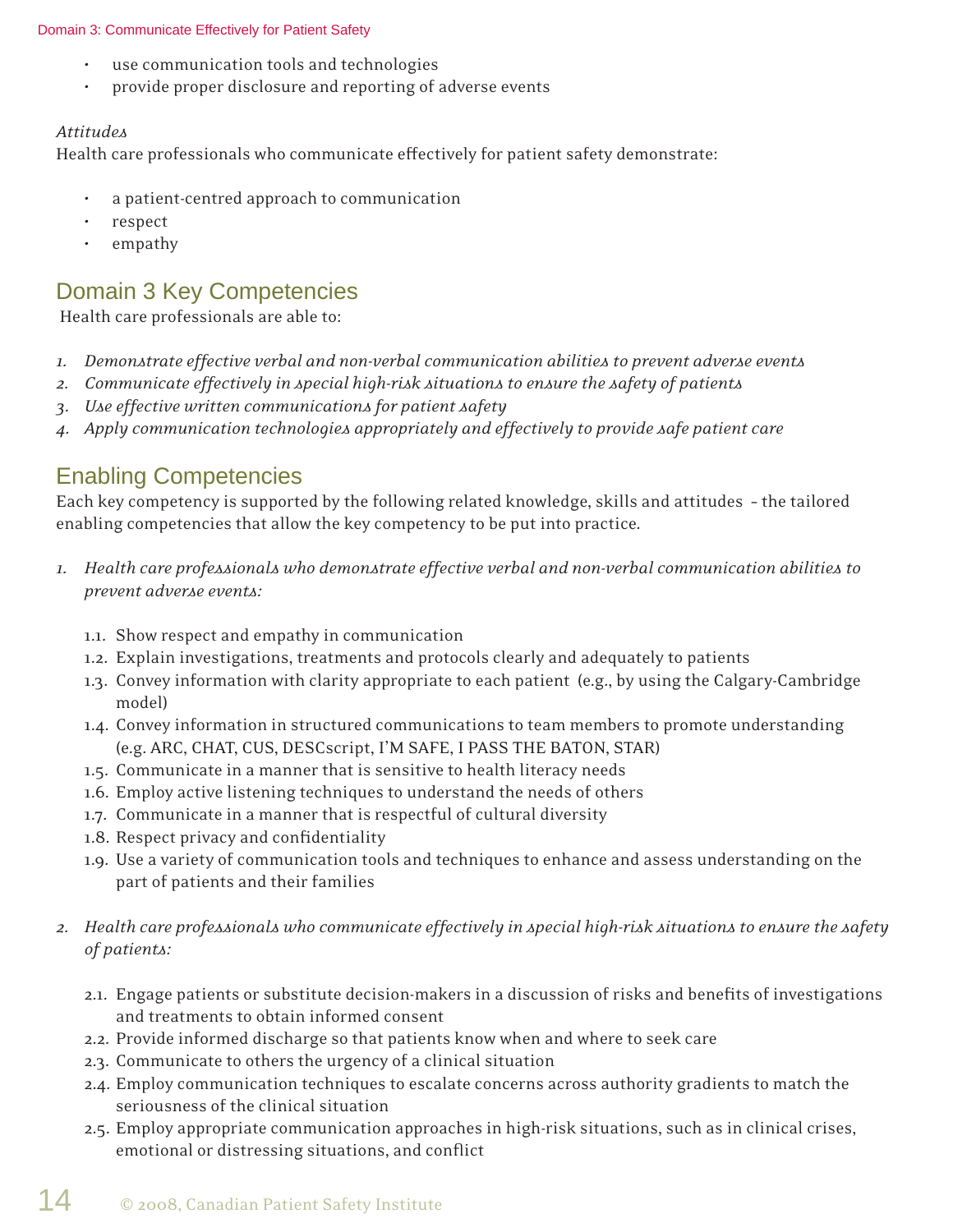- use communication tools and technologies
- provide proper disclosure and reporting of adverse events

*Attitudes*
Health care professionals who communicate effectively for patient safety demonstrate:

- a patient-centred approach to communication
- respect
- empathy

## Domain 3 Key Competencies

Health care professionals are able to:

1. *Demonstrate effective verbal and non-verbal communication abilities to prevent adverse events*
2. *Communicate effectively in special high-risk situations to ensure the safety of patients*
3. *Use effective written communications for patient safety*
4. *Apply communication technologies appropriately and effectively to provide safe patient care*

## Enabling Competencies

Each key competency is supported by the following related knowledge, skills and attitudes – the tailored enabling competencies that allow the key competency to be put into practice.

1. *Health care professionals who demonstrate effective verbal and non-verbal communication abilities to prevent adverse events:*

    1.1. Show respect and empathy in communication
    1.2. Explain investigations, treatments and protocols clearly and adequately to patients
    1.3. Convey information with clarity appropriate to each patient (e.g., by using the Calgary-Cambridge model)
    1.4. Convey information in structured communications to team members to promote understanding (e.g. ARC, CHAT, CUS, DESCscript, I'M SAFE, I PASS THE BATON, STAR)
    1.5. Communicate in a manner that is sensitive to health literacy needs
    1.6. Employ active listening techniques to understand the needs of others
    1.7. Communicate in a manner that is respectful of cultural diversity
    1.8. Respect privacy and confidentiality
    1.9. Use a variety of communication tools and techniques to enhance and assess understanding on the part of patients and their families

2. *Health care professionals who communicate effectively in special high-risk situations to ensure the safety of patients:*

    2.1. Engage patients or substitute decision-makers in a discussion of risks and benefits of investigations and treatments to obtain informed consent
    2.2. Provide informed discharge so that patients know when and where to seek care
    2.3. Communicate to others the urgency of a clinical situation
    2.4. Employ communication techniques to escalate concerns across authority gradients to match the seriousness of the clinical situation
    2.5. Employ appropriate communication approaches in high-risk situations, such as in clinical crises, emotional or distressing situations, and conflict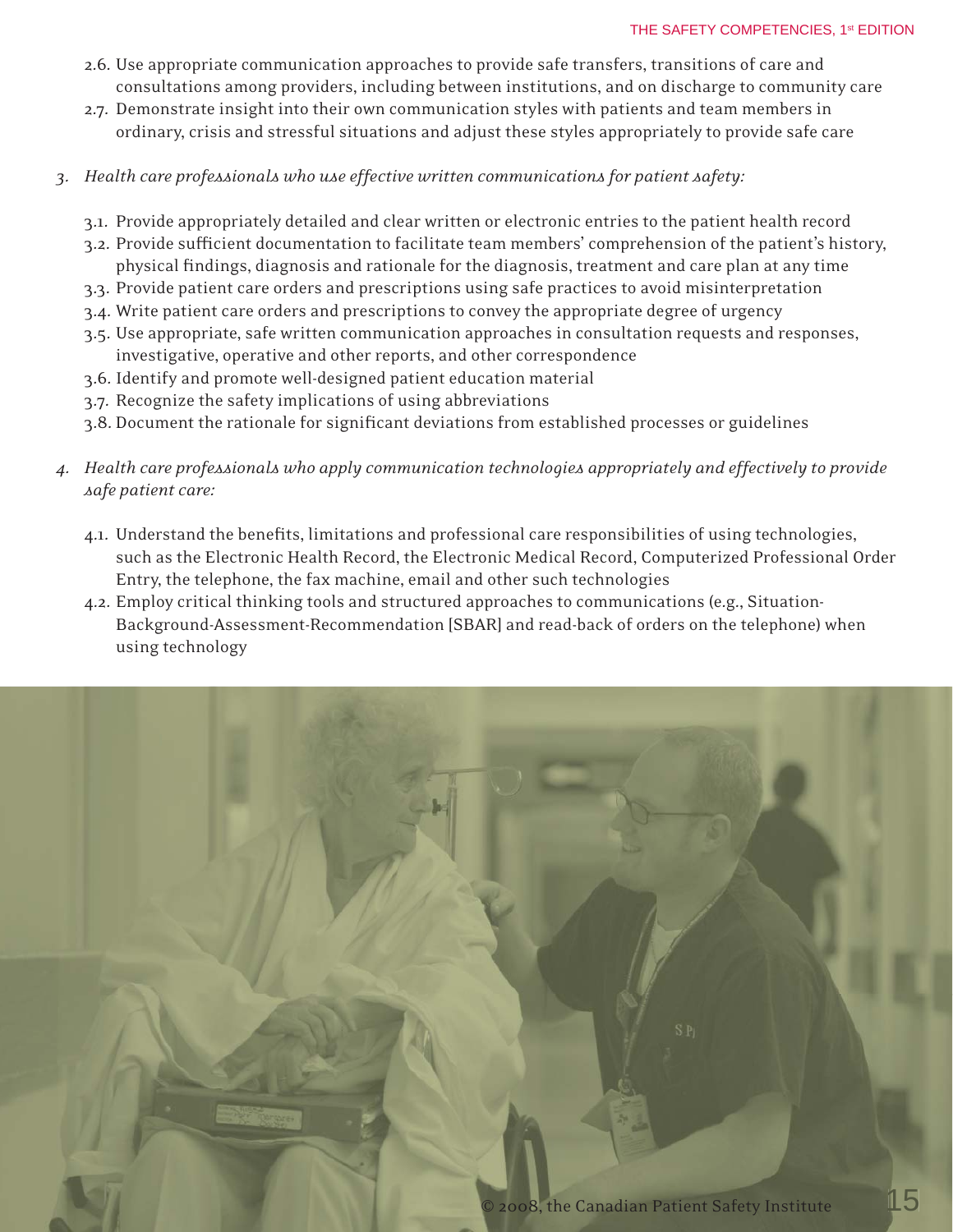2.6. Use appropriate communication approaches to provide safe transfers, transitions of care and consultations among providers, including between institutions, and on discharge to community care

2.7. Demonstrate insight into their own communication styles with patients and team members in ordinary, crisis and stressful situations and adjust these styles appropriately to provide safe care

3. *Health care professionals who use effective written communications for patient safety:*

   3.1. Provide appropriately detailed and clear written or electronic entries to the patient health record

   3.2. Provide sufficient documentation to facilitate team members' comprehension of the patient's history, physical findings, diagnosis and rationale for the diagnosis, treatment and care plan at any time

   3.3. Provide patient care orders and prescriptions using safe practices to avoid misinterpretation

   3.4. Write patient care orders and prescriptions to convey the appropriate degree of urgency

   3.5. Use appropriate, safe written communication approaches in consultation requests and responses, investigative, operative and other reports, and other correspondence

   3.6. Identify and promote well-designed patient education material

   3.7. Recognize the safety implications of using abbreviations

   3.8. Document the rationale for significant deviations from established processes or guidelines

4. *Health care professionals who apply communication technologies appropriately and effectively to provide safe patient care:*

   4.1. Understand the benefits, limitations and professional care responsibilities of using technologies, such as the Electronic Health Record, the Electronic Medical Record, Computerized Professional Order Entry, the telephone, the fax machine, email and other such technologies

   4.2. Employ critical thinking tools and structured approaches to communications (e.g., Situation-Background-Assessment-Recommendation [SBAR] and read-back of orders on the telephone) when using technology

© 2008, the Canadian Patient Safety Institute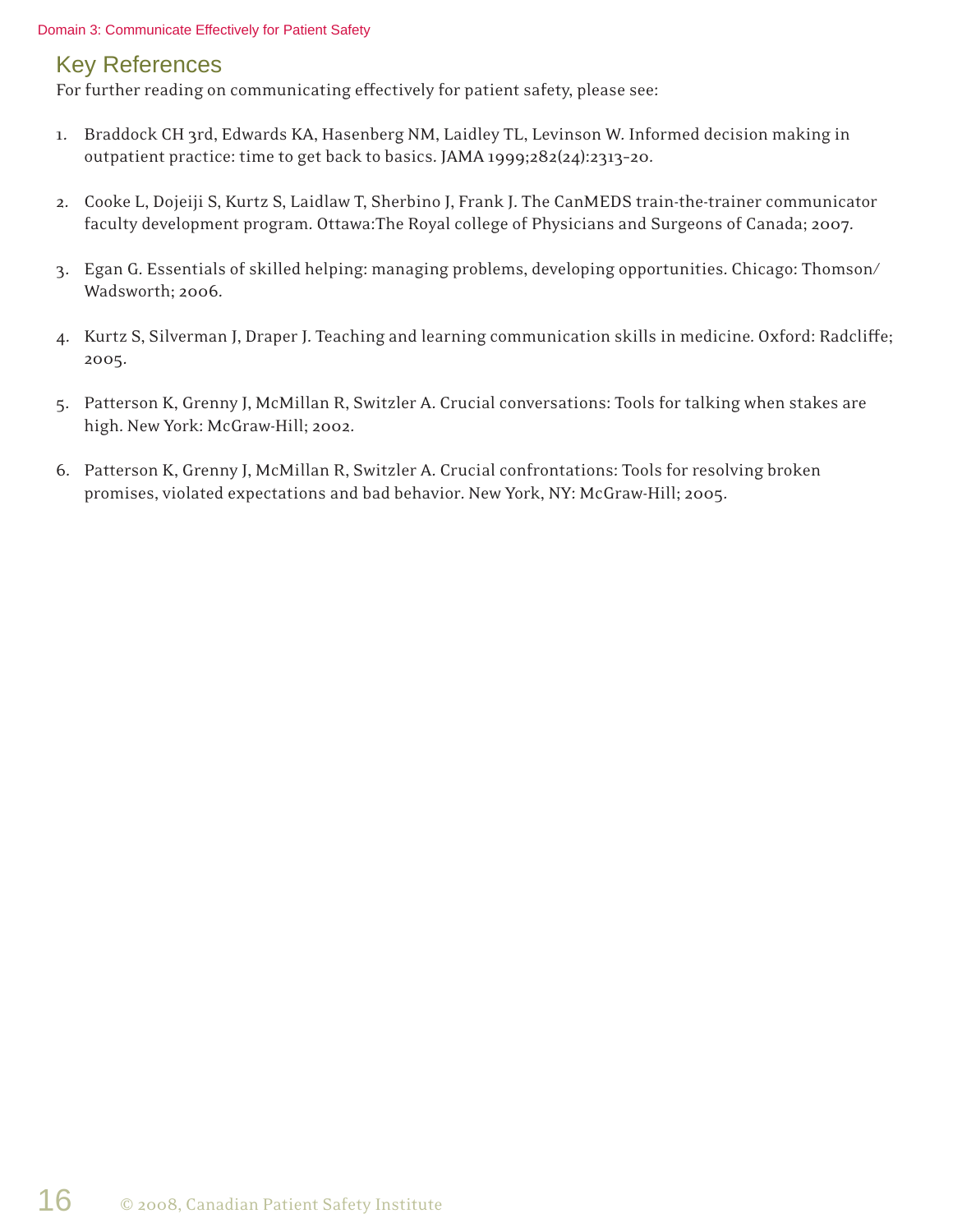## Key References

For further reading on communicating effectively for patient safety, please see:

1. Braddock CH 3rd, Edwards KA, Hasenberg NM, Laidley TL, Levinson W. Informed decision making in outpatient practice: time to get back to basics. JAMA 1999;282(24):2313-20.

2. Cooke L, Dojeiji S, Kurtz S, Laidlaw T, Sherbino J, Frank J. The CanMEDS train-the-trainer communicator faculty development program. Ottawa:The Royal college of Physicians and Surgeons of Canada; 2007.

3. Egan G. Essentials of skilled helping: managing problems, developing opportunities. Chicago: Thomson/Wadsworth; 2006.

4. Kurtz S, Silverman J, Draper J. Teaching and learning communication skills in medicine. Oxford: Radcliffe; 2005.

5. Patterson K, Grenny J, McMillan R, Switzler A. Crucial conversations: Tools for talking when stakes are high. New York: McGraw-Hill; 2002.

6. Patterson K, Grenny J, McMillan R, Switzler A. Crucial confrontations: Tools for resolving broken promises, violated expectations and bad behavior. New York, NY: McGraw-Hill; 2005.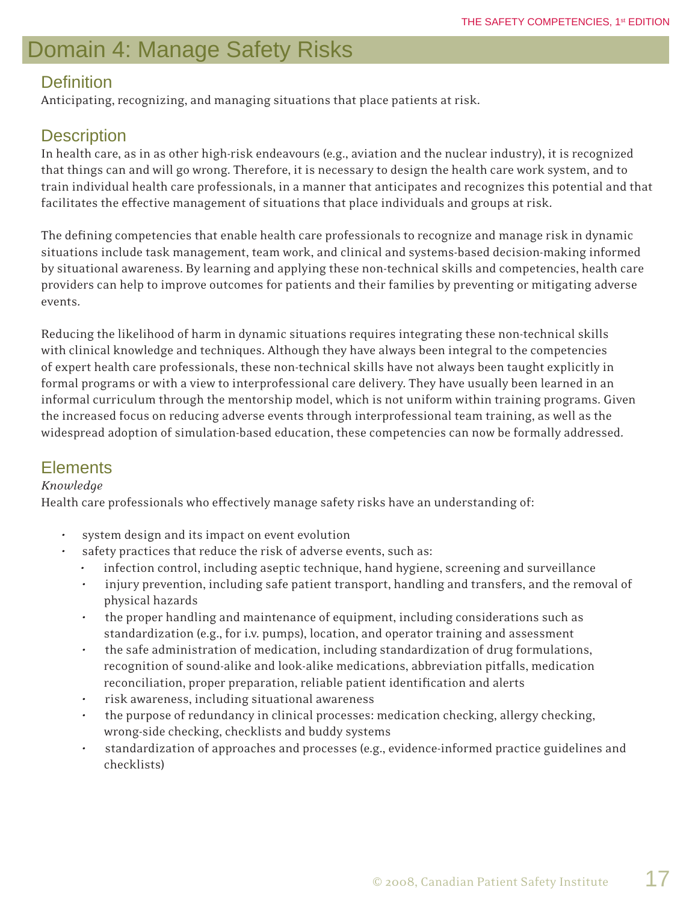# Domain 4: Manage Safety Risks

## Definition

Anticipating, recognizing, and managing situations that place patients at risk.

## Description

In health care, as in as other high-risk endeavours (e.g., aviation and the nuclear industry), it is recognized that things can and will go wrong. Therefore, it is necessary to design the health care work system, and to train individual health care professionals, in a manner that anticipates and recognizes this potential and that facilitates the effective management of situations that place individuals and groups at risk.

The defining competencies that enable health care professionals to recognize and manage risk in dynamic situations include task management, team work, and clinical and systems-based decision-making informed by situational awareness. By learning and applying these non-technical skills and competencies, health care providers can help to improve outcomes for patients and their families by preventing or mitigating adverse events.

Reducing the likelihood of harm in dynamic situations requires integrating these non-technical skills with clinical knowledge and techniques. Although they have always been integral to the competencies of expert health care professionals, these non-technical skills have not always been taught explicitly in formal programs or with a view to interprofessional care delivery. They have usually been learned in an informal curriculum through the mentorship model, which is not uniform within training programs. Given the increased focus on reducing adverse events through interprofessional team training, as well as the widespread adoption of simulation-based education, these competencies can now be formally addressed.

## Elements

*Knowledge*

Health care professionals who effectively manage safety risks have an understanding of:

- system design and its impact on event evolution
- safety practices that reduce the risk of adverse events, such as:
  - infection control, including aseptic technique, hand hygiene, screening and surveillance
  - injury prevention, including safe patient transport, handling and transfers, and the removal of physical hazards
  - the proper handling and maintenance of equipment, including considerations such as standardization (e.g., for i.v. pumps), location, and operator training and assessment
  - the safe administration of medication, including standardization of drug formulations, recognition of sound-alike and look-alike medications, abbreviation pitfalls, medication reconciliation, proper preparation, reliable patient identification and alerts
  - risk awareness, including situational awareness
  - the purpose of redundancy in clinical processes: medication checking, allergy checking, wrong-side checking, checklists and buddy systems
  - standardization of approaches and processes (e.g., evidence-informed practice guidelines and checklists)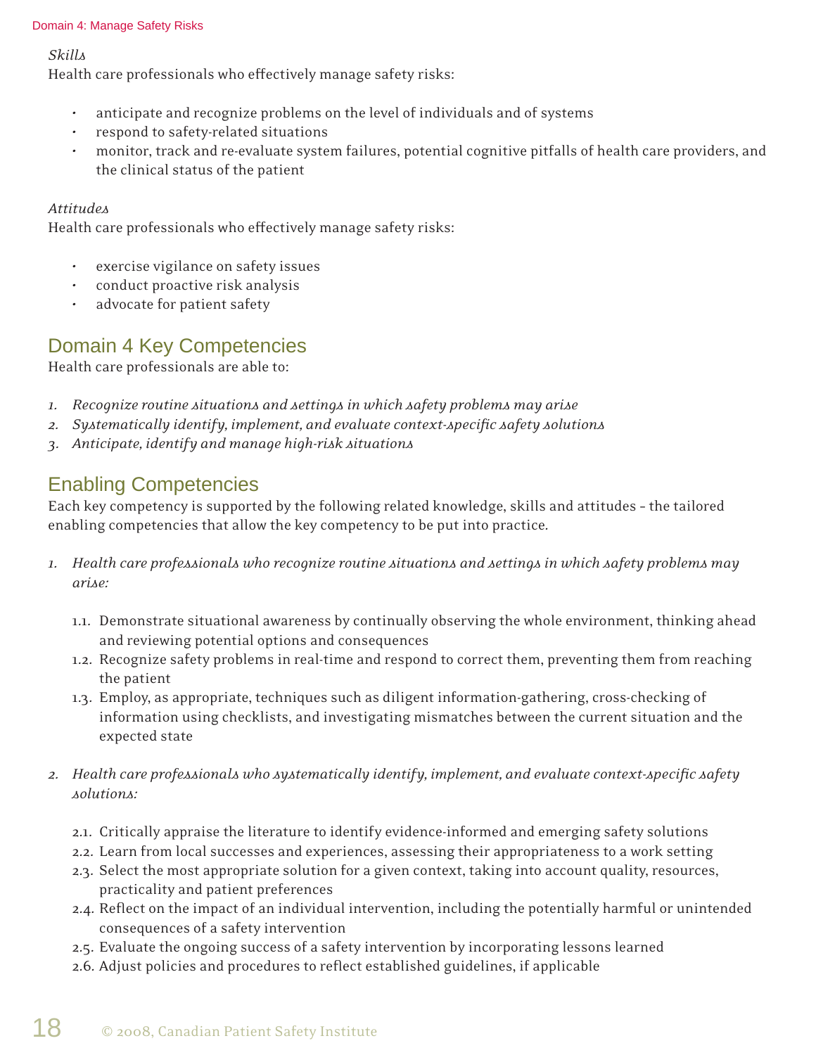*Skills*
Health care professionals who effectively manage safety risks:

- anticipate and recognize problems on the level of individuals and of systems
- respond to safety-related situations
- monitor, track and re-evaluate system failures, potential cognitive pitfalls of health care providers, and the clinical status of the patient

*Attitudes*
Health care professionals who effectively manage safety risks:

- exercise vigilance on safety issues
- conduct proactive risk analysis
- advocate for patient safety

## Domain 4 Key Competencies

Health care professionals are able to:

1. *Recognize routine situations and settings in which safety problems may arise*
2. *Systematically identify, implement, and evaluate context-specific safety solutions*
3. *Anticipate, identify and manage high-risk situations*

## Enabling Competencies

Each key competency is supported by the following related knowledge, skills and attitudes – the tailored enabling competencies that allow the key competency to be put into practice.

1. *Health care professionals who recognize routine situations and settings in which safety problems may arise:*

    1.1. Demonstrate situational awareness by continually observing the whole environment, thinking ahead and reviewing potential options and consequences
    1.2. Recognize safety problems in real-time and respond to correct them, preventing them from reaching the patient
    1.3. Employ, as appropriate, techniques such as diligent information-gathering, cross-checking of information using checklists, and investigating mismatches between the current situation and the expected state

2. *Health care professionals who systematically identify, implement, and evaluate context-specific safety solutions:*

    2.1. Critically appraise the literature to identify evidence-informed and emerging safety solutions
    2.2. Learn from local successes and experiences, assessing their appropriateness to a work setting
    2.3. Select the most appropriate solution for a given context, taking into account quality, resources, practicality and patient preferences
    2.4. Reflect on the impact of an individual intervention, including the potentially harmful or unintended consequences of a safety intervention
    2.5. Evaluate the ongoing success of a safety intervention by incorporating lessons learned
    2.6. Adjust policies and procedures to reflect established guidelines, if applicable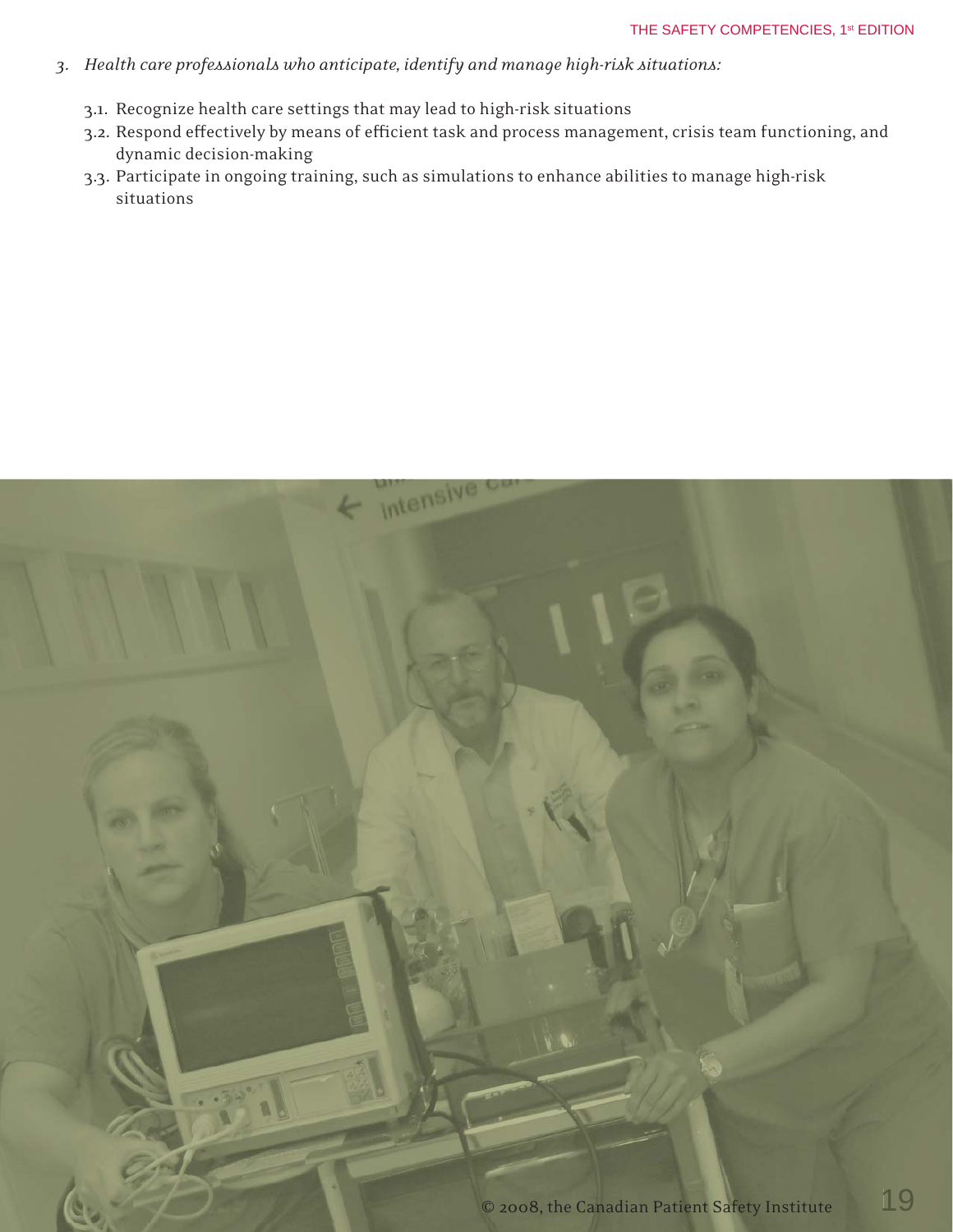3. *Health care professionals who anticipate, identify and manage high-risk situations:*

    3.1. Recognize health care settings that may lead to high-risk situations

    3.2. Respond effectively by means of efficient task and process management, crisis team functioning, and dynamic decision-making

    3.3. Participate in ongoing training, such as simulations to enhance abilities to manage high-risk situations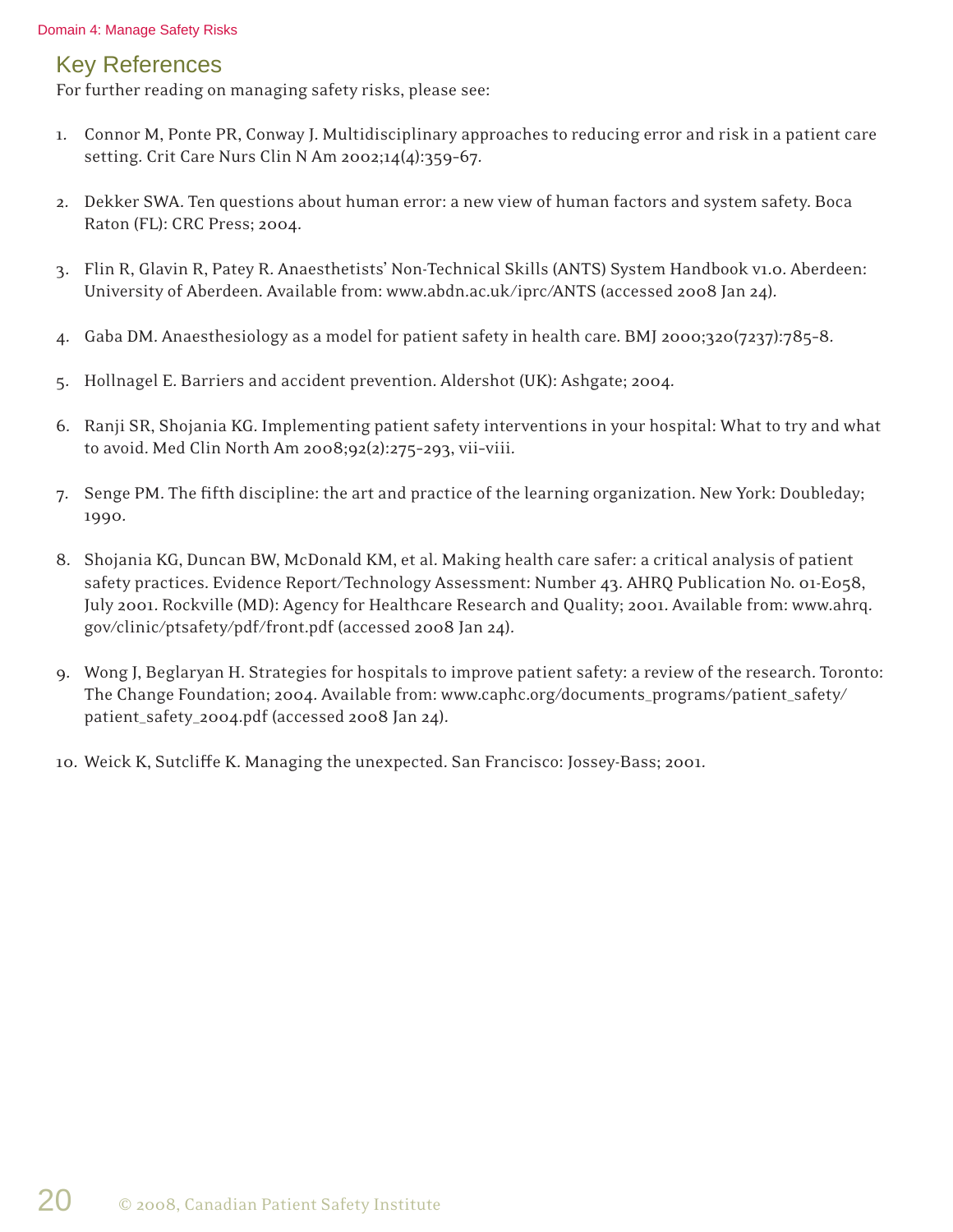## Key References

For further reading on managing safety risks, please see:

1. Connor M, Ponte PR, Conway J. Multidisciplinary approaches to reducing error and risk in a patient care setting. Crit Care Nurs Clin N Am 2002;14(4):359-67.

2. Dekker SWA. Ten questions about human error: a new view of human factors and system safety. Boca Raton (FL): CRC Press; 2004.

3. Flin R, Glavin R, Patey R. Anaesthetists' Non-Technical Skills (ANTS) System Handbook v1.0. Aberdeen: University of Aberdeen. Available from: www.abdn.ac.uk/iprc/ANTS (accessed 2008 Jan 24).

4. Gaba DM. Anaesthesiology as a model for patient safety in health care. BMJ 2000;320(7237):785-8.

5. Hollnagel E. Barriers and accident prevention. Aldershot (UK): Ashgate; 2004.

6. Ranji SR, Shojania KG. Implementing patient safety interventions in your hospital: What to try and what to avoid. Med Clin North Am 2008;92(2):275-293, vii-viii.

7. Senge PM. The fifth discipline: the art and practice of the learning organization. New York: Doubleday; 1990.

8. Shojania KG, Duncan BW, McDonald KM, et al. Making health care safer: a critical analysis of patient safety practices. Evidence Report/Technology Assessment: Number 43. AHRQ Publication No. 01-E058, July 2001. Rockville (MD): Agency for Healthcare Research and Quality; 2001. Available from: www.ahrq.gov/clinic/ptsafety/pdf/front.pdf (accessed 2008 Jan 24).

9. Wong J, Beglaryan H. Strategies for hospitals to improve patient safety: a review of the research. Toronto: The Change Foundation; 2004. Available from: www.caphc.org/documents_programs/patient_safety/patient_safety_2004.pdf (accessed 2008 Jan 24).

10. Weick K, Sutcliffe K. Managing the unexpected. San Francisco: Jossey-Bass; 2001.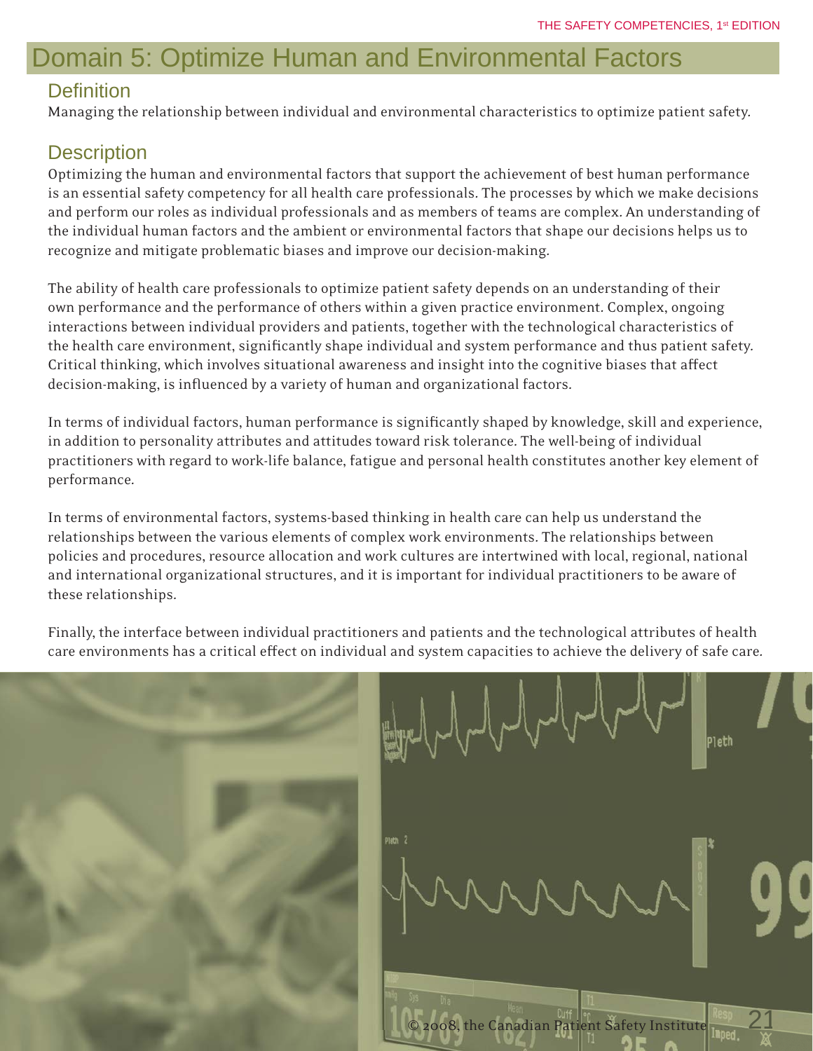# Domain 5: Optimize Human and Environmental Factors

## Definition

Managing the relationship between individual and environmental characteristics to optimize patient safety.

## Description

Optimizing the human and environmental factors that support the achievement of best human performance is an essential safety competency for all health care professionals. The processes by which we make decisions and perform our roles as individual professionals and as members of teams are complex. An understanding of the individual human factors and the ambient or environmental factors that shape our decisions helps us to recognize and mitigate problematic biases and improve our decision-making.

The ability of health care professionals to optimize patient safety depends on an understanding of their own performance and the performance of others within a given practice environment. Complex, ongoing interactions between individual providers and patients, together with the technological characteristics of the health care environment, significantly shape individual and system performance and thus patient safety. Critical thinking, which involves situational awareness and insight into the cognitive biases that affect decision-making, is influenced by a variety of human and organizational factors.

In terms of individual factors, human performance is significantly shaped by knowledge, skill and experience, in addition to personality attributes and attitudes toward risk tolerance. The well-being of individual practitioners with regard to work-life balance, fatigue and personal health constitutes another key element of performance.

In terms of environmental factors, systems-based thinking in health care can help us understand the relationships between the various elements of complex work environments. The relationships between policies and procedures, resource allocation and work cultures are intertwined with local, regional, national and international organizational structures, and it is important for individual practitioners to be aware of these relationships.

Finally, the interface between individual practitioners and patients and the technological attributes of health care environments has a critical effect on individual and system capacities to achieve the delivery of safe care.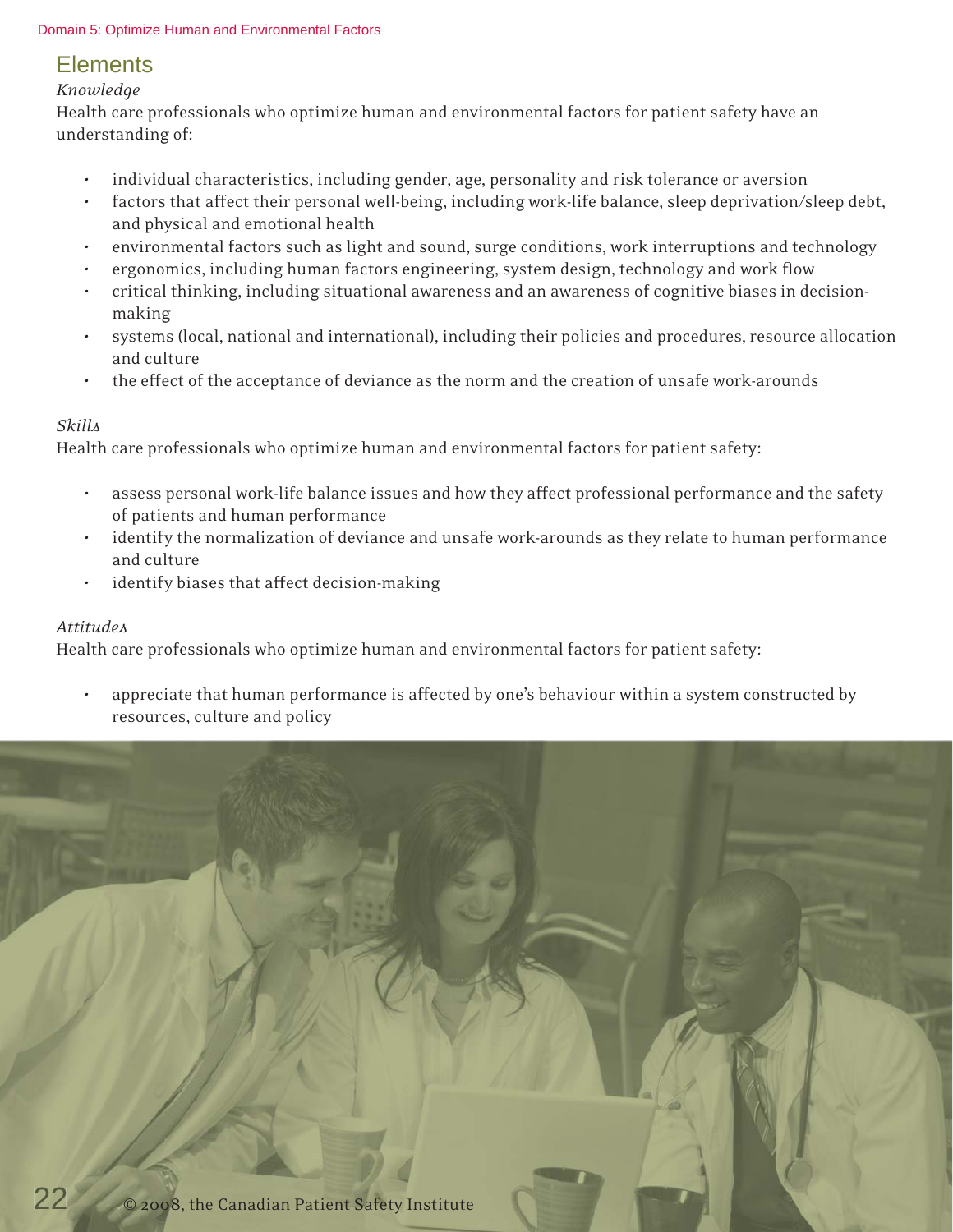## Elements

*Knowledge*

Health care professionals who optimize human and environmental factors for patient safety have an understanding of:

- individual characteristics, including gender, age, personality and risk tolerance or aversion
- factors that affect their personal well-being, including work-life balance, sleep deprivation/sleep debt, and physical and emotional health
- environmental factors such as light and sound, surge conditions, work interruptions and technology
- ergonomics, including human factors engineering, system design, technology and work flow
- critical thinking, including situational awareness and an awareness of cognitive biases in decision-making
- systems (local, national and international), including their policies and procedures, resource allocation and culture
- the effect of the acceptance of deviance as the norm and the creation of unsafe work-arounds

*Skills*

Health care professionals who optimize human and environmental factors for patient safety:

- assess personal work-life balance issues and how they affect professional performance and the safety of patients and human performance
- identify the normalization of deviance and unsafe work-arounds as they relate to human performance and culture
- identify biases that affect decision-making

*Attitudes*

Health care professionals who optimize human and environmental factors for patient safety:

- appreciate that human performance is affected by one's behaviour within a system constructed by resources, culture and policy

© 2008, the Canadian Patient Safety Institute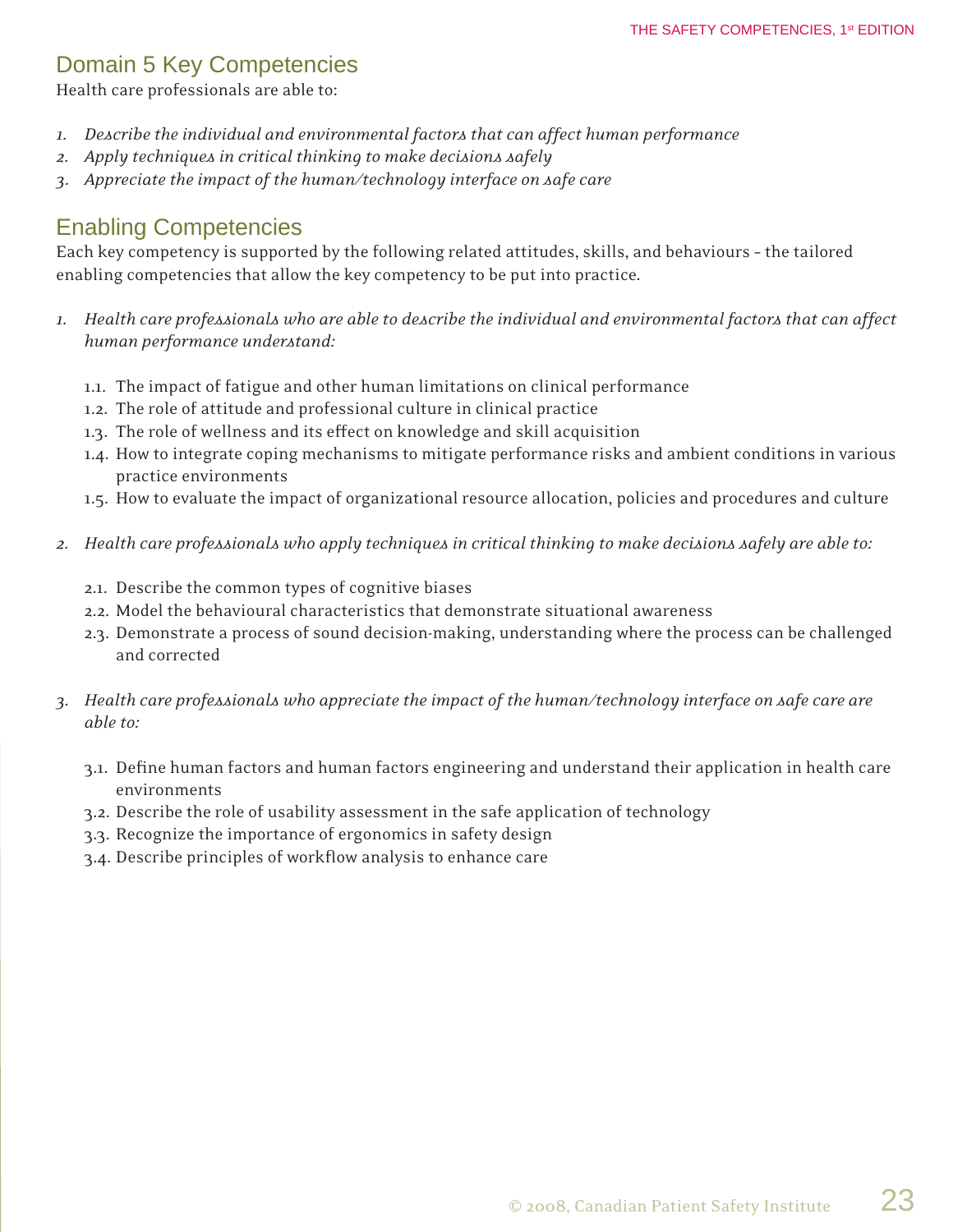## Domain 5 Key Competencies

Health care professionals are able to:

1. *Describe the individual and environmental factors that can affect human performance*
2. *Apply techniques in critical thinking to make decisions safely*
3. *Appreciate the impact of the human/technology interface on safe care*

## Enabling Competencies

Each key competency is supported by the following related attitudes, skills, and behaviours – the tailored enabling competencies that allow the key competency to be put into practice.

1. *Health care professionals who are able to describe the individual and environmental factors that can affect human performance understand:*

   1.1. The impact of fatigue and other human limitations on clinical performance
   1.2. The role of attitude and professional culture in clinical practice
   1.3. The role of wellness and its effect on knowledge and skill acquisition
   1.4. How to integrate coping mechanisms to mitigate performance risks and ambient conditions in various practice environments
   1.5. How to evaluate the impact of organizational resource allocation, policies and procedures and culture

2. *Health care professionals who apply techniques in critical thinking to make decisions safely are able to:*

   2.1. Describe the common types of cognitive biases
   2.2. Model the behavioural characteristics that demonstrate situational awareness
   2.3. Demonstrate a process of sound decision-making, understanding where the process can be challenged and corrected

3. *Health care professionals who appreciate the impact of the human/technology interface on safe care are able to:*

   3.1. Define human factors and human factors engineering and understand their application in health care environments
   3.2. Describe the role of usability assessment in the safe application of technology
   3.3. Recognize the importance of ergonomics in safety design
   3.4. Describe principles of workflow analysis to enhance care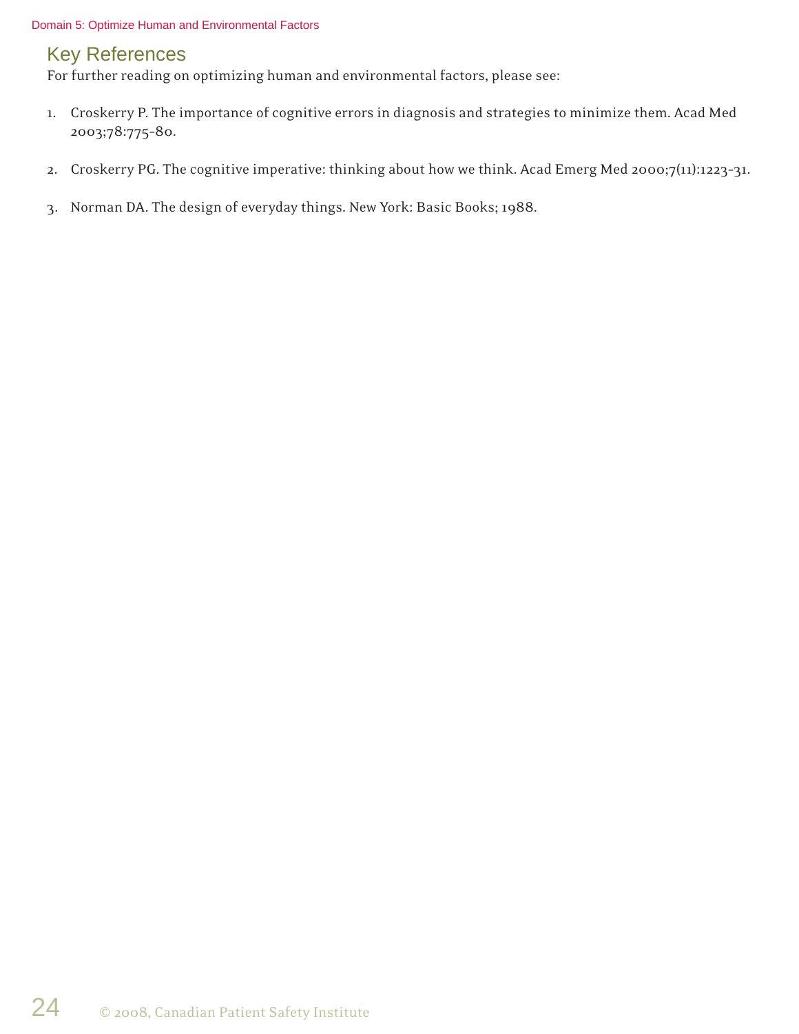## Key References

For further reading on optimizing human and environmental factors, please see:

1. Croskerry P. The importance of cognitive errors in diagnosis and strategies to minimize them. Acad Med 2003;78:775-80.

2. Croskerry PG. The cognitive imperative: thinking about how we think. Acad Emerg Med 2000;7(11):1223-31.

3. Norman DA. The design of everyday things. New York: Basic Books; 1988.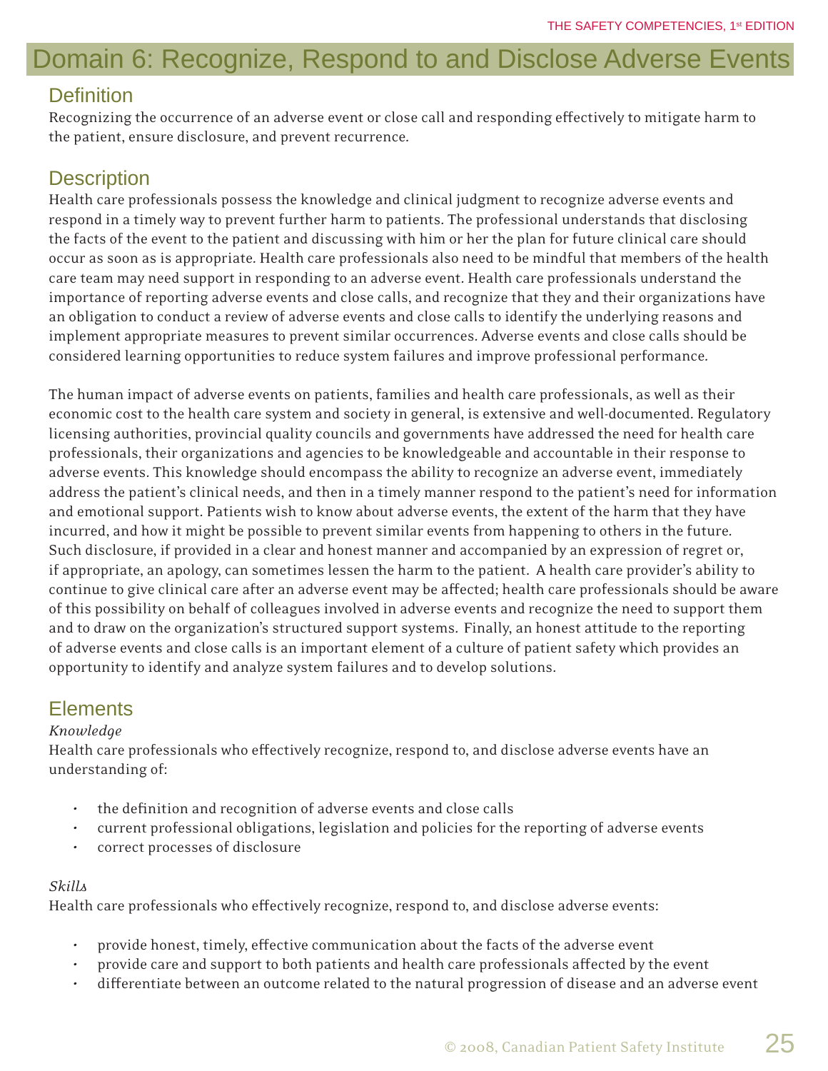# Domain 6: Recognize, Respond to and Disclose Adverse Events

## Definition

Recognizing the occurrence of an adverse event or close call and responding effectively to mitigate harm to the patient, ensure disclosure, and prevent recurrence.

## Description

Health care professionals possess the knowledge and clinical judgment to recognize adverse events and respond in a timely way to prevent further harm to patients. The professional understands that disclosing the facts of the event to the patient and discussing with him or her the plan for future clinical care should occur as soon as is appropriate. Health care professionals also need to be mindful that members of the health care team may need support in responding to an adverse event. Health care professionals understand the importance of reporting adverse events and close calls, and recognize that they and their organizations have an obligation to conduct a review of adverse events and close calls to identify the underlying reasons and implement appropriate measures to prevent similar occurrences. Adverse events and close calls should be considered learning opportunities to reduce system failures and improve professional performance.

The human impact of adverse events on patients, families and health care professionals, as well as their economic cost to the health care system and society in general, is extensive and well-documented. Regulatory licensing authorities, provincial quality councils and governments have addressed the need for health care professionals, their organizations and agencies to be knowledgeable and accountable in their response to adverse events. This knowledge should encompass the ability to recognize an adverse event, immediately address the patient's clinical needs, and then in a timely manner respond to the patient's need for information and emotional support. Patients wish to know about adverse events, the extent of the harm that they have incurred, and how it might be possible to prevent similar events from happening to others in the future. Such disclosure, if provided in a clear and honest manner and accompanied by an expression of regret or, if appropriate, an apology, can sometimes lessen the harm to the patient. A health care provider's ability to continue to give clinical care after an adverse event may be affected; health care professionals should be aware of this possibility on behalf of colleagues involved in adverse events and recognize the need to support them and to draw on the organization's structured support systems. Finally, an honest attitude to the reporting of adverse events and close calls is an important element of a culture of patient safety which provides an opportunity to identify and analyze system failures and to develop solutions.

## Elements

*Knowledge*

Health care professionals who effectively recognize, respond to, and disclose adverse events have an understanding of:

- the definition and recognition of adverse events and close calls
- current professional obligations, legislation and policies for the reporting of adverse events
- correct processes of disclosure

*Skills*

Health care professionals who effectively recognize, respond to, and disclose adverse events:

- provide honest, timely, effective communication about the facts of the adverse event
- provide care and support to both patients and health care professionals affected by the event
- differentiate between an outcome related to the natural progression of disease and an adverse event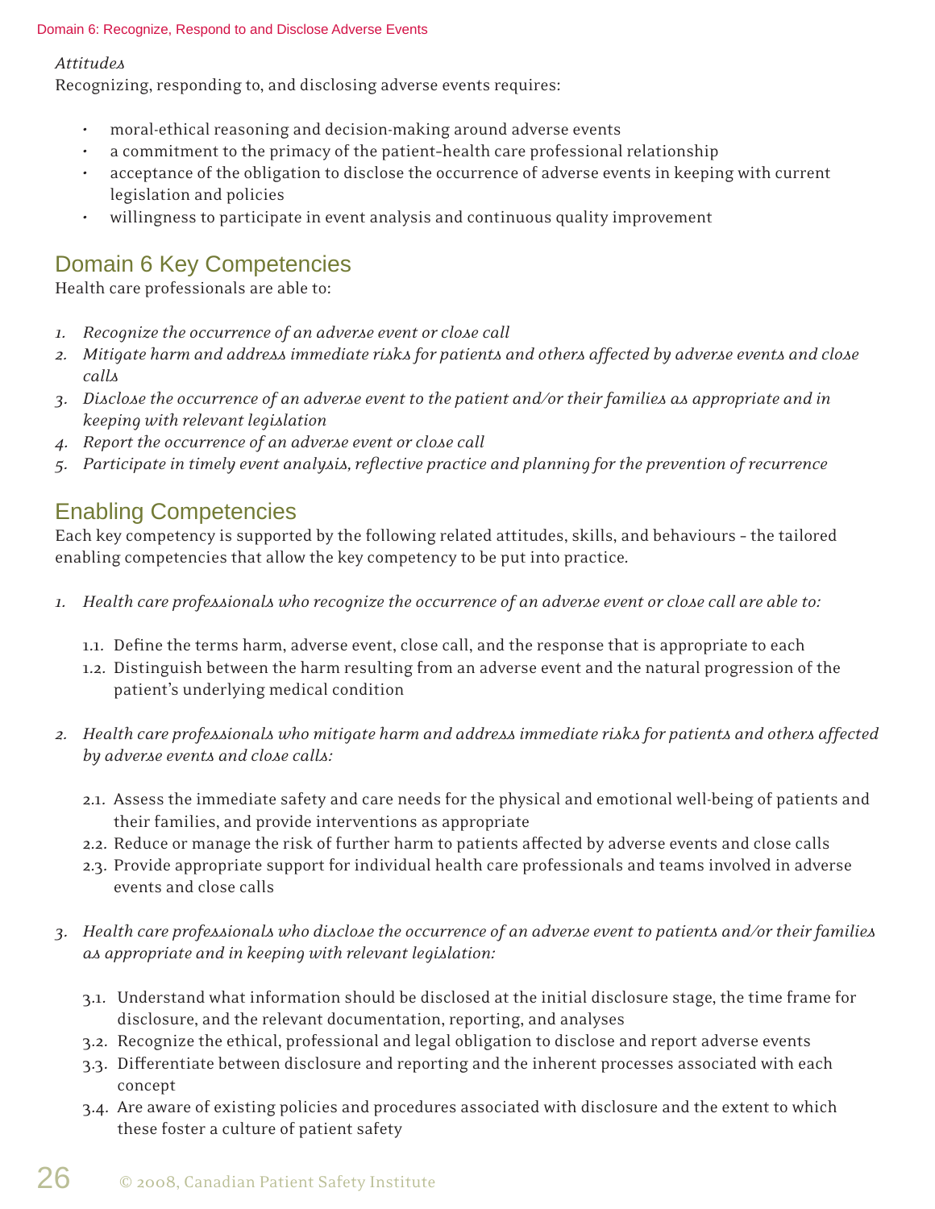*Attitudes*

Recognizing, responding to, and disclosing adverse events requires:

- moral-ethical reasoning and decision-making around adverse events
- a commitment to the primacy of the patient–health care professional relationship
- acceptance of the obligation to disclose the occurrence of adverse events in keeping with current legislation and policies
- willingness to participate in event analysis and continuous quality improvement

## Domain 6 Key Competencies

Health care professionals are able to:

1. *Recognize the occurrence of an adverse event or close call*
2. *Mitigate harm and address immediate risks for patients and others affected by adverse events and close calls*
3. *Disclose the occurrence of an adverse event to the patient and/or their families as appropriate and in keeping with relevant legislation*
4. *Report the occurrence of an adverse event or close call*
5. *Participate in timely event analysis, reflective practice and planning for the prevention of recurrence*

## Enabling Competencies

Each key competency is supported by the following related attitudes, skills, and behaviours – the tailored enabling competencies that allow the key competency to be put into practice.

1. *Health care professionals who recognize the occurrence of an adverse event or close call are able to:*

    1.1. Define the terms harm, adverse event, close call, and the response that is appropriate to each
    
    1.2. Distinguish between the harm resulting from an adverse event and the natural progression of the patient's underlying medical condition

2. *Health care professionals who mitigate harm and address immediate risks for patients and others affected by adverse events and close calls:*

    2.1. Assess the immediate safety and care needs for the physical and emotional well-being of patients and their families, and provide interventions as appropriate
    
    2.2. Reduce or manage the risk of further harm to patients affected by adverse events and close calls
    
    2.3. Provide appropriate support for individual health care professionals and teams involved in adverse events and close calls

3. *Health care professionals who disclose the occurrence of an adverse event to patients and/or their families as appropriate and in keeping with relevant legislation:*

    3.1. Understand what information should be disclosed at the initial disclosure stage, the time frame for disclosure, and the relevant documentation, reporting, and analyses
    
    3.2. Recognize the ethical, professional and legal obligation to disclose and report adverse events
    
    3.3. Differentiate between disclosure and reporting and the inherent processes associated with each concept
    
    3.4. Are aware of existing policies and procedures associated with disclosure and the extent to which these foster a culture of patient safety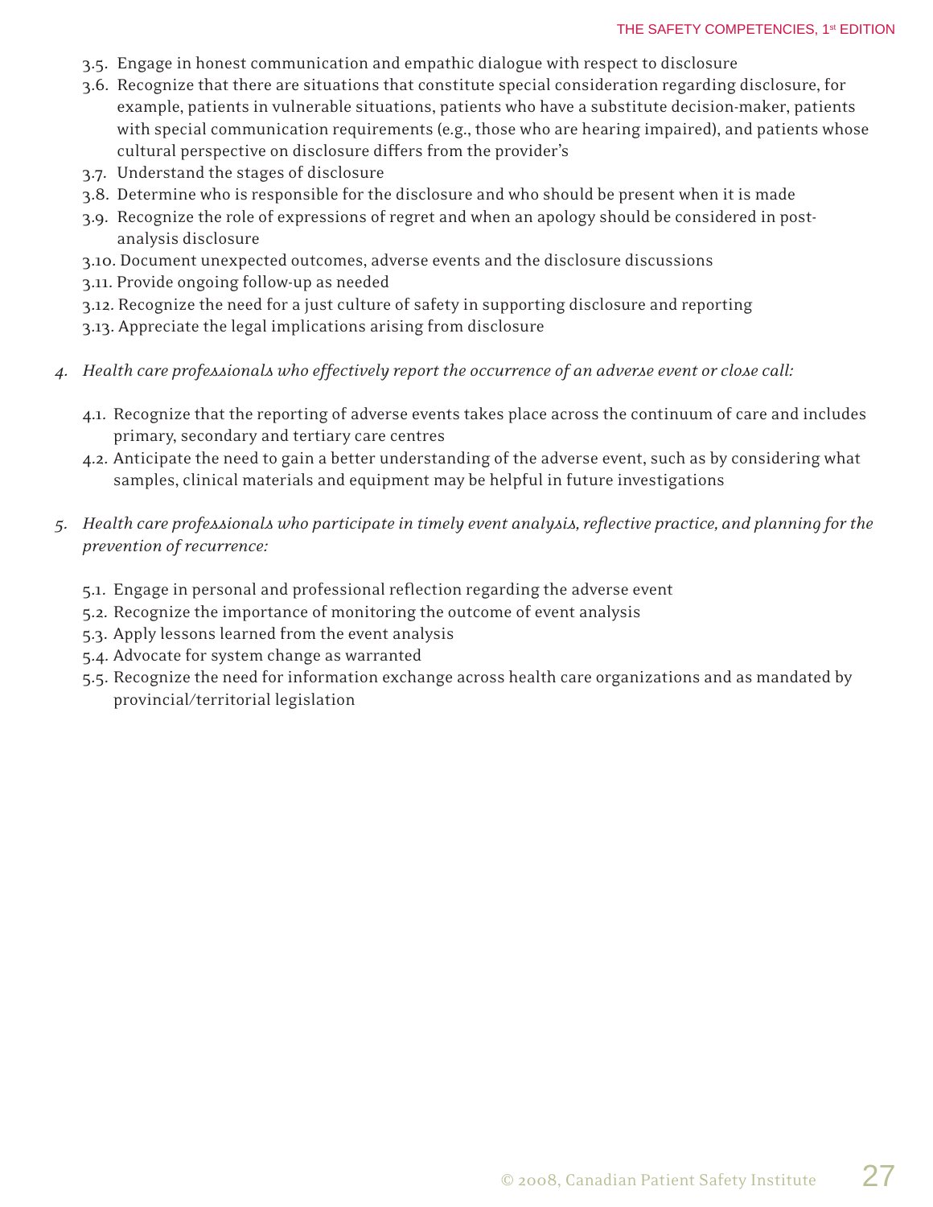3.5. Engage in honest communication and empathic dialogue with respect to disclosure
3.6. Recognize that there are situations that constitute special consideration regarding disclosure, for example, patients in vulnerable situations, patients who have a substitute decision-maker, patients with special communication requirements (e.g., those who are hearing impaired), and patients whose cultural perspective on disclosure differs from the provider's
3.7. Understand the stages of disclosure
3.8. Determine who is responsible for the disclosure and who should be present when it is made
3.9. Recognize the role of expressions of regret and when an apology should be considered in post-analysis disclosure
3.10. Document unexpected outcomes, adverse events and the disclosure discussions
3.11. Provide ongoing follow-up as needed
3.12. Recognize the need for a just culture of safety in supporting disclosure and reporting
3.13. Appreciate the legal implications arising from disclosure

4. *Health care professionals who effectively report the occurrence of an adverse event or close call:*

4.1. Recognize that the reporting of adverse events takes place across the continuum of care and includes primary, secondary and tertiary care centres
4.2. Anticipate the need to gain a better understanding of the adverse event, such as by considering what samples, clinical materials and equipment may be helpful in future investigations

5. *Health care professionals who participate in timely event analysis, reflective practice, and planning for the prevention of recurrence:*

5.1. Engage in personal and professional reflection regarding the adverse event
5.2. Recognize the importance of monitoring the outcome of event analysis
5.3. Apply lessons learned from the event analysis
5.4. Advocate for system change as warranted
5.5. Recognize the need for information exchange across health care organizations and as mandated by provincial/territorial legislation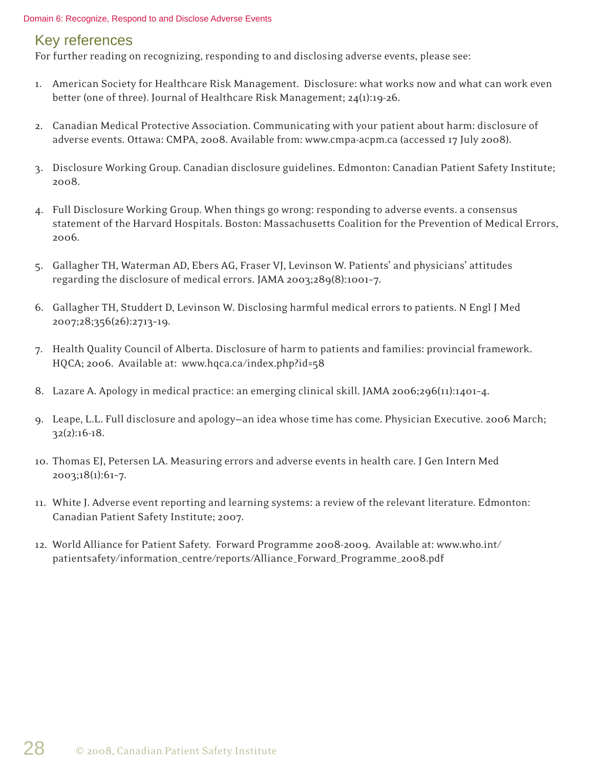## Key references

For further reading on recognizing, responding to and disclosing adverse events, please see:

1. American Society for Healthcare Risk Management. Disclosure: what works now and what can work even better (one of three). Journal of Healthcare Risk Management; 24(1):19-26.

2. Canadian Medical Protective Association. Communicating with your patient about harm: disclosure of adverse events. Ottawa: CMPA, 2008. Available from: www.cmpa-acpm.ca (accessed 17 July 2008).

3. Disclosure Working Group. Canadian disclosure guidelines. Edmonton: Canadian Patient Safety Institute; 2008.

4. Full Disclosure Working Group. When things go wrong: responding to adverse events. a consensus statement of the Harvard Hospitals. Boston: Massachusetts Coalition for the Prevention of Medical Errors, 2006.

5. Gallagher TH, Waterman AD, Ebers AG, Fraser VJ, Levinson W. Patients' and physicians' attitudes regarding the disclosure of medical errors. JAMA 2003;289(8):1001-7.

6. Gallagher TH, Studdert D, Levinson W. Disclosing harmful medical errors to patients. N Engl J Med 2007;28;356(26):2713-19.

7. Health Quality Council of Alberta. Disclosure of harm to patients and families: provincial framework. HQCA; 2006. Available at: www.hqca.ca/index.php?id=58

8. Lazare A. Apology in medical practice: an emerging clinical skill. JAMA 2006;296(11):1401-4.

9. Leape, L.L. Full disclosure and apology—an idea whose time has come. Physician Executive. 2006 March; 32(2):16-18.

10. Thomas EJ, Petersen LA. Measuring errors and adverse events in health care. J Gen Intern Med 2003;18(1):61-7.

11. White J. Adverse event reporting and learning systems: a review of the relevant literature. Edmonton: Canadian Patient Safety Institute; 2007.

12. World Alliance for Patient Safety. Forward Programme 2008-2009. Available at: www.who.int/patientsafety/information_centre/reports/Alliance_Forward_Programme_2008.pdf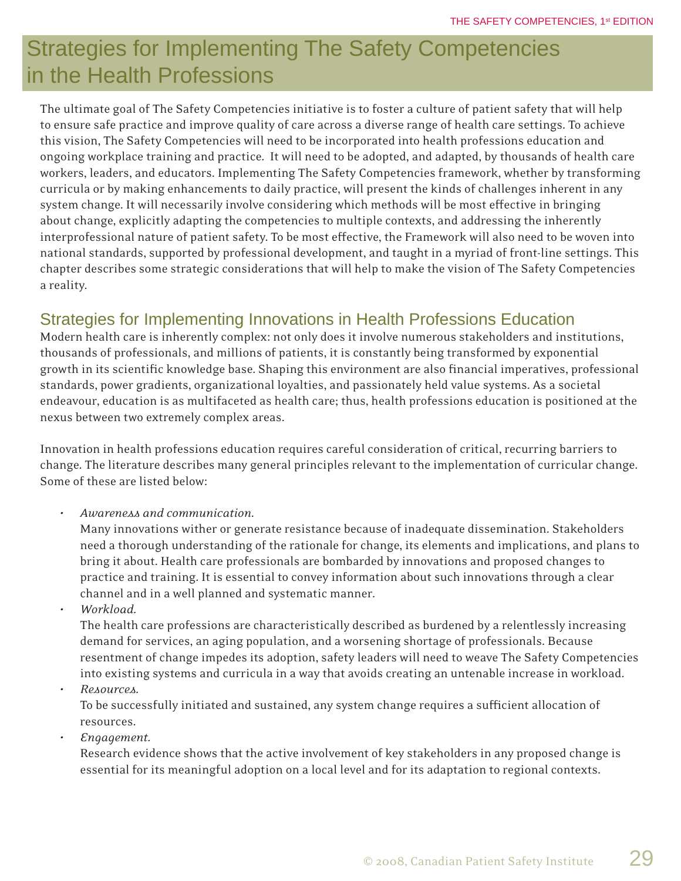# Strategies for Implementing The Safety Competencies in the Health Professions

The ultimate goal of The Safety Competencies initiative is to foster a culture of patient safety that will help to ensure safe practice and improve quality of care across a diverse range of health care settings. To achieve this vision, The Safety Competencies will need to be incorporated into health professions education and ongoing workplace training and practice. It will need to be adopted, and adapted, by thousands of health care workers, leaders, and educators. Implementing The Safety Competencies framework, whether by transforming curricula or by making enhancements to daily practice, will present the kinds of challenges inherent in any system change. It will necessarily involve considering which methods will be most effective in bringing about change, explicitly adapting the competencies to multiple contexts, and addressing the inherently interprofessional nature of patient safety. To be most effective, the Framework will also need to be woven into national standards, supported by professional development, and taught in a myriad of front-line settings. This chapter describes some strategic considerations that will help to make the vision of The Safety Competencies a reality.

## Strategies for Implementing Innovations in Health Professions Education

Modern health care is inherently complex: not only does it involve numerous stakeholders and institutions, thousands of professionals, and millions of patients, it is constantly being transformed by exponential growth in its scientific knowledge base. Shaping this environment are also financial imperatives, professional standards, power gradients, organizational loyalties, and passionately held value systems. As a societal endeavour, education is as multifaceted as health care; thus, health professions education is positioned at the nexus between two extremely complex areas.

Innovation in health professions education requires careful consideration of critical, recurring barriers to change. The literature describes many general principles relevant to the implementation of curricular change. Some of these are listed below:

- *Awareness and communication.*
  Many innovations wither or generate resistance because of inadequate dissemination. Stakeholders need a thorough understanding of the rationale for change, its elements and implications, and plans to bring it about. Health care professionals are bombarded by innovations and proposed changes to practice and training. It is essential to convey information about such innovations through a clear channel and in a well planned and systematic manner.
- *Workload.*
  The health care professions are characteristically described as burdened by a relentlessly increasing demand for services, an aging population, and a worsening shortage of professionals. Because resentment of change impedes its adoption, safety leaders will need to weave The Safety Competencies into existing systems and curricula in a way that avoids creating an untenable increase in workload.
- *Resources.*
  To be successfully initiated and sustained, any system change requires a sufficient allocation of resources.
- *Engagement.*
  Research evidence shows that the active involvement of key stakeholders in any proposed change is essential for its meaningful adoption on a local level and for its adaptation to regional contexts.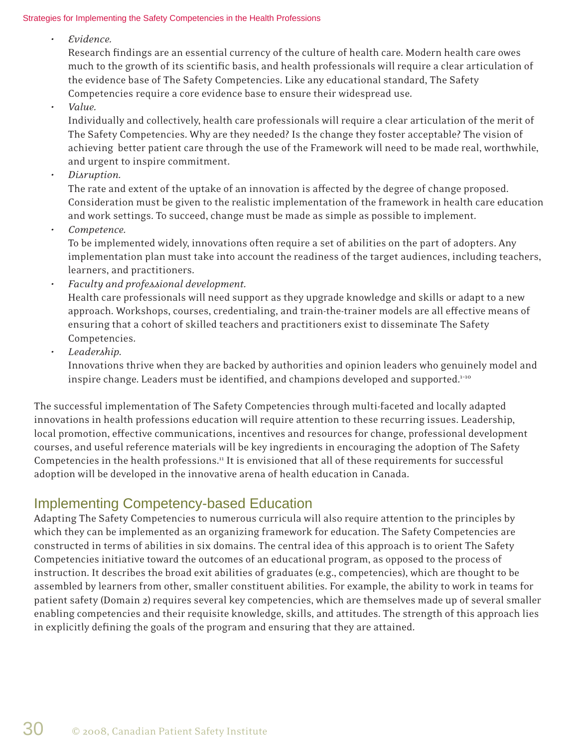- *Evidence.*
  Research findings are an essential currency of the culture of health care. Modern health care owes much to the growth of its scientific basis, and health professionals will require a clear articulation of the evidence base of The Safety Competencies. Like any educational standard, The Safety Competencies require a core evidence base to ensure their widespread use.
- *Value.*
  Individually and collectively, health care professionals will require a clear articulation of the merit of The Safety Competencies. Why are they needed? Is the change they foster acceptable? The vision of achieving better patient care through the use of the Framework will need to be made real, worthwhile, and urgent to inspire commitment.
- *Disruption.*
  The rate and extent of the uptake of an innovation is affected by the degree of change proposed. Consideration must be given to the realistic implementation of the framework in health care education and work settings. To succeed, change must be made as simple as possible to implement.
- *Competence.*
  To be implemented widely, innovations often require a set of abilities on the part of adopters. Any implementation plan must take into account the readiness of the target audiences, including teachers, learners, and practitioners.
- *Faculty and professional development.*
  Health care professionals will need support as they upgrade knowledge and skills or adapt to a new approach. Workshops, courses, credentialing, and train-the-trainer models are all effective means of ensuring that a cohort of skilled teachers and practitioners exist to disseminate The Safety Competencies.
- *Leadership.*
  Innovations thrive when they are backed by authorities and opinion leaders who genuinely model and inspire change. Leaders must be identified, and champions developed and supported.[1–10]

The successful implementation of The Safety Competencies through multi-faceted and locally adapted innovations in health professions education will require attention to these recurring issues. Leadership, local promotion, effective communications, incentives and resources for change, professional development courses, and useful reference materials will be key ingredients in encouraging the adoption of The Safety Competencies in the health professions.[11] It is envisioned that all of these requirements for successful adoption will be developed in the innovative arena of health education in Canada.

## Implementing Competency-based Education

Adapting The Safety Competencies to numerous curricula will also require attention to the principles by which they can be implemented as an organizing framework for education. The Safety Competencies are constructed in terms of abilities in six domains. The central idea of this approach is to orient The Safety Competencies initiative toward the outcomes of an educational program, as opposed to the process of instruction. It describes the broad exit abilities of graduates (e.g., competencies), which are thought to be assembled by learners from other, smaller constituent abilities. For example, the ability to work in teams for patient safety (Domain 2) requires several key competencies, which are themselves made up of several smaller enabling competencies and their requisite knowledge, skills, and attitudes. The strength of this approach lies in explicitly defining the goals of the program and ensuring that they are attained.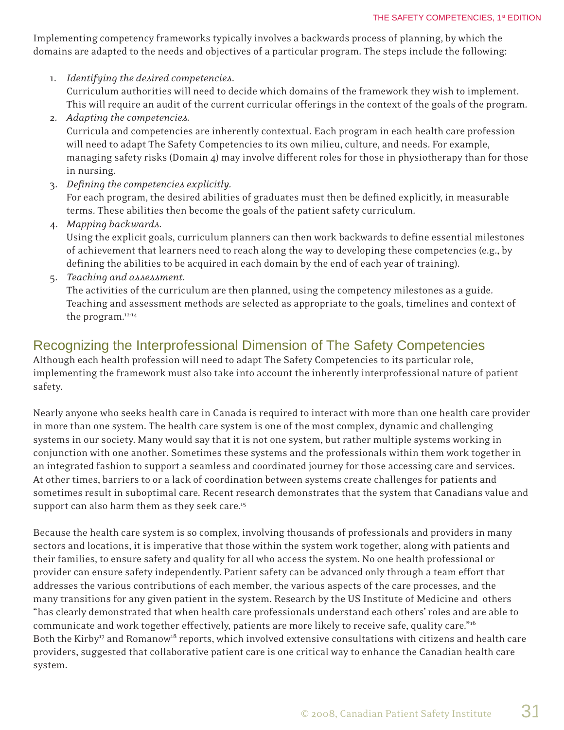Implementing competency frameworks typically involves a backwards process of planning, by which the domains are adapted to the needs and objectives of a particular program. The steps include the following:

1. *Identifying the desired competencies.*
   Curriculum authorities will need to decide which domains of the framework they wish to implement. This will require an audit of the current curricular offerings in the context of the goals of the program.
2. *Adapting the competencies.*
   Curricula and competencies are inherently contextual. Each program in each health care profession will need to adapt The Safety Competencies to its own milieu, culture, and needs. For example, managing safety risks (Domain 4) may involve different roles for those in physiotherapy than for those in nursing.
3. *Defining the competencies explicitly.*
   For each program, the desired abilities of graduates must then be defined explicitly, in measurable terms. These abilities then become the goals of the patient safety curriculum.
4. *Mapping backwards.*
   Using the explicit goals, curriculum planners can then work backwards to define essential milestones of achievement that learners need to reach along the way to developing these competencies (e.g., by defining the abilities to be acquired in each domain by the end of each year of training).
5. *Teaching and assessment.*
   The activities of the curriculum are then planned, using the competency milestones as a guide. Teaching and assessment methods are selected as appropriate to the goals, timelines and context of the program.[12-14]

## Recognizing the Interprofessional Dimension of The Safety Competencies

Although each health profession will need to adapt The Safety Competencies to its particular role, implementing the framework must also take into account the inherently interprofessional nature of patient safety.

Nearly anyone who seeks health care in Canada is required to interact with more than one health care provider in more than one system. The health care system is one of the most complex, dynamic and challenging systems in our society. Many would say that it is not one system, but rather multiple systems working in conjunction with one another. Sometimes these systems and the professionals within them work together in an integrated fashion to support a seamless and coordinated journey for those accessing care and services. At other times, barriers to or a lack of coordination between systems create challenges for patients and sometimes result in suboptimal care. Recent research demonstrates that the system that Canadians value and support can also harm them as they seek care.[15]

Because the health care system is so complex, involving thousands of professionals and providers in many sectors and locations, it is imperative that those within the system work together, along with patients and their families, to ensure safety and quality for all who access the system. No one health professional or provider can ensure safety independently. Patient safety can be advanced only through a team effort that addresses the various contributions of each member, the various aspects of the care processes, and the many transitions for any given patient in the system. Research by the US Institute of Medicine and others "has clearly demonstrated that when health care professionals understand each others' roles and are able to communicate and work together effectively, patients are more likely to receive safe, quality care."[16] Both the Kirby[17] and Romanow[18] reports, which involved extensive consultations with citizens and health care providers, suggested that collaborative patient care is one critical way to enhance the Canadian health care system.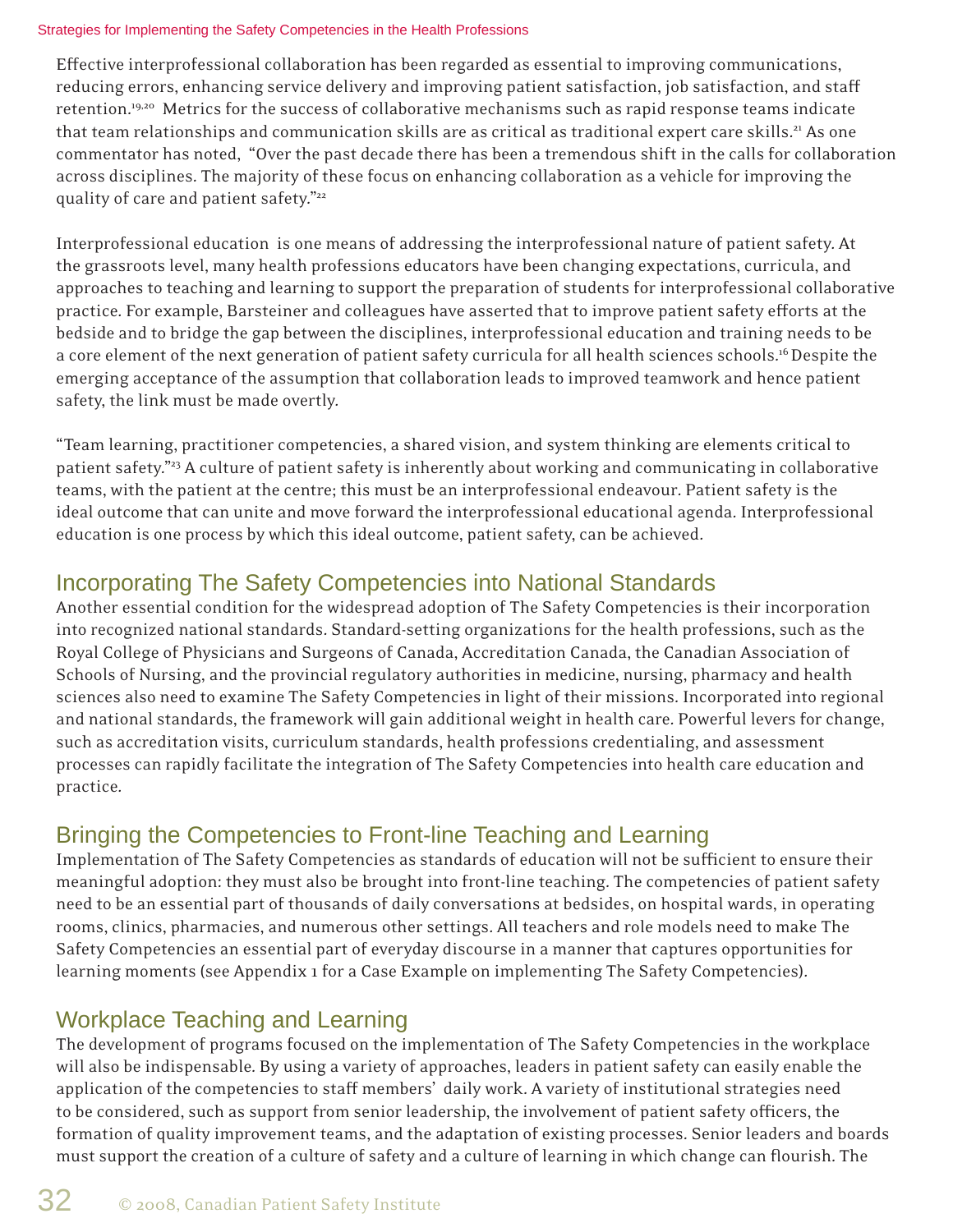Effective interprofessional collaboration has been regarded as essential to improving communications, reducing errors, enhancing service delivery and improving patient satisfaction, job satisfaction, and staff retention.[19,20] Metrics for the success of collaborative mechanisms such as rapid response teams indicate that team relationships and communication skills are as critical as traditional expert care skills.[21] As one commentator has noted, "Over the past decade there has been a tremendous shift in the calls for collaboration across disciplines. The majority of these focus on enhancing collaboration as a vehicle for improving the quality of care and patient safety."[22]

Interprofessional education is one means of addressing the interprofessional nature of patient safety. At the grassroots level, many health professions educators have been changing expectations, curricula, and approaches to teaching and learning to support the preparation of students for interprofessional collaborative practice. For example, Barsteiner and colleagues have asserted that to improve patient safety efforts at the bedside and to bridge the gap between the disciplines, interprofessional education and training needs to be a core element of the next generation of patient safety curricula for all health sciences schools.[16] Despite the emerging acceptance of the assumption that collaboration leads to improved teamwork and hence patient safety, the link must be made overtly.

"Team learning, practitioner competencies, a shared vision, and system thinking are elements critical to patient safety."[23] A culture of patient safety is inherently about working and communicating in collaborative teams, with the patient at the centre; this must be an interprofessional endeavour. Patient safety is the ideal outcome that can unite and move forward the interprofessional educational agenda. Interprofessional education is one process by which this ideal outcome, patient safety, can be achieved.

## Incorporating The Safety Competencies into National Standards

Another essential condition for the widespread adoption of The Safety Competencies is their incorporation into recognized national standards. Standard-setting organizations for the health professions, such as the Royal College of Physicians and Surgeons of Canada, Accreditation Canada, the Canadian Association of Schools of Nursing, and the provincial regulatory authorities in medicine, nursing, pharmacy and health sciences also need to examine The Safety Competencies in light of their missions. Incorporated into regional and national standards, the framework will gain additional weight in health care. Powerful levers for change, such as accreditation visits, curriculum standards, health professions credentialing, and assessment processes can rapidly facilitate the integration of The Safety Competencies into health care education and practice.

## Bringing the Competencies to Front-line Teaching and Learning

Implementation of The Safety Competencies as standards of education will not be sufficient to ensure their meaningful adoption: they must also be brought into front-line teaching. The competencies of patient safety need to be an essential part of thousands of daily conversations at bedsides, on hospital wards, in operating rooms, clinics, pharmacies, and numerous other settings. All teachers and role models need to make The Safety Competencies an essential part of everyday discourse in a manner that captures opportunities for learning moments (see Appendix 1 for a Case Example on implementing The Safety Competencies).

## Workplace Teaching and Learning

The development of programs focused on the implementation of The Safety Competencies in the workplace will also be indispensable. By using a variety of approaches, leaders in patient safety can easily enable the application of the competencies to staff members' daily work. A variety of institutional strategies need to be considered, such as support from senior leadership, the involvement of patient safety officers, the formation of quality improvement teams, and the adaptation of existing processes. Senior leaders and boards must support the creation of a culture of safety and a culture of learning in which change can flourish. The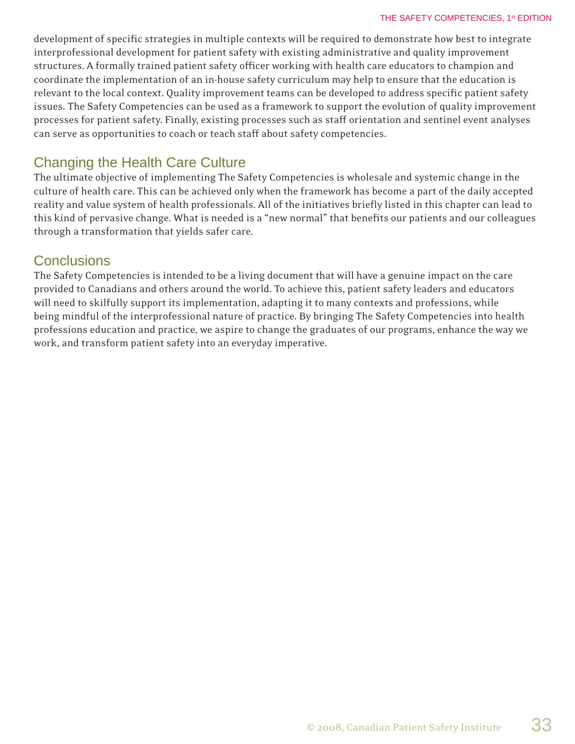development of specific strategies in multiple contexts will be required to demonstrate how best to integrate interprofessional development for patient safety with existing administrative and quality improvement structures. A formally trained patient safety officer working with health care educators to champion and coordinate the implementation of an in-house safety curriculum may help to ensure that the education is relevant to the local context. Quality improvement teams can be developed to address specific patient safety issues. The Safety Competencies can be used as a framework to support the evolution of quality improvement processes for patient safety. Finally, existing processes such as staff orientation and sentinel event analyses can serve as opportunities to coach or teach staff about safety competencies.

## Changing the Health Care Culture

The ultimate objective of implementing The Safety Competencies is wholesale and systemic change in the culture of health care. This can be achieved only when the framework has become a part of the daily accepted reality and value system of health professionals. All of the initiatives briefly listed in this chapter can lead to this kind of pervasive change. What is needed is a "new normal" that benefits our patients and our colleagues through a transformation that yields safer care.

## Conclusions

The Safety Competencies is intended to be a living document that will have a genuine impact on the care provided to Canadians and others around the world. To achieve this, patient safety leaders and educators will need to skilfully support its implementation, adapting it to many contexts and professions, while being mindful of the interprofessional nature of practice. By bringing The Safety Competencies into health professions education and practice, we aspire to change the graduates of our programs, enhance the way we work, and transform patient safety into an everyday imperative.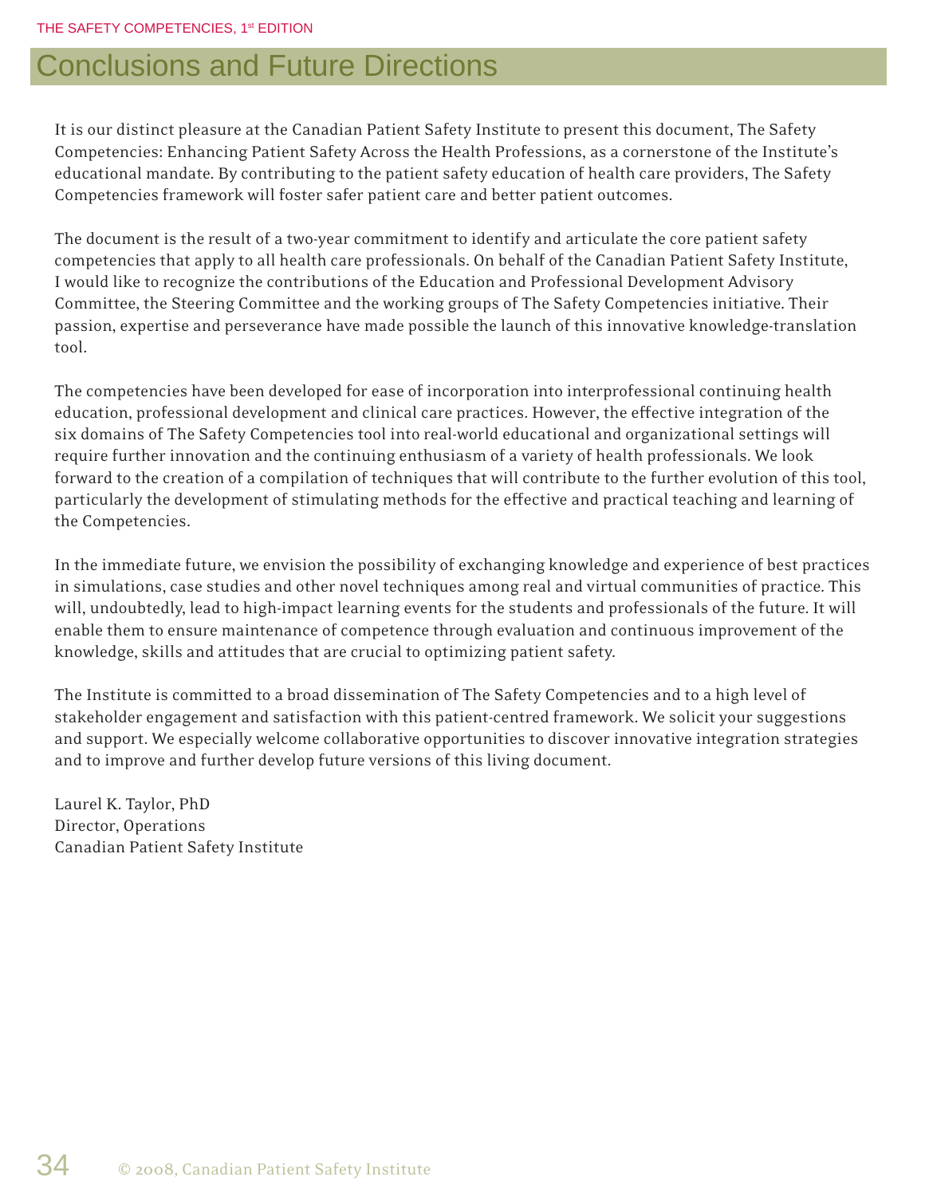# Conclusions and Future Directions

It is our distinct pleasure at the Canadian Patient Safety Institute to present this document, The Safety Competencies: Enhancing Patient Safety Across the Health Professions, as a cornerstone of the Institute's educational mandate. By contributing to the patient safety education of health care providers, The Safety Competencies framework will foster safer patient care and better patient outcomes.

The document is the result of a two-year commitment to identify and articulate the core patient safety competencies that apply to all health care professionals. On behalf of the Canadian Patient Safety Institute, I would like to recognize the contributions of the Education and Professional Development Advisory Committee, the Steering Committee and the working groups of The Safety Competencies initiative. Their passion, expertise and perseverance have made possible the launch of this innovative knowledge-translation tool.

The competencies have been developed for ease of incorporation into interprofessional continuing health education, professional development and clinical care practices. However, the effective integration of the six domains of The Safety Competencies tool into real-world educational and organizational settings will require further innovation and the continuing enthusiasm of a variety of health professionals. We look forward to the creation of a compilation of techniques that will contribute to the further evolution of this tool, particularly the development of stimulating methods for the effective and practical teaching and learning of the Competencies.

In the immediate future, we envision the possibility of exchanging knowledge and experience of best practices in simulations, case studies and other novel techniques among real and virtual communities of practice. This will, undoubtedly, lead to high-impact learning events for the students and professionals of the future. It will enable them to ensure maintenance of competence through evaluation and continuous improvement of the knowledge, skills and attitudes that are crucial to optimizing patient safety.

The Institute is committed to a broad dissemination of The Safety Competencies and to a high level of stakeholder engagement and satisfaction with this patient-centred framework. We solicit your suggestions and support. We especially welcome collaborative opportunities to discover innovative integration strategies and to improve and further develop future versions of this living document.

Laurel K. Taylor, PhD
Director, Operations
Canadian Patient Safety Institute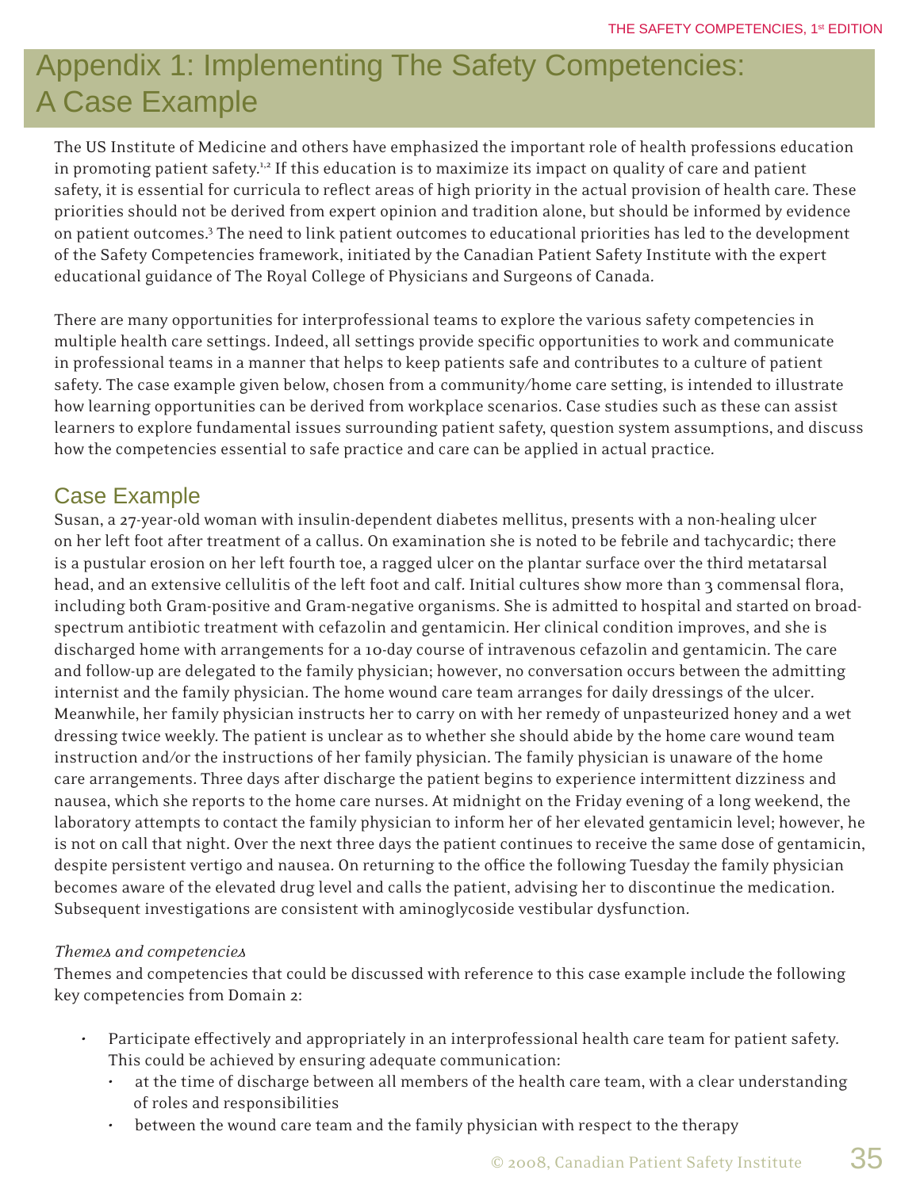# Appendix 1: Implementing The Safety Competencies: A Case Example

The US Institute of Medicine and others have emphasized the important role of health professions education in promoting patient safety.[1,2] If this education is to maximize its impact on quality of care and patient safety, it is essential for curricula to reflect areas of high priority in the actual provision of health care. These priorities should not be derived from expert opinion and tradition alone, but should be informed by evidence on patient outcomes.[3] The need to link patient outcomes to educational priorities has led to the development of the Safety Competencies framework, initiated by the Canadian Patient Safety Institute with the expert educational guidance of The Royal College of Physicians and Surgeons of Canada.

There are many opportunities for interprofessional teams to explore the various safety competencies in multiple health care settings. Indeed, all settings provide specific opportunities to work and communicate in professional teams in a manner that helps to keep patients safe and contributes to a culture of patient safety. The case example given below, chosen from a community/home care setting, is intended to illustrate how learning opportunities can be derived from workplace scenarios. Case studies such as these can assist learners to explore fundamental issues surrounding patient safety, question system assumptions, and discuss how the competencies essential to safe practice and care can be applied in actual practice.

## Case Example

Susan, a 27-year-old woman with insulin-dependent diabetes mellitus, presents with a non-healing ulcer on her left foot after treatment of a callus. On examination she is noted to be febrile and tachycardic; there is a pustular erosion on her left fourth toe, a ragged ulcer on the plantar surface over the third metatarsal head, and an extensive cellulitis of the left foot and calf. Initial cultures show more than 3 commensal flora, including both Gram-positive and Gram-negative organisms. She is admitted to hospital and started on broad-spectrum antibiotic treatment with cefazolin and gentamicin. Her clinical condition improves, and she is discharged home with arrangements for a 10-day course of intravenous cefazolin and gentamicin. The care and follow-up are delegated to the family physician; however, no conversation occurs between the admitting internist and the family physician. The home wound care team arranges for daily dressings of the ulcer. Meanwhile, her family physician instructs her to carry on with her remedy of unpasteurized honey and a wet dressing twice weekly. The patient is unclear as to whether she should abide by the home care wound team instruction and/or the instructions of her family physician. The family physician is unaware of the home care arrangements. Three days after discharge the patient begins to experience intermittent dizziness and nausea, which she reports to the home care nurses. At midnight on the Friday evening of a long weekend, the laboratory attempts to contact the family physician to inform her of her elevated gentamicin level; however, he is not on call that night. Over the next three days the patient continues to receive the same dose of gentamicin, despite persistent vertigo and nausea. On returning to the office the following Tuesday the family physician becomes aware of the elevated drug level and calls the patient, advising her to discontinue the medication. Subsequent investigations are consistent with aminoglycoside vestibular dysfunction.

*Themes and competencies*

Themes and competencies that could be discussed with reference to this case example include the following key competencies from Domain 2:

- Participate effectively and appropriately in an interprofessional health care team for patient safety. This could be achieved by ensuring adequate communication:
  - at the time of discharge between all members of the health care team, with a clear understanding of roles and responsibilities
  - between the wound care team and the family physician with respect to the therapy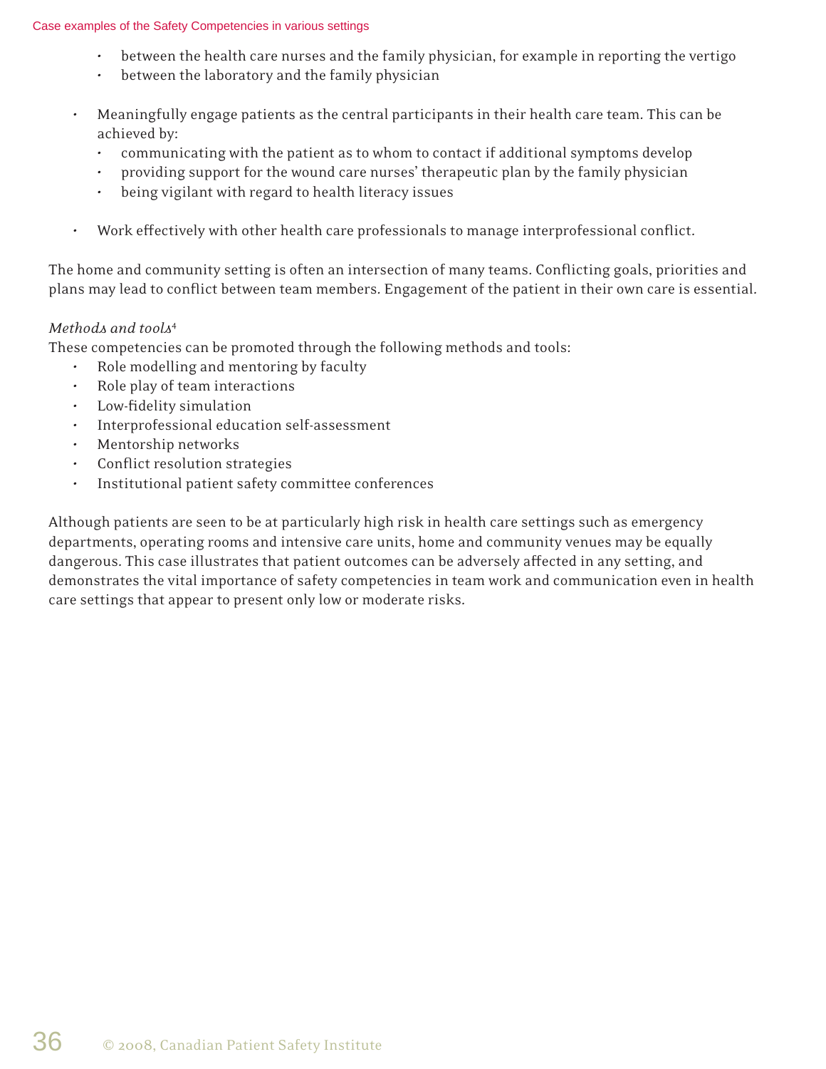- between the health care nurses and the family physician, for example in reporting the vertigo
  - between the laboratory and the family physician

- Meaningfully engage patients as the central participants in their health care team. This can be achieved by:
  - communicating with the patient as to whom to contact if additional symptoms develop
  - providing support for the wound care nurses' therapeutic plan by the family physician
  - being vigilant with regard to health literacy issues

- Work effectively with other health care professionals to manage interprofessional conflict.

The home and community setting is often an intersection of many teams. Conflicting goals, priorities and plans may lead to conflict between team members. Engagement of the patient in their own care is essential.

*Methods and tools*[4]

These competencies can be promoted through the following methods and tools:

- Role modelling and mentoring by faculty
- Role play of team interactions
- Low-fidelity simulation
- Interprofessional education self-assessment
- Mentorship networks
- Conflict resolution strategies
- Institutional patient safety committee conferences

Although patients are seen to be at particularly high risk in health care settings such as emergency departments, operating rooms and intensive care units, home and community venues may be equally dangerous. This case illustrates that patient outcomes can be adversely affected in any setting, and demonstrates the vital importance of safety competencies in team work and communication even in health care settings that appear to present only low or moderate risks.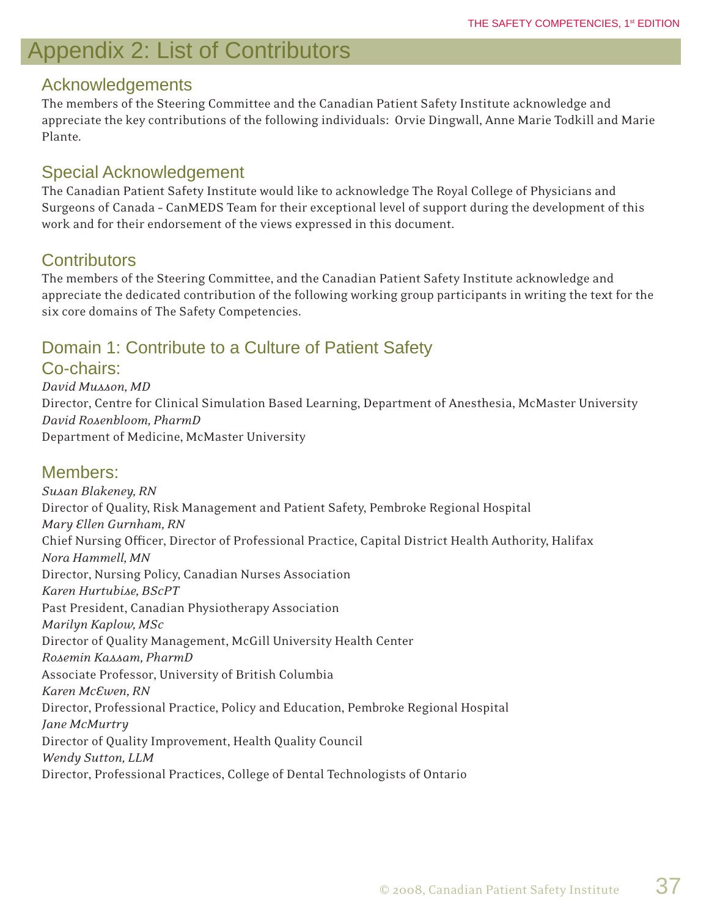# Appendix 2: List of Contributors

## Acknowledgements

The members of the Steering Committee and the Canadian Patient Safety Institute acknowledge and appreciate the key contributions of the following individuals: Orvie Dingwall, Anne Marie Todkill and Marie Plante.

## Special Acknowledgement

The Canadian Patient Safety Institute would like to acknowledge The Royal College of Physicians and Surgeons of Canada - CanMEDS Team for their exceptional level of support during the development of this work and for their endorsement of the views expressed in this document.

## Contributors

The members of the Steering Committee, and the Canadian Patient Safety Institute acknowledge and appreciate the dedicated contribution of the following working group participants in writing the text for the six core domains of The Safety Competencies.

## Domain 1: Contribute to a Culture of Patient Safety

### Co-chairs:

*David Musson, MD*
Director, Centre for Clinical Simulation Based Learning, Department of Anesthesia, McMaster University
*David Rosenbloom, PharmD*
Department of Medicine, McMaster University

### Members:

*Susan Blakeney, RN*
Director of Quality, Risk Management and Patient Safety, Pembroke Regional Hospital
*Mary Ellen Gurnham, RN*
Chief Nursing Officer, Director of Professional Practice, Capital District Health Authority, Halifax
*Nora Hammell, MN*
Director, Nursing Policy, Canadian Nurses Association
*Karen Hurtubise, BScPT*
Past President, Canadian Physiotherapy Association
*Marilyn Kaplow, MSc*
Director of Quality Management, McGill University Health Center
*Rosemin Kassam, PharmD*
Associate Professor, University of British Columbia
*Karen McEwen, RN*
Director, Professional Practice, Policy and Education, Pembroke Regional Hospital
*Jane McMurtry*
Director of Quality Improvement, Health Quality Council
*Wendy Sutton, LLM*
Director, Professional Practices, College of Dental Technologists of Ontario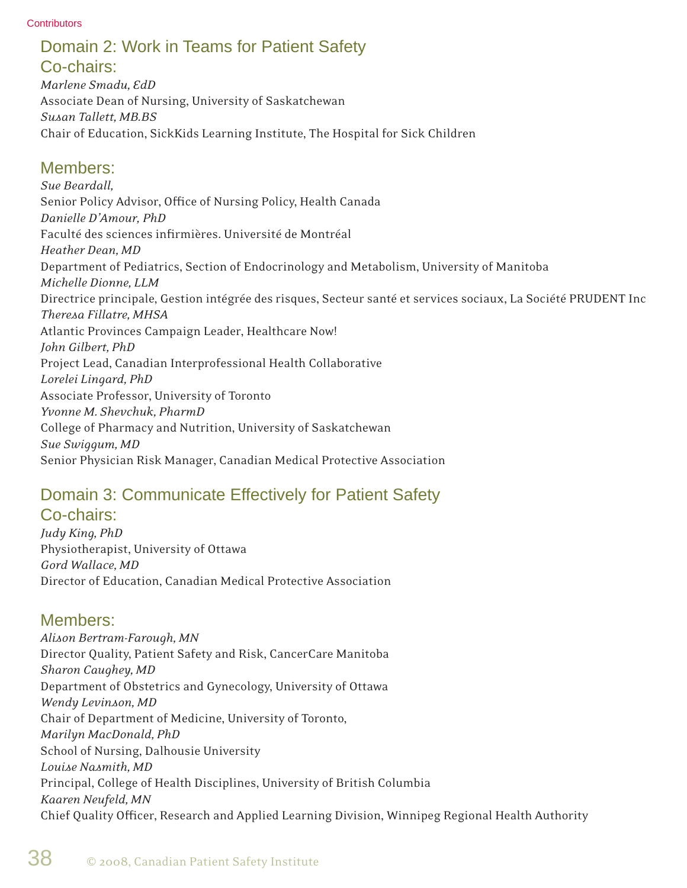## Domain 2: Work in Teams for Patient Safety

### Co-chairs:

*Marlene Smadu, EdD*
Associate Dean of Nursing, University of Saskatchewan
*Susan Tallett, MB.BS*
Chair of Education, SickKids Learning Institute, The Hospital for Sick Children

### Members:

*Sue Beardall,*
Senior Policy Advisor, Office of Nursing Policy, Health Canada
*Danielle D'Amour, PhD*
Faculté des sciences infirmières. Université de Montréal
*Heather Dean, MD*
Department of Pediatrics, Section of Endocrinology and Metabolism, University of Manitoba
*Michelle Dionne, LLM*
Directrice principale, Gestion intégrée des risques, Secteur santé et services sociaux, La Société PRUDENT Inc
*Theresa Fillatre, MHSA*
Atlantic Provinces Campaign Leader, Healthcare Now!
*John Gilbert, PhD*
Project Lead, Canadian Interprofessional Health Collaborative
*Lorelei Lingard, PhD*
Associate Professor, University of Toronto
*Yvonne M. Shevchuk, PharmD*
College of Pharmacy and Nutrition, University of Saskatchewan
*Sue Swiggum, MD*
Senior Physician Risk Manager, Canadian Medical Protective Association

## Domain 3: Communicate Effectively for Patient Safety

### Co-chairs:

*Judy King, PhD*
Physiotherapist, University of Ottawa
*Gord Wallace, MD*
Director of Education, Canadian Medical Protective Association

### Members:

*Alison Bertram-Farough, MN*
Director Quality, Patient Safety and Risk, CancerCare Manitoba
*Sharon Caughey, MD*
Department of Obstetrics and Gynecology, University of Ottawa
*Wendy Levinson, MD*
Chair of Department of Medicine, University of Toronto,
*Marilyn MacDonald, PhD*
School of Nursing, Dalhousie University
*Louise Nasmith, MD*
Principal, College of Health Disciplines, University of British Columbia
*Kaaren Neufeld, MN*
Chief Quality Officer, Research and Applied Learning Division, Winnipeg Regional Health Authority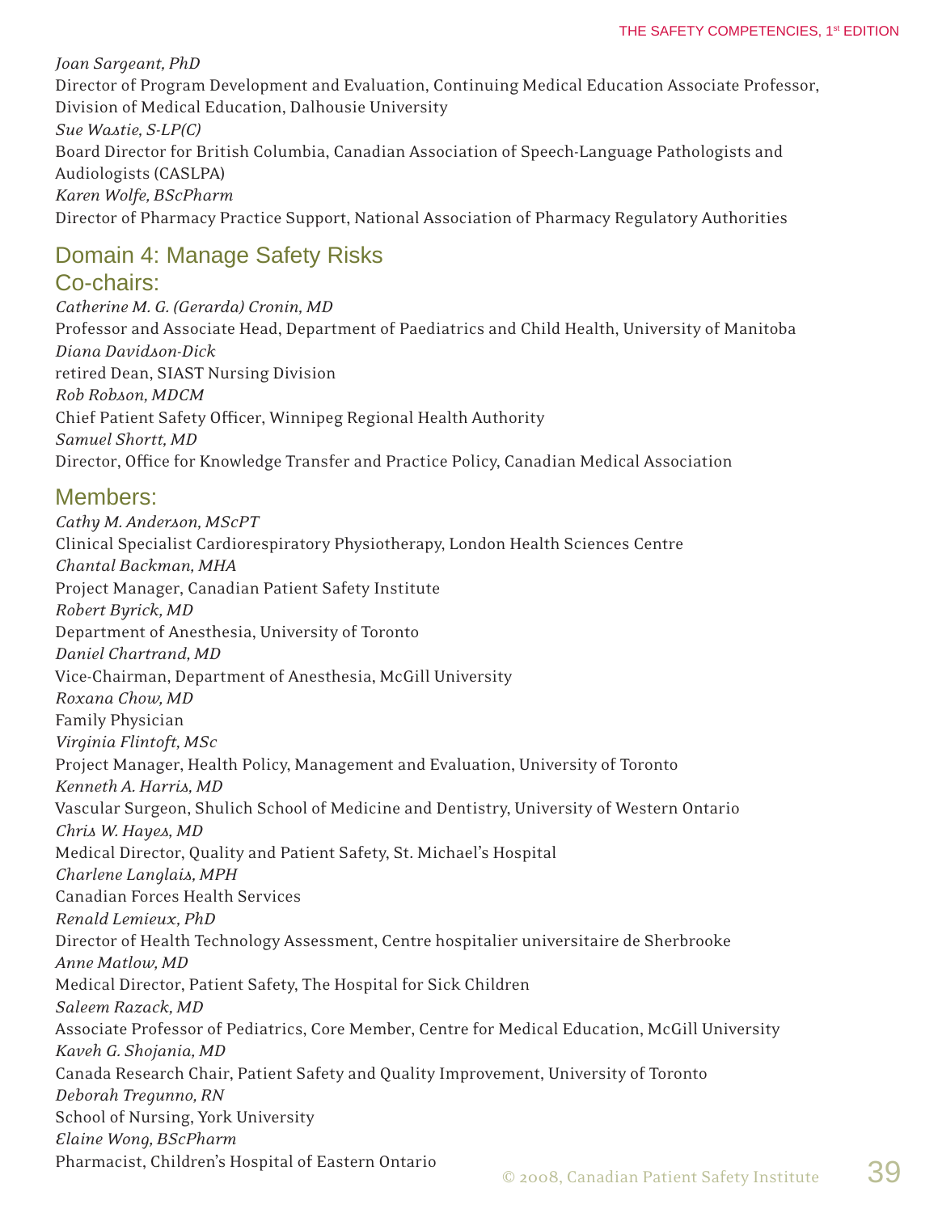*Joan Sargeant, PhD*
Director of Program Development and Evaluation, Continuing Medical Education Associate Professor, Division of Medical Education, Dalhousie University
*Sue Wastie, S-LP(C)*
Board Director for British Columbia, Canadian Association of Speech-Language Pathologists and Audiologists (CASLPA)
*Karen Wolfe, BScPharm*
Director of Pharmacy Practice Support, National Association of Pharmacy Regulatory Authorities

## Domain 4: Manage Safety Risks

### Co-chairs:

*Catherine M. G. (Gerarda) Cronin, MD*
Professor and Associate Head, Department of Paediatrics and Child Health, University of Manitoba
*Diana Davidson-Dick*
retired Dean, SIAST Nursing Division
*Rob Robson, MDCM*
Chief Patient Safety Officer, Winnipeg Regional Health Authority
*Samuel Shortt, MD*
Director, Office for Knowledge Transfer and Practice Policy, Canadian Medical Association

### Members:

*Cathy M. Anderson, MScPT*
Clinical Specialist Cardiorespiratory Physiotherapy, London Health Sciences Centre
*Chantal Backman, MHA*
Project Manager, Canadian Patient Safety Institute
*Robert Byrick, MD*
Department of Anesthesia, University of Toronto
*Daniel Chartrand, MD*
Vice-Chairman, Department of Anesthesia, McGill University
*Roxana Chow, MD*
Family Physician
*Virginia Flintoft, MSc*
Project Manager, Health Policy, Management and Evaluation, University of Toronto
*Kenneth A. Harris, MD*
Vascular Surgeon, Shulich School of Medicine and Dentistry, University of Western Ontario
*Chris W. Hayes, MD*
Medical Director, Quality and Patient Safety, St. Michael's Hospital
*Charlene Langlais, MPH*
Canadian Forces Health Services
*Renald Lemieux, PhD*
Director of Health Technology Assessment, Centre hospitalier universitaire de Sherbrooke
*Anne Matlow, MD*
Medical Director, Patient Safety, The Hospital for Sick Children
*Saleem Razack, MD*
Associate Professor of Pediatrics, Core Member, Centre for Medical Education, McGill University
*Kaveh G. Shojania, MD*
Canada Research Chair, Patient Safety and Quality Improvement, University of Toronto
*Deborah Tregunno, RN*
School of Nursing, York University
*Elaine Wong, BScPharm*
Pharmacist, Children's Hospital of Eastern Ontario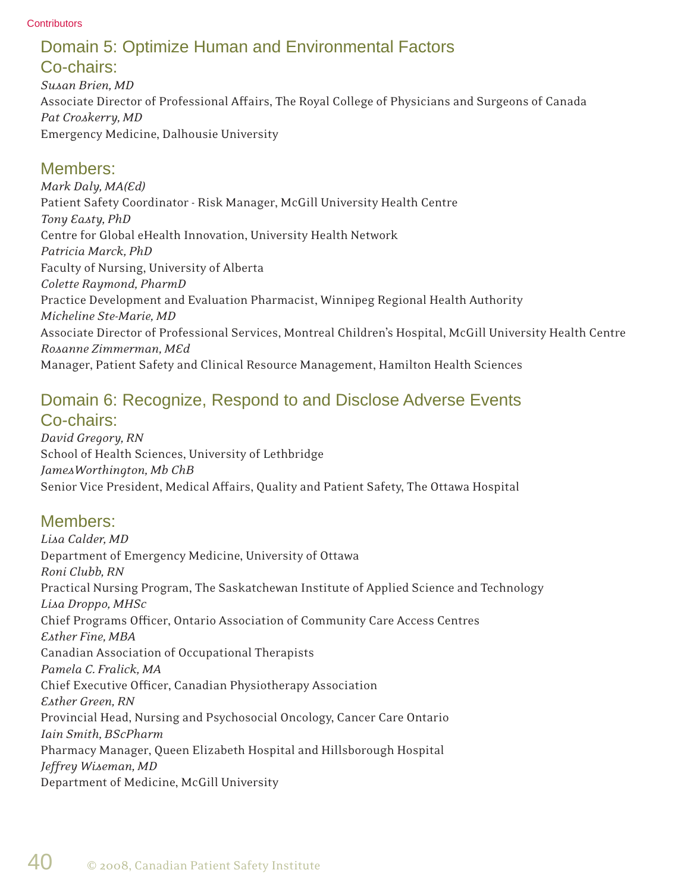## Domain 5: Optimize Human and Environmental Factors

### Co-chairs:

*Susan Brien, MD*
Associate Director of Professional Affairs, The Royal College of Physicians and Surgeons of Canada
*Pat Croskerry, MD*
Emergency Medicine, Dalhousie University

### Members:

*Mark Daly, MA(Ed)*
Patient Safety Coordinator - Risk Manager, McGill University Health Centre
*Tony Easty, PhD*
Centre for Global eHealth Innovation, University Health Network
*Patricia Marck, PhD*
Faculty of Nursing, University of Alberta
*Colette Raymond, PharmD*
Practice Development and Evaluation Pharmacist, Winnipeg Regional Health Authority
*Micheline Ste-Marie, MD*
Associate Director of Professional Services, Montreal Children's Hospital, McGill University Health Centre
*Rosanne Zimmerman, MEd*
Manager, Patient Safety and Clinical Resource Management, Hamilton Health Sciences

## Domain 6: Recognize, Respond to and Disclose Adverse Events

### Co-chairs:

*David Gregory, RN*
School of Health Sciences, University of Lethbridge
*JamesWorthington, Mb ChB*
Senior Vice President, Medical Affairs, Quality and Patient Safety, The Ottawa Hospital

### Members:

*Lisa Calder, MD*
Department of Emergency Medicine, University of Ottawa
*Roni Clubb, RN*
Practical Nursing Program, The Saskatchewan Institute of Applied Science and Technology
*Lisa Droppo, MHSc*
Chief Programs Officer, Ontario Association of Community Care Access Centres
*Esther Fine, MBA*
Canadian Association of Occupational Therapists
*Pamela C. Fralick, MA*
Chief Executive Officer, Canadian Physiotherapy Association
*Esther Green, RN*
Provincial Head, Nursing and Psychosocial Oncology, Cancer Care Ontario
*Iain Smith, BScPharm*
Pharmacy Manager, Queen Elizabeth Hospital and Hillsborough Hospital
*Jeffrey Wiseman, MD*
Department of Medicine, McGill University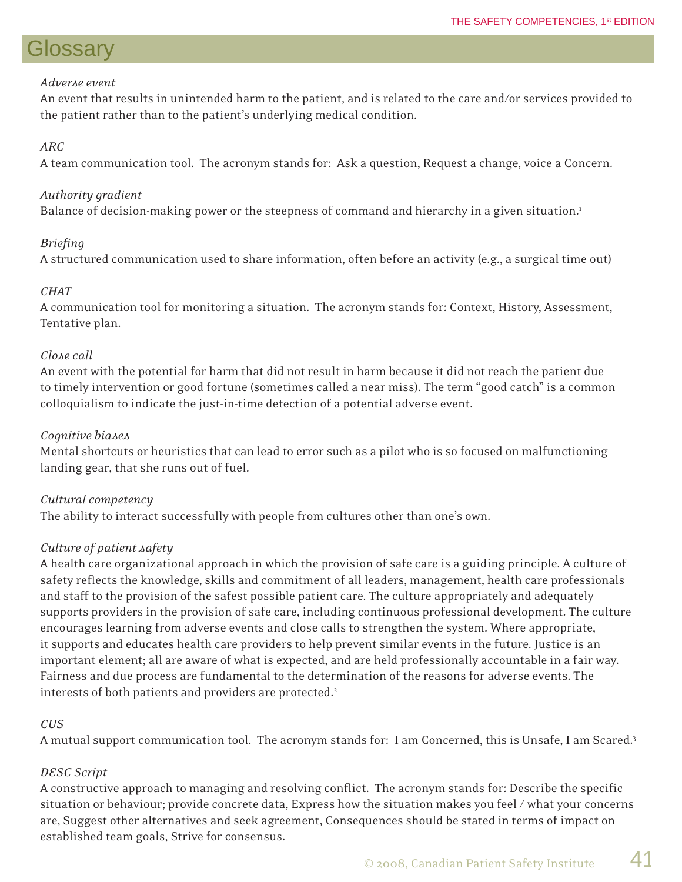# Glossary

*Adverse event*
An event that results in unintended harm to the patient, and is related to the care and/or services provided to the patient rather than to the patient's underlying medical condition.

*ARC*
A team communication tool. The acronym stands for: Ask a question, Request a change, voice a Concern.

*Authority gradient*
Balance of decision-making power or the steepness of command and hierarchy in a given situation.[1]

*Briefing*
A structured communication used to share information, often before an activity (e.g., a surgical time out)

*CHAT*
A communication tool for monitoring a situation. The acronym stands for: Context, History, Assessment, Tentative plan.

*Close call*
An event with the potential for harm that did not result in harm because it did not reach the patient due to timely intervention or good fortune (sometimes called a near miss). The term "good catch" is a common colloquialism to indicate the just-in-time detection of a potential adverse event.

*Cognitive biases*
Mental shortcuts or heuristics that can lead to error such as a pilot who is so focused on malfunctioning landing gear, that she runs out of fuel.

*Cultural competency*
The ability to interact successfully with people from cultures other than one's own.

*Culture of patient safety*
A health care organizational approach in which the provision of safe care is a guiding principle. A culture of safety reflects the knowledge, skills and commitment of all leaders, management, health care professionals and staff to the provision of the safest possible patient care. The culture appropriately and adequately supports providers in the provision of safe care, including continuous professional development. The culture encourages learning from adverse events and close calls to strengthen the system. Where appropriate, it supports and educates health care providers to help prevent similar events in the future. Justice is an important element; all are aware of what is expected, and are held professionally accountable in a fair way. Fairness and due process are fundamental to the determination of the reasons for adverse events. The interests of both patients and providers are protected.[2]

*CUS*
A mutual support communication tool. The acronym stands for: I am Concerned, this is Unsafe, I am Scared.[3]

*DESC Script*
A constructive approach to managing and resolving conflict. The acronym stands for: Describe the specific situation or behaviour; provide concrete data, Express how the situation makes you feel / what your concerns are, Suggest other alternatives and seek agreement, Consequences should be stated in terms of impact on established team goals, Strive for consensus.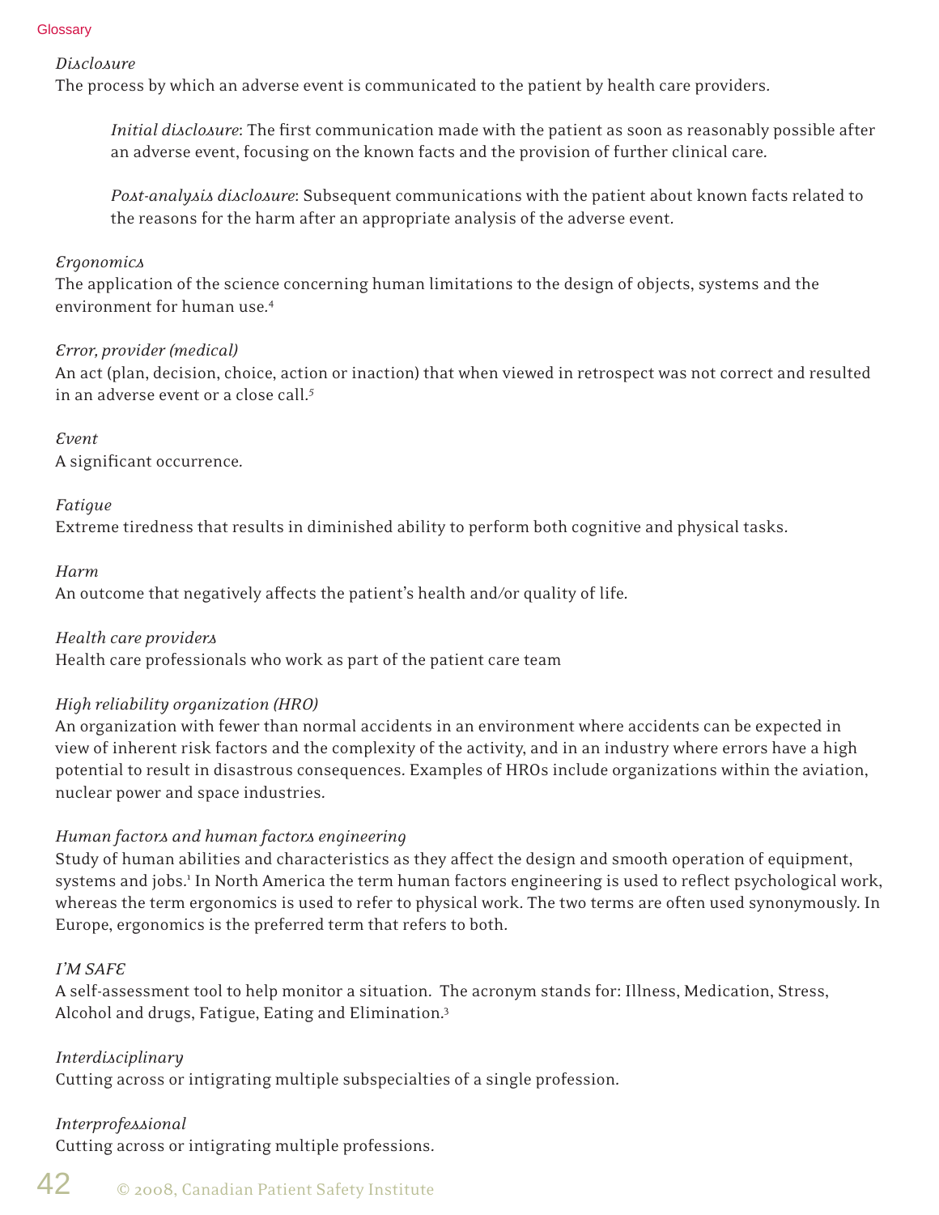*Disclosure*
The process by which an adverse event is communicated to the patient by health care providers.

> *Initial disclosure*: The first communication made with the patient as soon as reasonably possible after an adverse event, focusing on the known facts and the provision of further clinical care.
>
> *Post-analysis disclosure*: Subsequent communications with the patient about known facts related to the reasons for the harm after an appropriate analysis of the adverse event.

*Ergonomics*
The application of the science concerning human limitations to the design of objects, systems and the environment for human use.[4]

*Error, provider (medical)*
An act (plan, decision, choice, action or inaction) that when viewed in retrospect was not correct and resulted in an adverse event or a close call.[5]

*Event*
A significant occurrence.

*Fatigue*
Extreme tiredness that results in diminished ability to perform both cognitive and physical tasks.

*Harm*
An outcome that negatively affects the patient's health and/or quality of life.

*Health care providers*
Health care professionals who work as part of the patient care team

*High reliability organization (HRO)*
An organization with fewer than normal accidents in an environment where accidents can be expected in view of inherent risk factors and the complexity of the activity, and in an industry where errors have a high potential to result in disastrous consequences. Examples of HROs include organizations within the aviation, nuclear power and space industries.

*Human factors and human factors engineering*
Study of human abilities and characteristics as they affect the design and smooth operation of equipment, systems and jobs.[1] In North America the term human factors engineering is used to reflect psychological work, whereas the term ergonomics is used to refer to physical work. The two terms are often used synonymously. In Europe, ergonomics is the preferred term that refers to both.

*I'M SAFE*
A self-assessment tool to help monitor a situation. The acronym stands for: Illness, Medication, Stress, Alcohol and drugs, Fatigue, Eating and Elimination.[3]

*Interdisciplinary*
Cutting across or intigrating multiple subspecialties of a single profession.

*Interprofessional*
Cutting across or intigrating multiple professions.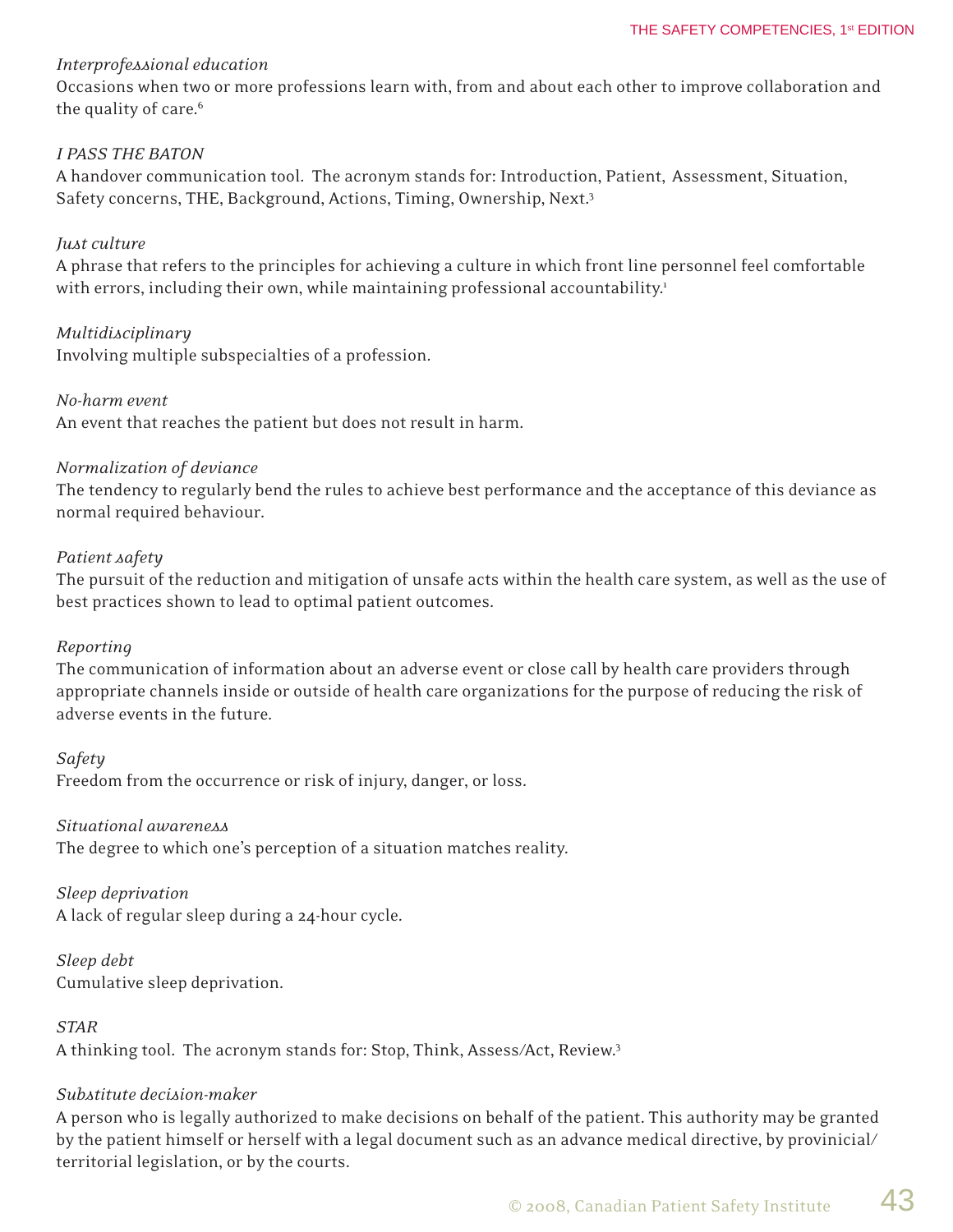*Interprofessional education*
Occasions when two or more professions learn with, from and about each other to improve collaboration and the quality of care.[6]

*I PASS THE BATON*
A handover communication tool. The acronym stands for: Introduction, Patient, Assessment, Situation, Safety concerns, THE, Background, Actions, Timing, Ownership, Next.[3]

*Just culture*
A phrase that refers to the principles for achieving a culture in which front line personnel feel comfortable with errors, including their own, while maintaining professional accountability.[1]

*Multidisciplinary*
Involving multiple subspecialties of a profession.

*No-harm event*
An event that reaches the patient but does not result in harm.

*Normalization of deviance*
The tendency to regularly bend the rules to achieve best performance and the acceptance of this deviance as normal required behaviour.

*Patient safety*
The pursuit of the reduction and mitigation of unsafe acts within the health care system, as well as the use of best practices shown to lead to optimal patient outcomes.

*Reporting*
The communication of information about an adverse event or close call by health care providers through appropriate channels inside or outside of health care organizations for the purpose of reducing the risk of adverse events in the future.

*Safety*
Freedom from the occurrence or risk of injury, danger, or loss.

*Situational awareness*
The degree to which one's perception of a situation matches reality.

*Sleep deprivation*
A lack of regular sleep during a 24-hour cycle.

*Sleep debt*
Cumulative sleep deprivation.

*STAR*
A thinking tool. The acronym stands for: Stop, Think, Assess/Act, Review.[3]

*Substitute decision-maker*
A person who is legally authorized to make decisions on behalf of the patient. This authority may be granted by the patient himself or herself with a legal document such as an advance medical directive, by provinicial/territorial legislation, or by the courts.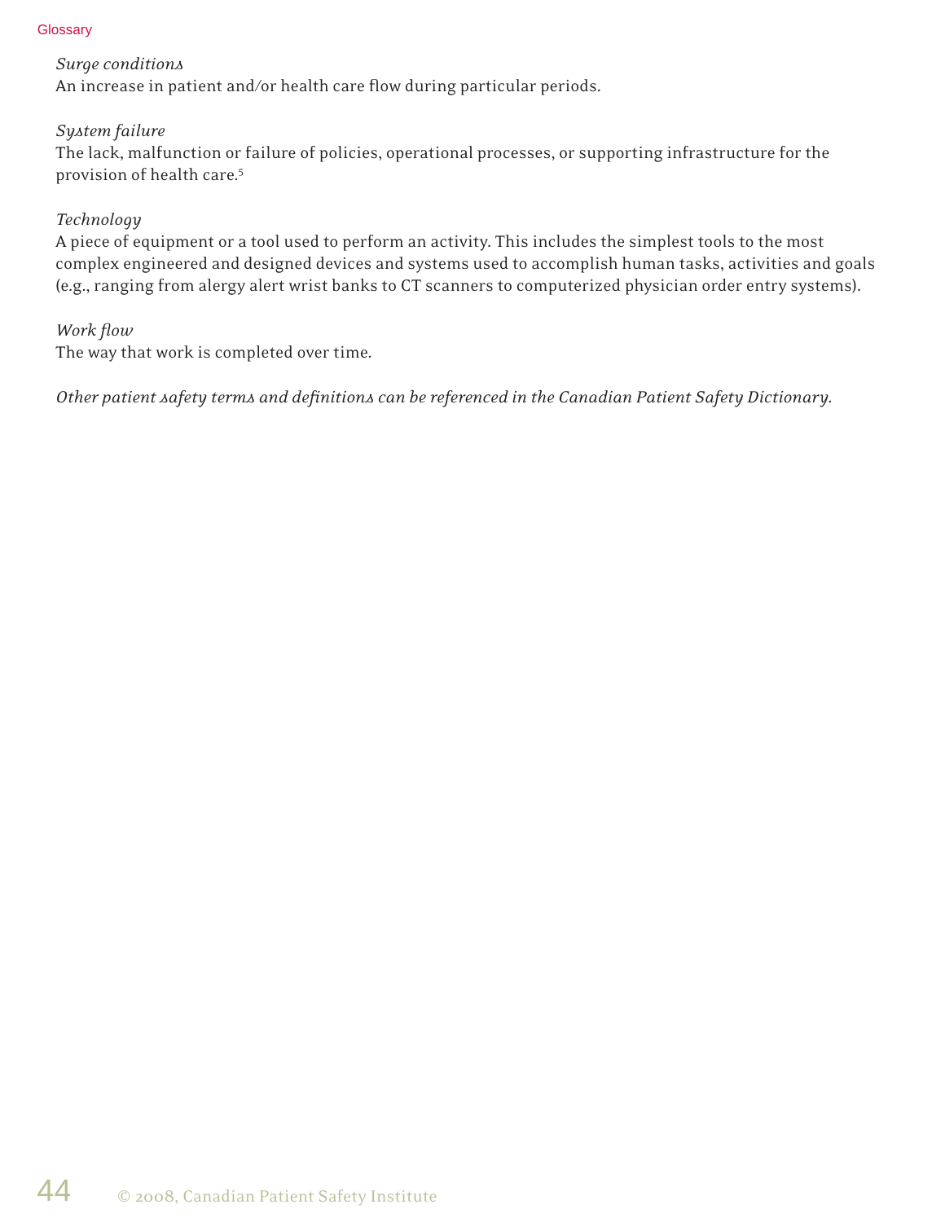*Surge conditions*
An increase in patient and/or health care flow during particular periods.

*System failure*
The lack, malfunction or failure of policies, operational processes, or supporting infrastructure for the provision of health care.[5]

*Technology*
A piece of equipment or a tool used to perform an activity. This includes the simplest tools to the most complex engineered and designed devices and systems used to accomplish human tasks, activities and goals (e.g., ranging from alergy alert wrist banks to CT scanners to computerized physician order entry systems).

*Work flow*
The way that work is completed over time.

*Other patient safety terms and definitions can be referenced in the Canadian Patient Safety Dictionary.*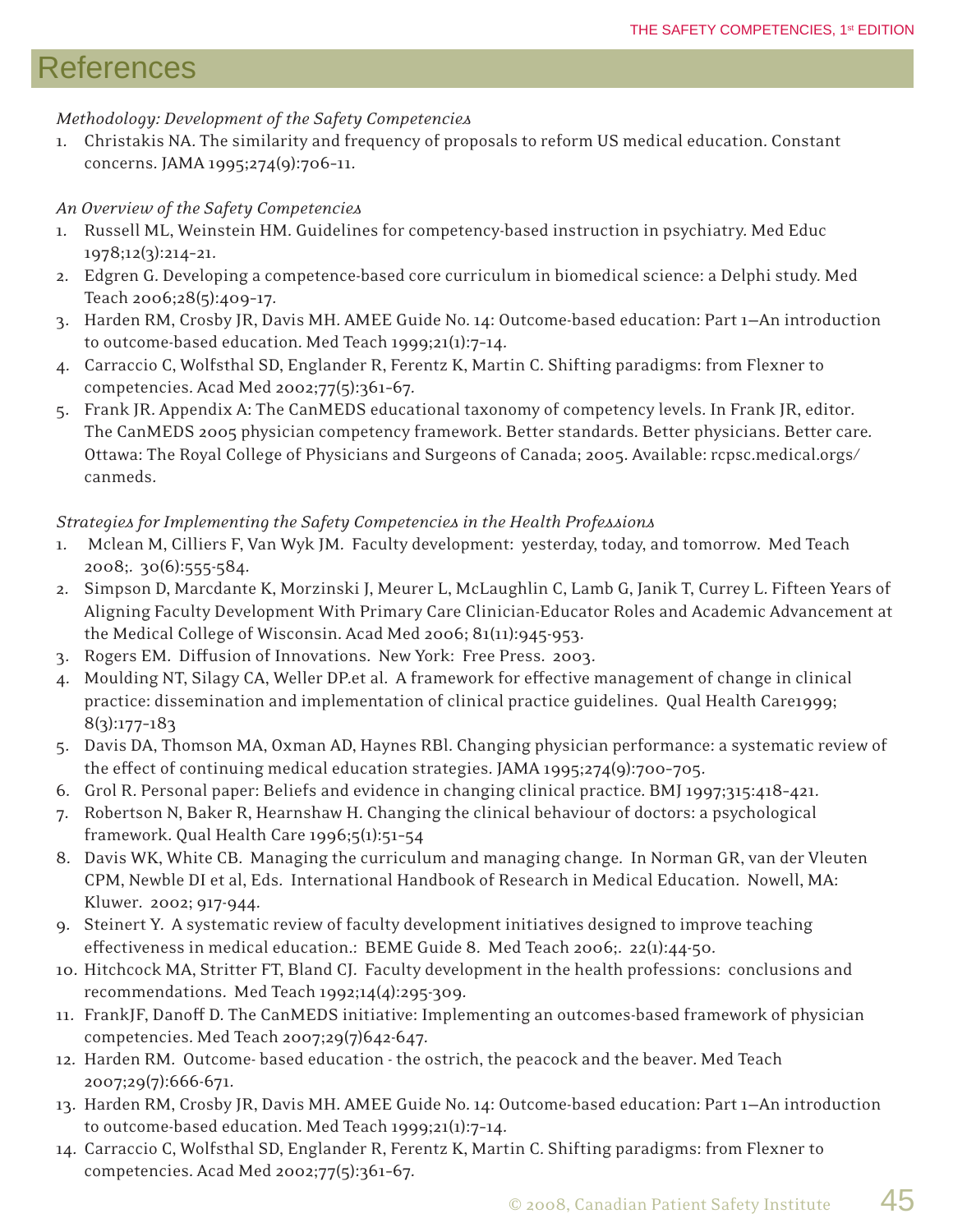# References

*Methodology: Development of the Safety Competencies*

1. Christakis NA. The similarity and frequency of proposals to reform US medical education. Constant concerns. JAMA 1995;274(9):706-11.

*An Overview of the Safety Competencies*

1. Russell ML, Weinstein HM. Guidelines for competency-based instruction in psychiatry. Med Educ 1978;12(3):214-21.
2. Edgren G. Developing a competence-based core curriculum in biomedical science: a Delphi study. Med Teach 2006;28(5):409-17.
3. Harden RM, Crosby JR, Davis MH. AMEE Guide No. 14: Outcome-based education: Part 1—An introduction to outcome-based education. Med Teach 1999;21(1):7-14.
4. Carraccio C, Wolfsthal SD, Englander R, Ferentz K, Martin C. Shifting paradigms: from Flexner to competencies. Acad Med 2002;77(5):361-67.
5. Frank JR. Appendix A: The CanMEDS educational taxonomy of competency levels. In Frank JR, editor. The CanMEDS 2005 physician competency framework. Better standards. Better physicians. Better care. Ottawa: The Royal College of Physicians and Surgeons of Canada; 2005. Available: rcpsc.medical.orgs/canmeds.

*Strategies for Implementing the Safety Competencies in the Health Professions*

1. Mclean M, Cilliers F, Van Wyk JM. Faculty development: yesterday, today, and tomorrow. Med Teach 2008;. 30(6):555-584.
2. Simpson D, Marcdante K, Morzinski J, Meurer L, McLaughlin C, Lamb G, Janik T, Currey L. Fifteen Years of Aligning Faculty Development With Primary Care Clinician-Educator Roles and Academic Advancement at the Medical College of Wisconsin. Acad Med 2006; 81(11):945-953.
3. Rogers EM. Diffusion of Innovations. New York: Free Press. 2003.
4. Moulding NT, Silagy CA, Weller DP.et al. A framework for effective management of change in clinical practice: dissemination and implementation of clinical practice guidelines. Qual Health Care1999; 8(3):177-183
5. Davis DA, Thomson MA, Oxman AD, Haynes RBl. Changing physician performance: a systematic review of the effect of continuing medical education strategies. JAMA 1995;274(9):700-705.
6. Grol R. Personal paper: Beliefs and evidence in changing clinical practice. BMJ 1997;315:418-421.
7. Robertson N, Baker R, Hearnshaw H. Changing the clinical behaviour of doctors: a psychological framework. Qual Health Care 1996;5(1):51-54
8. Davis WK, White CB. Managing the curriculum and managing change. In Norman GR, van der Vleuten CPM, Newble DI et al, Eds. International Handbook of Research in Medical Education. Nowell, MA: Kluwer. 2002; 917-944.
9. Steinert Y. A systematic review of faculty development initiatives designed to improve teaching effectiveness in medical education.: BEME Guide 8. Med Teach 2006;. 22(1):44-50.
10. Hitchcock MA, Stritter FT, Bland CJ. Faculty development in the health professions: conclusions and recommendations. Med Teach 1992;14(4):295-309.
11. FrankJF, Danoff D. The CanMEDS initiative: Implementing an outcomes-based framework of physician competencies. Med Teach 2007;29(7)642-647.
12. Harden RM. Outcome- based education - the ostrich, the peacock and the beaver. Med Teach 2007;29(7):666-671.
13. Harden RM, Crosby JR, Davis MH. AMEE Guide No. 14: Outcome-based education: Part 1—An introduction to outcome-based education. Med Teach 1999;21(1):7-14.
14. Carraccio C, Wolfsthal SD, Englander R, Ferentz K, Martin C. Shifting paradigms: from Flexner to competencies. Acad Med 2002;77(5):361-67.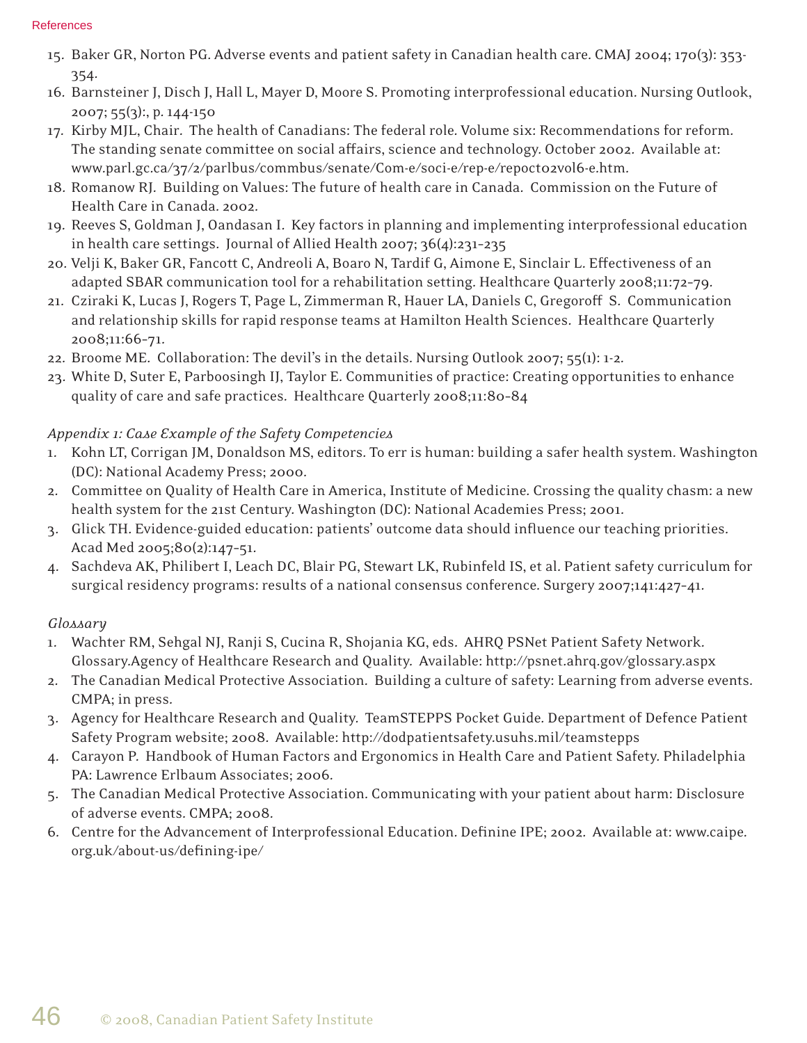15. Baker GR, Norton PG. Adverse events and patient safety in Canadian health care. CMAJ 2004; 170(3): 353-354.
16. Barnsteiner J, Disch J, Hall L, Mayer D, Moore S. Promoting interprofessional education. Nursing Outlook, 2007; 55(3):, p. 144-150
17. Kirby MJL, Chair. The health of Canadians: The federal role. Volume six: Recommendations for reform. The standing senate committee on social affairs, science and technology. October 2002. Available at: www.parl.gc.ca/37/2/parlbus/commbus/senate/Com-e/soci-e/rep-e/repoct02vol6-e.htm.
18. Romanow RJ. Building on Values: The future of health care in Canada. Commission on the Future of Health Care in Canada. 2002.
19. Reeves S, Goldman J, Oandasan I. Key factors in planning and implementing interprofessional education in health care settings. Journal of Allied Health 2007; 36(4):231-235
20. Velji K, Baker GR, Fancott C, Andreoli A, Boaro N, Tardif G, Aimone E, Sinclair L. Effectiveness of an adapted SBAR communication tool for a rehabilitation setting. Healthcare Quarterly 2008;11:72-79.
21. Cziraki K, Lucas J, Rogers T, Page L, Zimmerman R, Hauer LA, Daniels C, Gregoroff S. Communication and relationship skills for rapid response teams at Hamilton Health Sciences. Healthcare Quarterly 2008;11:66-71.
22. Broome ME. Collaboration: The devil's in the details. Nursing Outlook 2007; 55(1): 1-2.
23. White D, Suter E, Parboosingh IJ, Taylor E. Communities of practice: Creating opportunities to enhance quality of care and safe practices. Healthcare Quarterly 2008;11:80-84

*Appendix 1: Case Example of the Safety Competencies*

1. Kohn LT, Corrigan JM, Donaldson MS, editors. To err is human: building a safer health system. Washington (DC): National Academy Press; 2000.
2. Committee on Quality of Health Care in America, Institute of Medicine. Crossing the quality chasm: a new health system for the 21st Century. Washington (DC): National Academies Press; 2001.
3. Glick TH. Evidence-guided education: patients' outcome data should influence our teaching priorities. Acad Med 2005;80(2):147-51.
4. Sachdeva AK, Philibert I, Leach DC, Blair PG, Stewart LK, Rubinfeld IS, et al. Patient safety curriculum for surgical residency programs: results of a national consensus conference. Surgery 2007;141:427-41.

*Glossary*

1. Wachter RM, Sehgal NJ, Ranji S, Cucina R, Shojania KG, eds. AHRQ PSNet Patient Safety Network. Glossary.Agency of Healthcare Research and Quality. Available: http://psnet.ahrq.gov/glossary.aspx
2. The Canadian Medical Protective Association. Building a culture of safety: Learning from adverse events. CMPA; in press.
3. Agency for Healthcare Research and Quality. TeamSTEPPS Pocket Guide. Department of Defence Patient Safety Program website; 2008. Available: http://dodpatientsafety.usuhs.mil/teamstepps
4. Carayon P. Handbook of Human Factors and Ergonomics in Health Care and Patient Safety. Philadelphia PA: Lawrence Erlbaum Associates; 2006.
5. The Canadian Medical Protective Association. Communicating with your patient about harm: Disclosure of adverse events. CMPA; 2008.
6. Centre for the Advancement of Interprofessional Education. Definine IPE; 2002. Available at: www.caipe.org.uk/about-us/defining-ipe/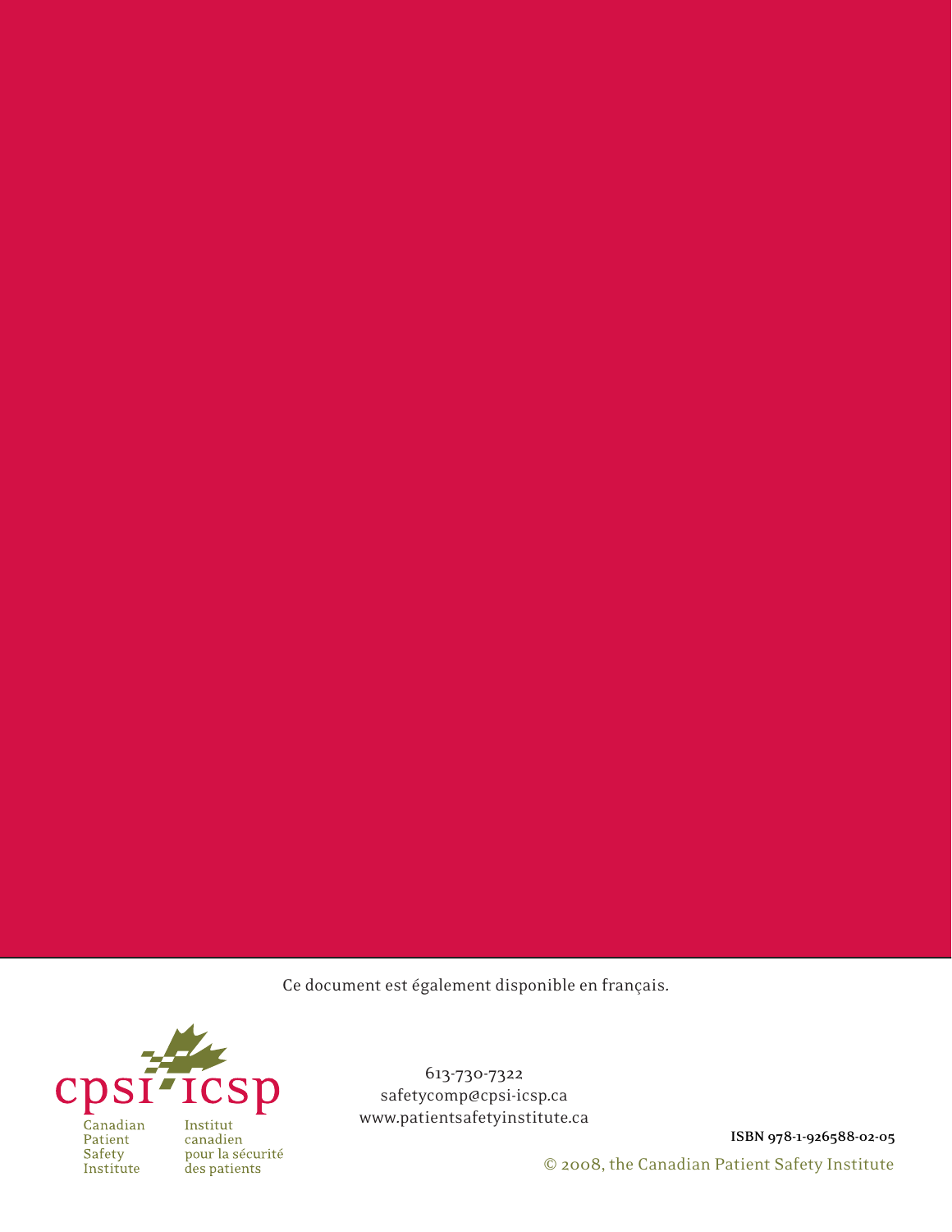Ce document est également disponible en français.

cpsi icsp

Canadian
Patient
Safety
Institute

Institut
canadien
pour la sécurité
des patients

613-730-7322
safetycomp@cpsi-icsp.ca
www.patientsafetyinstitute.ca

**ISBN 978-1-926588-02-05**

© 2008, the Canadian Patient Safety Institute